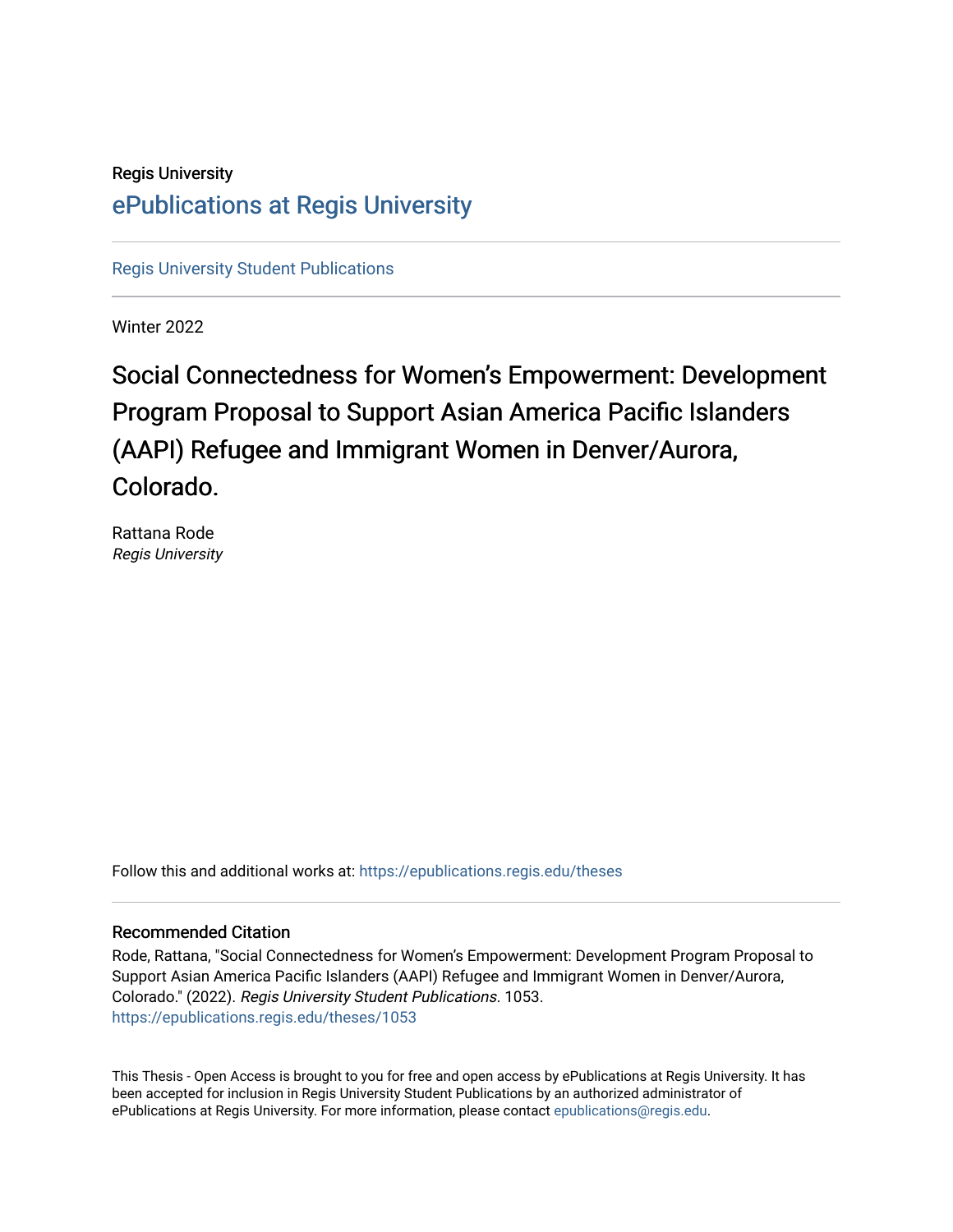Regis University

# ePublications at Regis University

Regis University Student Publications

Winter 2022

# Social Connectedness for Women's Empowerment: Development Program Proposal to Support Asian America Pacific Islanders (AAPI) Refugee and Immigrant Women in Denver/Aurora, Colorado.

Rattana Rode
*Regis University*

Follow this and additional works at: https://epublications.regis.edu/theses

## Recommended Citation

Rode, Rattana, "Social Connectedness for Women's Empowerment: Development Program Proposal to Support Asian America Pacific Islanders (AAPI) Refugee and Immigrant Women in Denver/Aurora, Colorado." (2022). *Regis University Student Publications*. 1053.
https://epublications.regis.edu/theses/1053

This Thesis - Open Access is brought to you for free and open access by ePublications at Regis University. It has been accepted for inclusion in Regis University Student Publications by an authorized administrator of ePublications at Regis University. For more information, please contact epublications@regis.edu.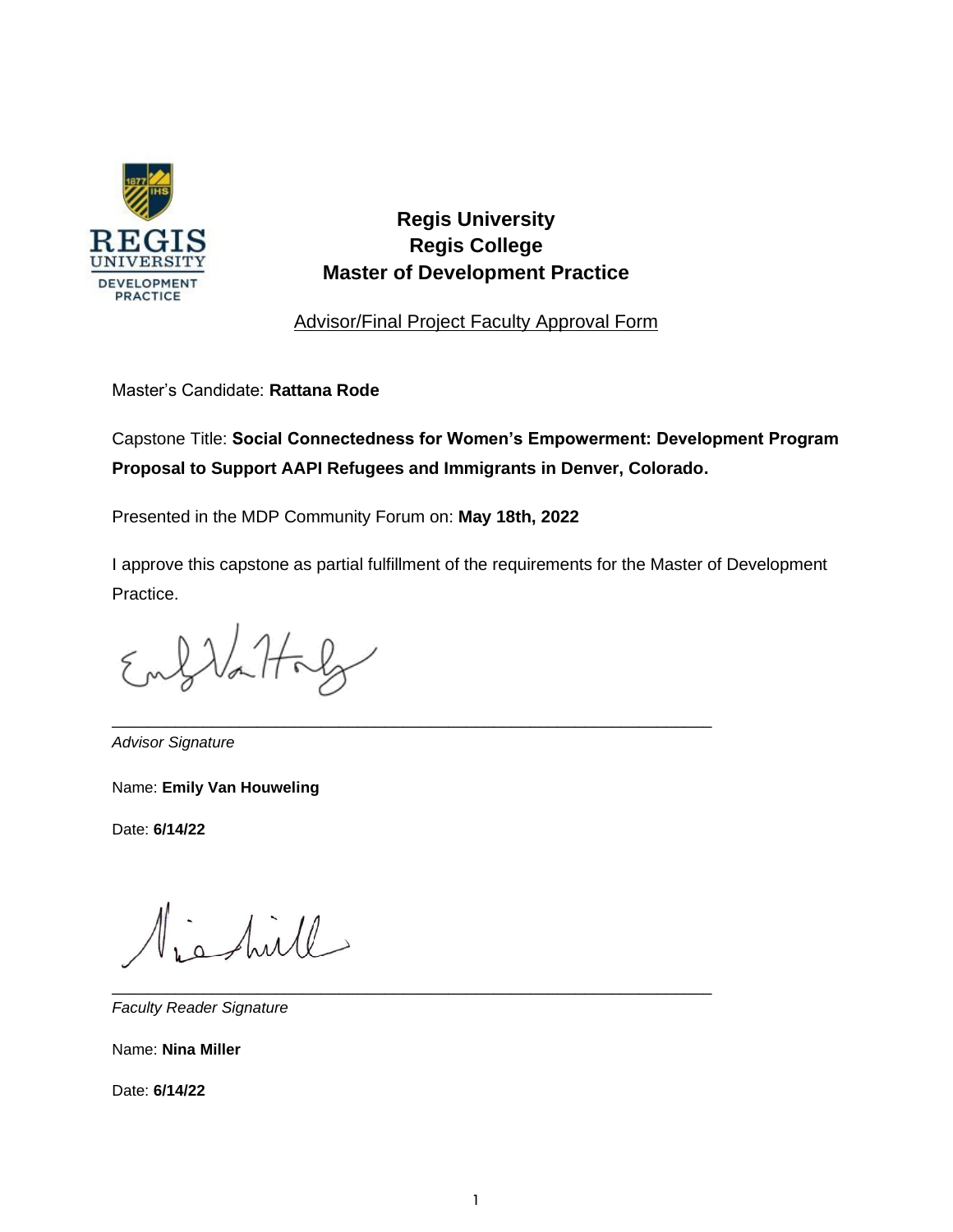**Regis University**
**Regis College**
**Master of Development Practice**

Advisor/Final Project Faculty Approval Form

Master's Candidate: **Rattana Rode**

Capstone Title: **Social Connectedness for Women's Empowerment: Development Program Proposal to Support AAPI Refugees and Immigrants in Denver, Colorado.**

Presented in the MDP Community Forum on: **May 18th, 2022**

I approve this capstone as partial fulfillment of the requirements for the Master of Development Practice.

\_\_\_\_\_\_\_\_\_\_\_\_\_\_\_\_\_\_\_\_\_\_\_\_\_\_\_\_\_\_\_\_\_\_\_\_\_\_\_\_\_\_\_\_\_\_\_\_\_\_\_\_\_\_\_\_

*Advisor Signature*

Name: **Emily Van Houweling**

Date: **6/14/22**

\_\_\_\_\_\_\_\_\_\_\_\_\_\_\_\_\_\_\_\_\_\_\_\_\_\_\_\_\_\_\_\_\_\_\_\_\_\_\_\_\_\_\_\_\_\_\_\_\_\_\_\_\_\_\_\_

*Faculty Reader Signature*

Name: **Nina Miller**

Date: **6/14/22**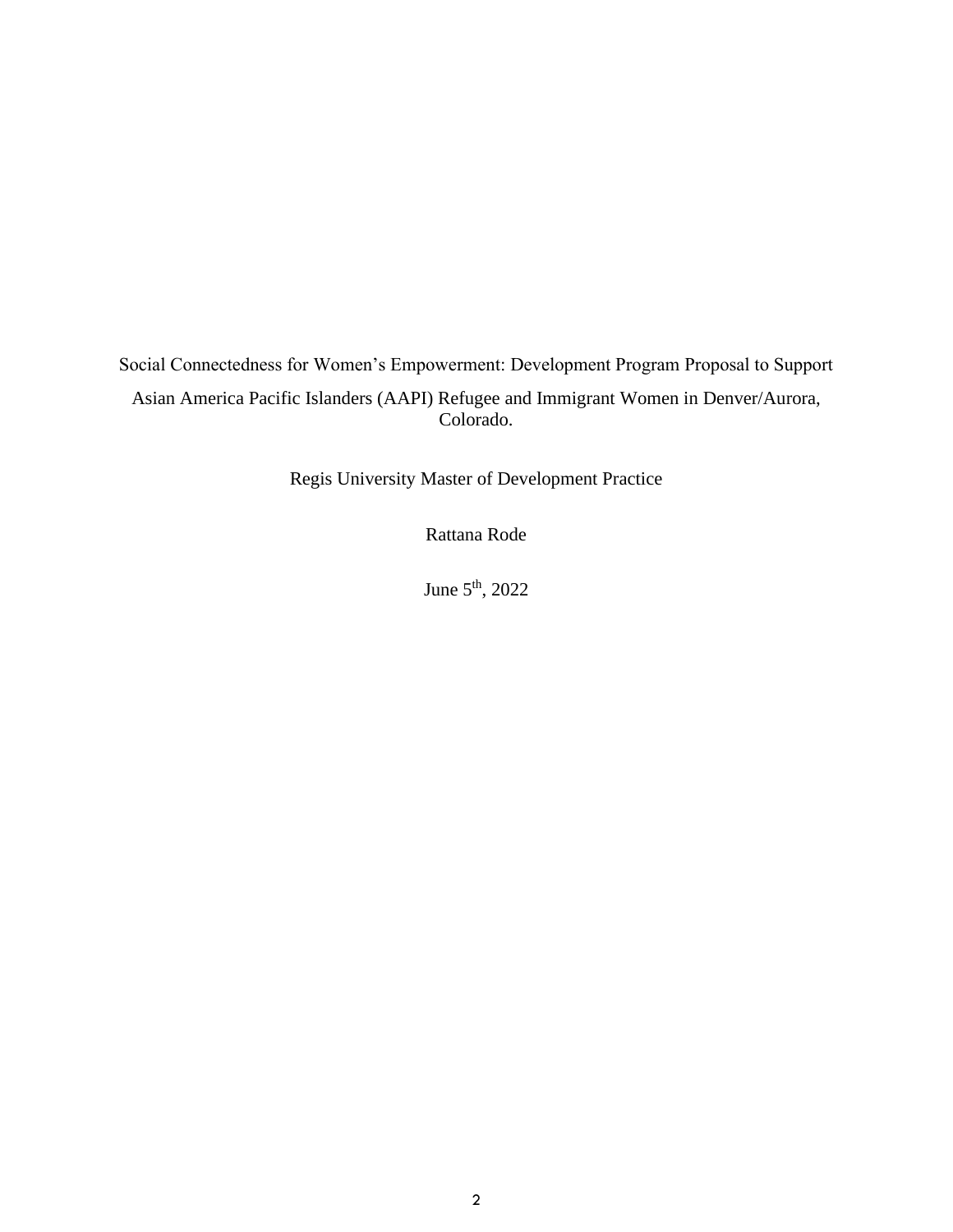Social Connectedness for Women's Empowerment: Development Program Proposal to Support Asian America Pacific Islanders (AAPI) Refugee and Immigrant Women in Denver/Aurora, Colorado.

Regis University Master of Development Practice

Rattana Rode

June 5th, 2022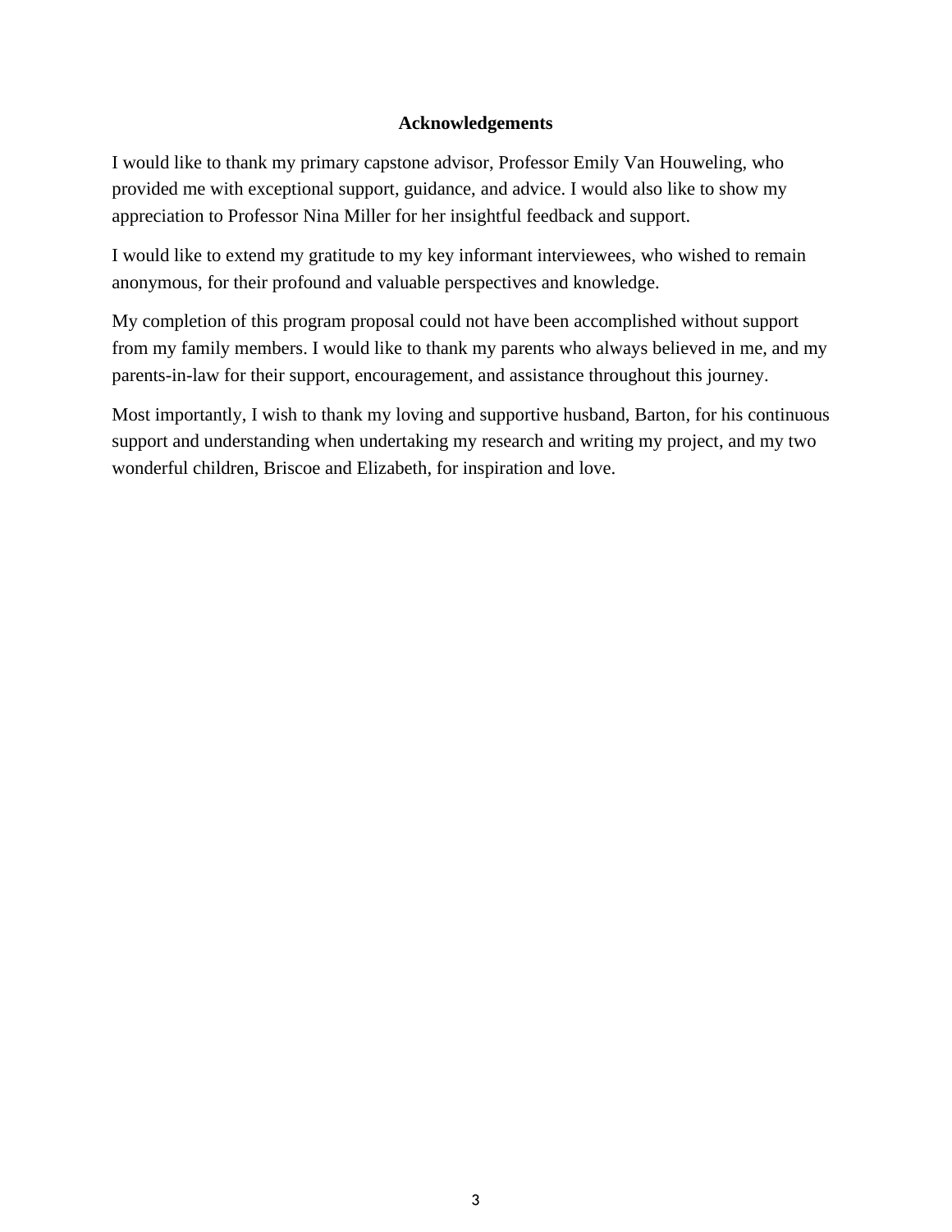## Acknowledgements

I would like to thank my primary capstone advisor, Professor Emily Van Houweling, who provided me with exceptional support, guidance, and advice. I would also like to show my appreciation to Professor Nina Miller for her insightful feedback and support.

I would like to extend my gratitude to my key informant interviewees, who wished to remain anonymous, for their profound and valuable perspectives and knowledge.

My completion of this program proposal could not have been accomplished without support from my family members. I would like to thank my parents who always believed in me, and my parents-in-law for their support, encouragement, and assistance throughout this journey.

Most importantly, I wish to thank my loving and supportive husband, Barton, for his continuous support and understanding when undertaking my research and writing my project, and my two wonderful children, Briscoe and Elizabeth, for inspiration and love.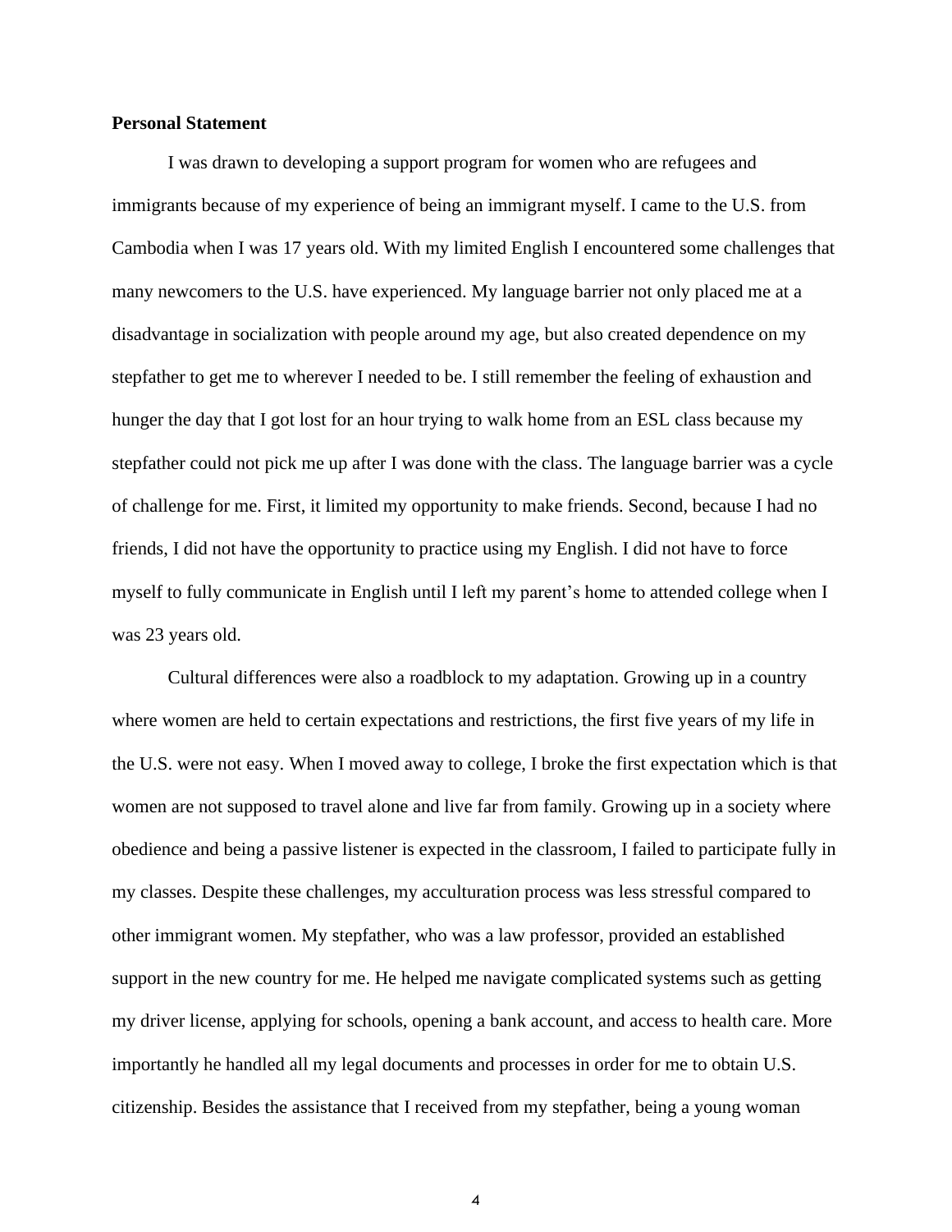**Personal Statement**

I was drawn to developing a support program for women who are refugees and immigrants because of my experience of being an immigrant myself. I came to the U.S. from Cambodia when I was 17 years old. With my limited English I encountered some challenges that many newcomers to the U.S. have experienced. My language barrier not only placed me at a disadvantage in socialization with people around my age, but also created dependence on my stepfather to get me to wherever I needed to be. I still remember the feeling of exhaustion and hunger the day that I got lost for an hour trying to walk home from an ESL class because my stepfather could not pick me up after I was done with the class. The language barrier was a cycle of challenge for me. First, it limited my opportunity to make friends. Second, because I had no friends, I did not have the opportunity to practice using my English. I did not have to force myself to fully communicate in English until I left my parent's home to attended college when I was 23 years old.

Cultural differences were also a roadblock to my adaptation. Growing up in a country where women are held to certain expectations and restrictions, the first five years of my life in the U.S. were not easy. When I moved away to college, I broke the first expectation which is that women are not supposed to travel alone and live far from family. Growing up in a society where obedience and being a passive listener is expected in the classroom, I failed to participate fully in my classes. Despite these challenges, my acculturation process was less stressful compared to other immigrant women. My stepfather, who was a law professor, provided an established support in the new country for me. He helped me navigate complicated systems such as getting my driver license, applying for schools, opening a bank account, and access to health care. More importantly he handled all my legal documents and processes in order for me to obtain U.S. citizenship. Besides the assistance that I received from my stepfather, being a young woman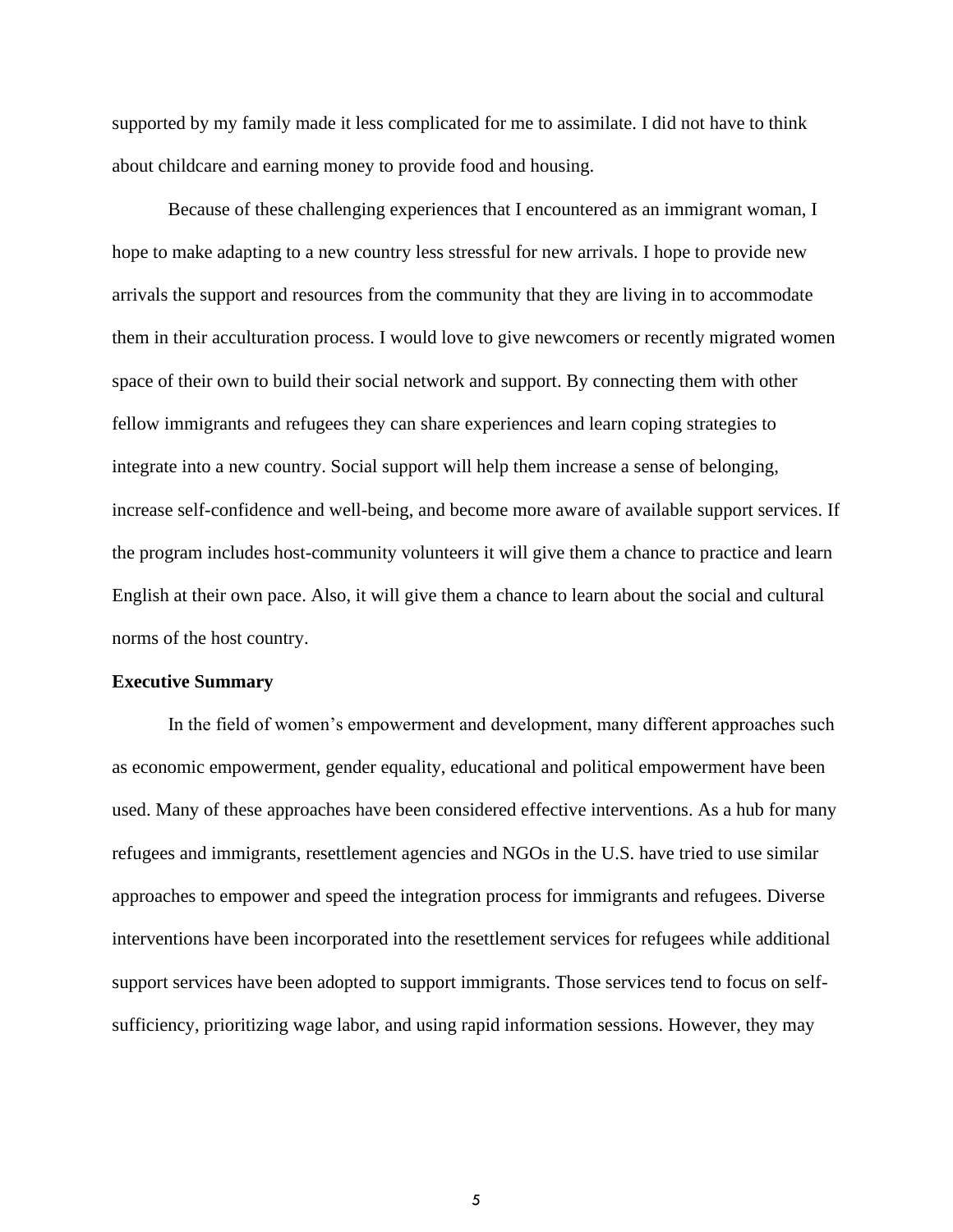supported by my family made it less complicated for me to assimilate. I did not have to think about childcare and earning money to provide food and housing.

Because of these challenging experiences that I encountered as an immigrant woman, I hope to make adapting to a new country less stressful for new arrivals. I hope to provide new arrivals the support and resources from the community that they are living in to accommodate them in their acculturation process. I would love to give newcomers or recently migrated women space of their own to build their social network and support. By connecting them with other fellow immigrants and refugees they can share experiences and learn coping strategies to integrate into a new country. Social support will help them increase a sense of belonging, increase self-confidence and well-being, and become more aware of available support services. If the program includes host-community volunteers it will give them a chance to practice and learn English at their own pace. Also, it will give them a chance to learn about the social and cultural norms of the host country.

**Executive Summary**

In the field of women's empowerment and development, many different approaches such as economic empowerment, gender equality, educational and political empowerment have been used. Many of these approaches have been considered effective interventions. As a hub for many refugees and immigrants, resettlement agencies and NGOs in the U.S. have tried to use similar approaches to empower and speed the integration process for immigrants and refugees. Diverse interventions have been incorporated into the resettlement services for refugees while additional support services have been adopted to support immigrants. Those services tend to focus on self-sufficiency, prioritizing wage labor, and using rapid information sessions. However, they may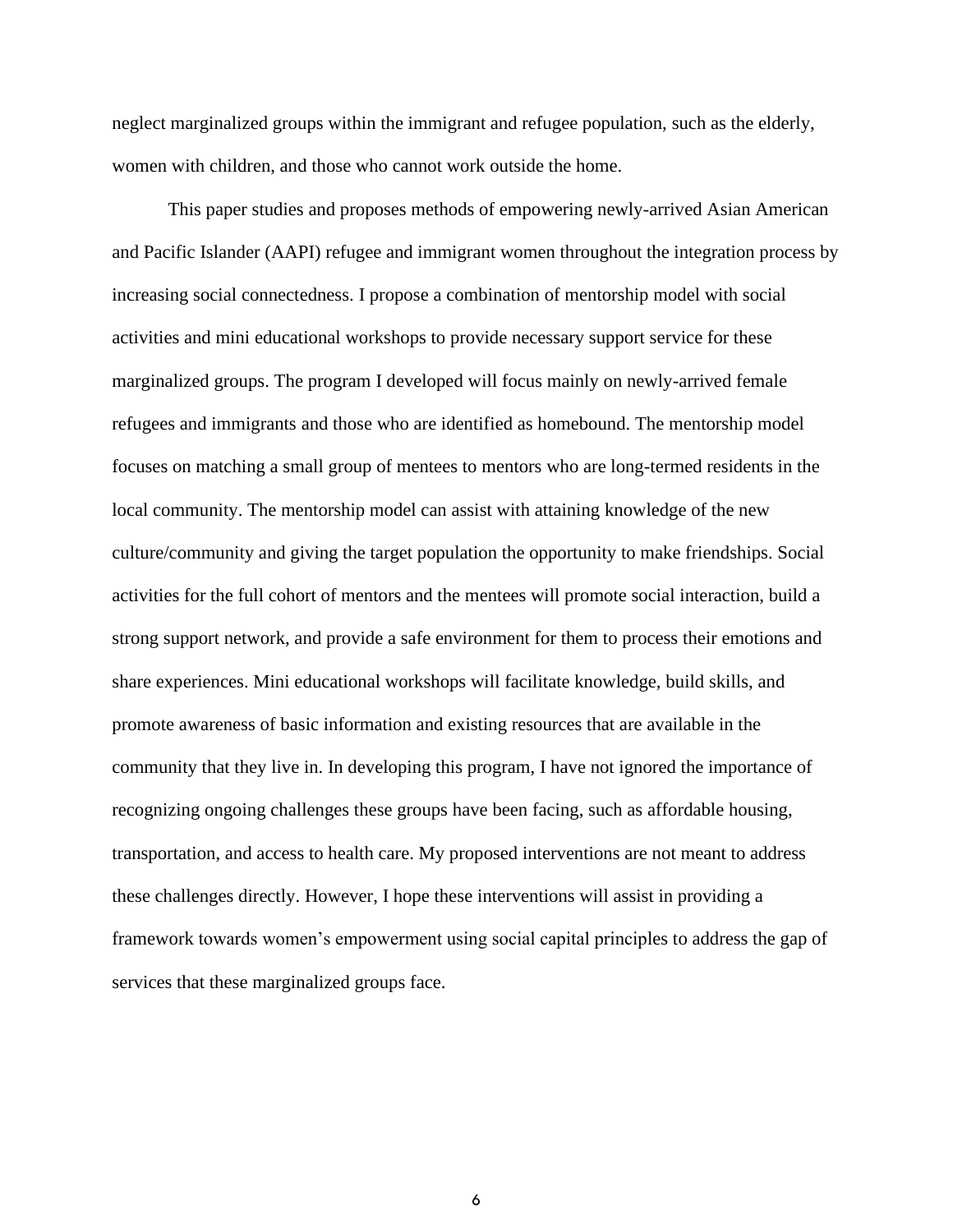neglect marginalized groups within the immigrant and refugee population, such as the elderly, women with children, and those who cannot work outside the home.

This paper studies and proposes methods of empowering newly-arrived Asian American and Pacific Islander (AAPI) refugee and immigrant women throughout the integration process by increasing social connectedness. I propose a combination of mentorship model with social activities and mini educational workshops to provide necessary support service for these marginalized groups. The program I developed will focus mainly on newly-arrived female refugees and immigrants and those who are identified as homebound. The mentorship model focuses on matching a small group of mentees to mentors who are long-termed residents in the local community. The mentorship model can assist with attaining knowledge of the new culture/community and giving the target population the opportunity to make friendships. Social activities for the full cohort of mentors and the mentees will promote social interaction, build a strong support network, and provide a safe environment for them to process their emotions and share experiences. Mini educational workshops will facilitate knowledge, build skills, and promote awareness of basic information and existing resources that are available in the community that they live in. In developing this program, I have not ignored the importance of recognizing ongoing challenges these groups have been facing, such as affordable housing, transportation, and access to health care. My proposed interventions are not meant to address these challenges directly. However, I hope these interventions will assist in providing a framework towards women's empowerment using social capital principles to address the gap of services that these marginalized groups face.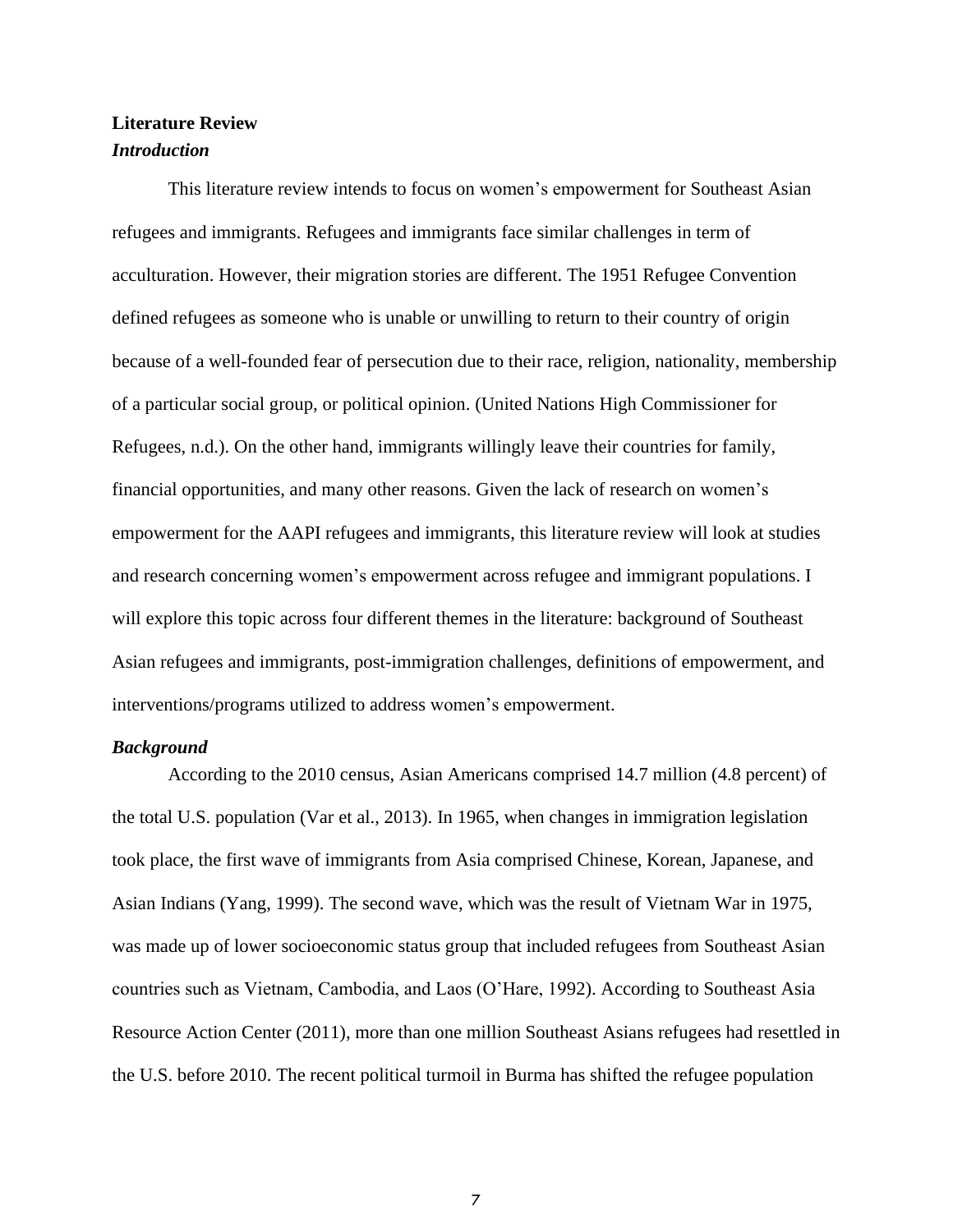## Literature Review

### *Introduction*

This literature review intends to focus on women's empowerment for Southeast Asian refugees and immigrants. Refugees and immigrants face similar challenges in term of acculturation. However, their migration stories are different. The 1951 Refugee Convention defined refugees as someone who is unable or unwilling to return to their country of origin because of a well-founded fear of persecution due to their race, religion, nationality, membership of a particular social group, or political opinion. (United Nations High Commissioner for Refugees, n.d.). On the other hand, immigrants willingly leave their countries for family, financial opportunities, and many other reasons. Given the lack of research on women's empowerment for the AAPI refugees and immigrants, this literature review will look at studies and research concerning women's empowerment across refugee and immigrant populations. I will explore this topic across four different themes in the literature: background of Southeast Asian refugees and immigrants, post-immigration challenges, definitions of empowerment, and interventions/programs utilized to address women's empowerment.

### *Background*

According to the 2010 census, Asian Americans comprised 14.7 million (4.8 percent) of the total U.S. population (Var et al., 2013). In 1965, when changes in immigration legislation took place, the first wave of immigrants from Asia comprised Chinese, Korean, Japanese, and Asian Indians (Yang, 1999). The second wave, which was the result of Vietnam War in 1975, was made up of lower socioeconomic status group that included refugees from Southeast Asian countries such as Vietnam, Cambodia, and Laos (O'Hare, 1992). According to Southeast Asia Resource Action Center (2011), more than one million Southeast Asians refugees had resettled in the U.S. before 2010. The recent political turmoil in Burma has shifted the refugee population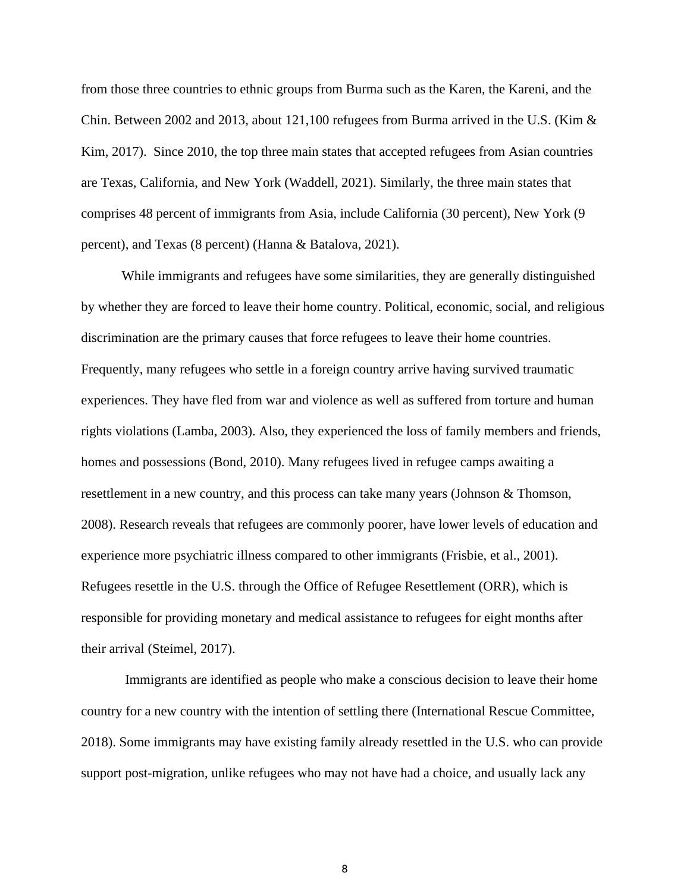from those three countries to ethnic groups from Burma such as the Karen, the Kareni, and the Chin. Between 2002 and 2013, about 121,100 refugees from Burma arrived in the U.S. (Kim & Kim, 2017). Since 2010, the top three main states that accepted refugees from Asian countries are Texas, California, and New York (Waddell, 2021). Similarly, the three main states that comprises 48 percent of immigrants from Asia, include California (30 percent), New York (9 percent), and Texas (8 percent) (Hanna & Batalova, 2021).

While immigrants and refugees have some similarities, they are generally distinguished by whether they are forced to leave their home country. Political, economic, social, and religious discrimination are the primary causes that force refugees to leave their home countries. Frequently, many refugees who settle in a foreign country arrive having survived traumatic experiences. They have fled from war and violence as well as suffered from torture and human rights violations (Lamba, 2003). Also, they experienced the loss of family members and friends, homes and possessions (Bond, 2010). Many refugees lived in refugee camps awaiting a resettlement in a new country, and this process can take many years (Johnson & Thomson, 2008). Research reveals that refugees are commonly poorer, have lower levels of education and experience more psychiatric illness compared to other immigrants (Frisbie, et al., 2001). Refugees resettle in the U.S. through the Office of Refugee Resettlement (ORR), which is responsible for providing monetary and medical assistance to refugees for eight months after their arrival (Steimel, 2017).

Immigrants are identified as people who make a conscious decision to leave their home country for a new country with the intention of settling there (International Rescue Committee, 2018). Some immigrants may have existing family already resettled in the U.S. who can provide support post-migration, unlike refugees who may not have had a choice, and usually lack any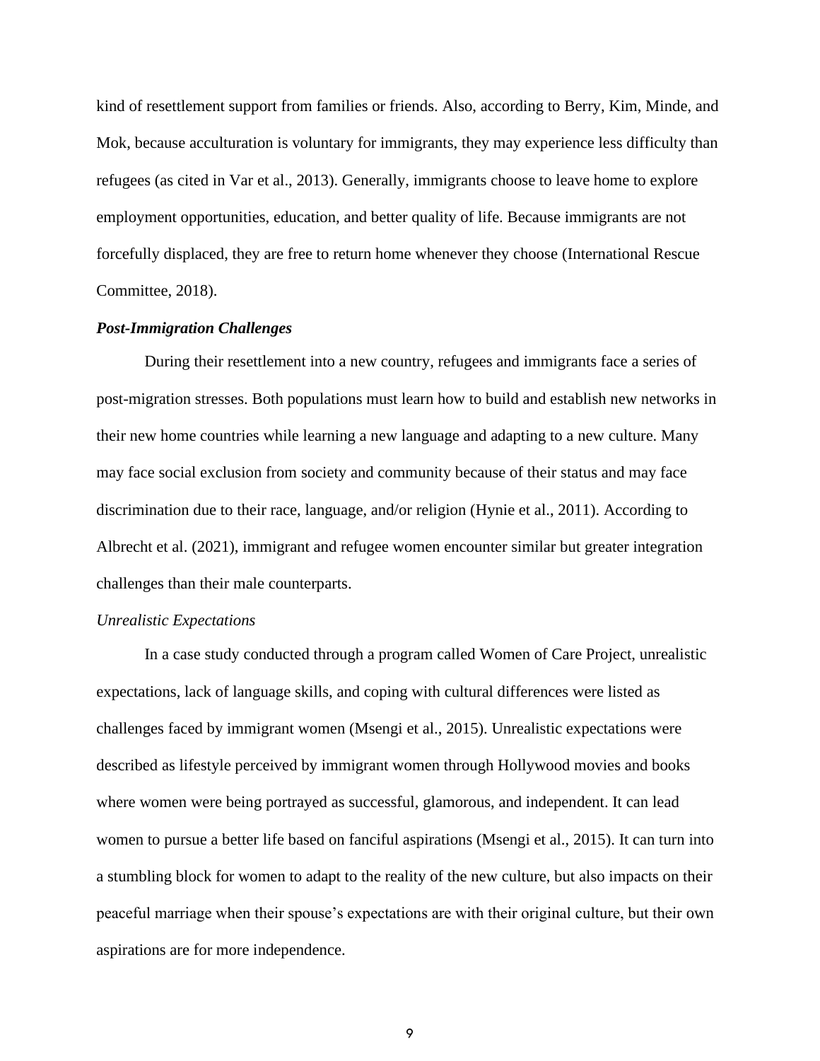kind of resettlement support from families or friends. Also, according to Berry, Kim, Minde, and Mok, because acculturation is voluntary for immigrants, they may experience less difficulty than refugees (as cited in Var et al., 2013). Generally, immigrants choose to leave home to explore employment opportunities, education, and better quality of life. Because immigrants are not forcefully displaced, they are free to return home whenever they choose (International Rescue Committee, 2018).

### ***Post-Immigration Challenges***

During their resettlement into a new country, refugees and immigrants face a series of post-migration stresses. Both populations must learn how to build and establish new networks in their new home countries while learning a new language and adapting to a new culture. Many may face social exclusion from society and community because of their status and may face discrimination due to their race, language, and/or religion (Hynie et al., 2011). According to Albrecht et al. (2021), immigrant and refugee women encounter similar but greater integration challenges than their male counterparts.

#### *Unrealistic Expectations*

In a case study conducted through a program called Women of Care Project, unrealistic expectations, lack of language skills, and coping with cultural differences were listed as challenges faced by immigrant women (Msengi et al., 2015). Unrealistic expectations were described as lifestyle perceived by immigrant women through Hollywood movies and books where women were being portrayed as successful, glamorous, and independent. It can lead women to pursue a better life based on fanciful aspirations (Msengi et al., 2015). It can turn into a stumbling block for women to adapt to the reality of the new culture, but also impacts on their peaceful marriage when their spouse's expectations are with their original culture, but their own aspirations are for more independence.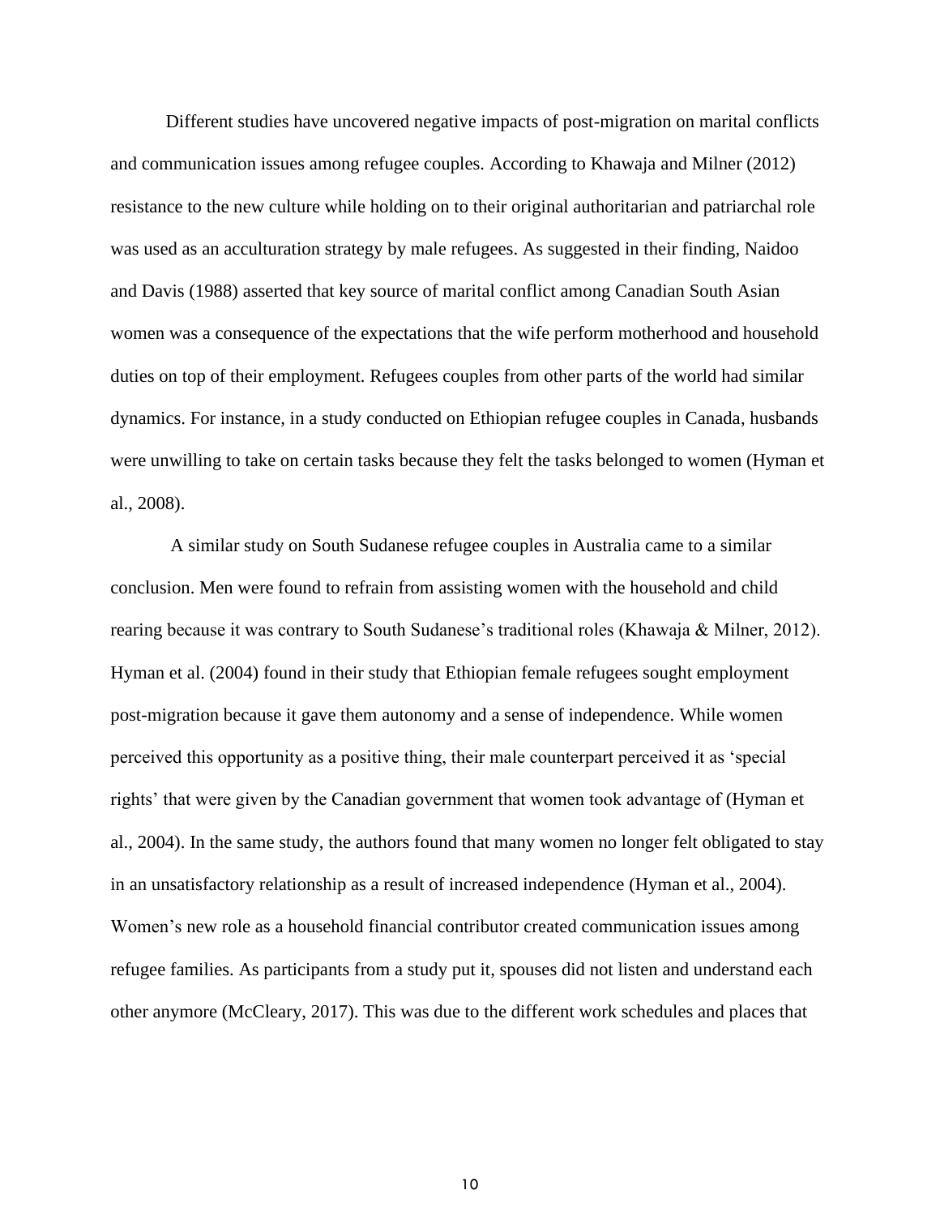Different studies have uncovered negative impacts of post-migration on marital conflicts and communication issues among refugee couples. According to Khawaja and Milner (2012) resistance to the new culture while holding on to their original authoritarian and patriarchal role was used as an acculturation strategy by male refugees. As suggested in their finding, Naidoo and Davis (1988) asserted that key source of marital conflict among Canadian South Asian women was a consequence of the expectations that the wife perform motherhood and household duties on top of their employment. Refugees couples from other parts of the world had similar dynamics. For instance, in a study conducted on Ethiopian refugee couples in Canada, husbands were unwilling to take on certain tasks because they felt the tasks belonged to women (Hyman et al., 2008).

A similar study on South Sudanese refugee couples in Australia came to a similar conclusion. Men were found to refrain from assisting women with the household and child rearing because it was contrary to South Sudanese's traditional roles (Khawaja & Milner, 2012). Hyman et al. (2004) found in their study that Ethiopian female refugees sought employment post-migration because it gave them autonomy and a sense of independence. While women perceived this opportunity as a positive thing, their male counterpart perceived it as 'special rights' that were given by the Canadian government that women took advantage of (Hyman et al., 2004). In the same study, the authors found that many women no longer felt obligated to stay in an unsatisfactory relationship as a result of increased independence (Hyman et al., 2004). Women's new role as a household financial contributor created communication issues among refugee families. As participants from a study put it, spouses did not listen and understand each other anymore (McCleary, 2017). This was due to the different work schedules and places that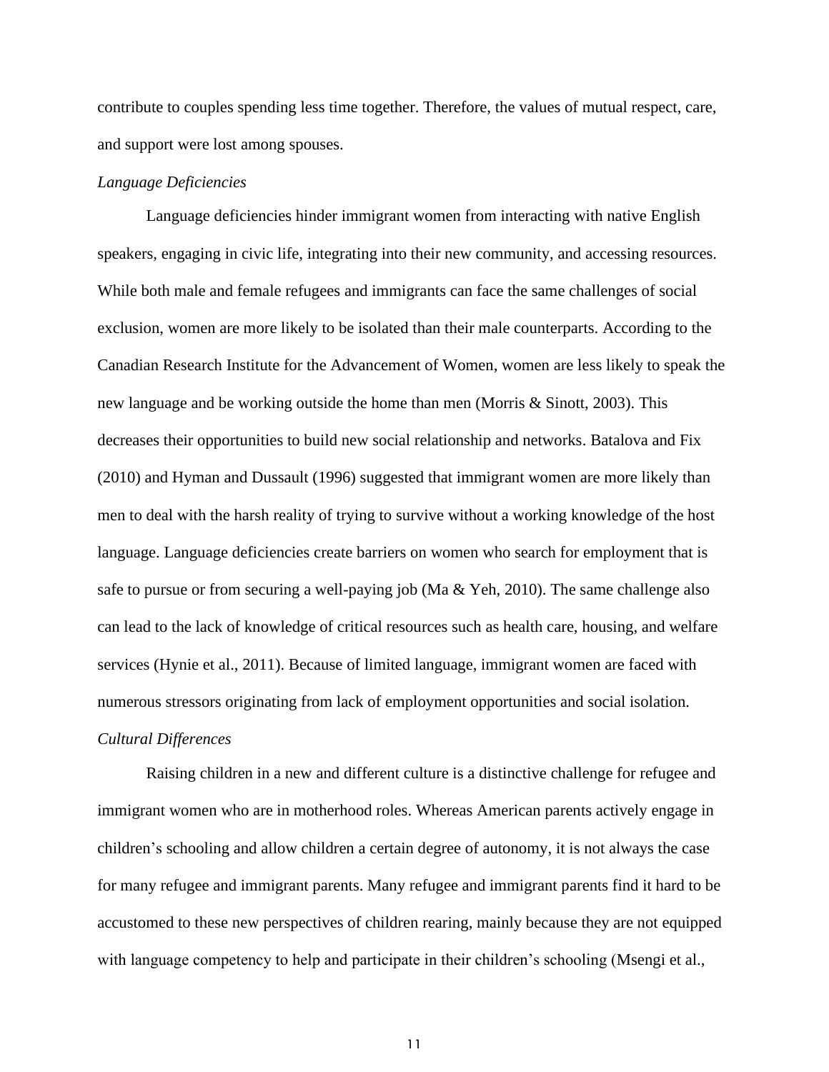contribute to couples spending less time together. Therefore, the values of mutual respect, care, and support were lost among spouses.

*Language Deficiencies*

Language deficiencies hinder immigrant women from interacting with native English speakers, engaging in civic life, integrating into their new community, and accessing resources. While both male and female refugees and immigrants can face the same challenges of social exclusion, women are more likely to be isolated than their male counterparts. According to the Canadian Research Institute for the Advancement of Women, women are less likely to speak the new language and be working outside the home than men (Morris & Sinott, 2003). This decreases their opportunities to build new social relationship and networks. Batalova and Fix (2010) and Hyman and Dussault (1996) suggested that immigrant women are more likely than men to deal with the harsh reality of trying to survive without a working knowledge of the host language. Language deficiencies create barriers on women who search for employment that is safe to pursue or from securing a well-paying job (Ma & Yeh, 2010). The same challenge also can lead to the lack of knowledge of critical resources such as health care, housing, and welfare services (Hynie et al., 2011). Because of limited language, immigrant women are faced with numerous stressors originating from lack of employment opportunities and social isolation.

*Cultural Differences*

Raising children in a new and different culture is a distinctive challenge for refugee and immigrant women who are in motherhood roles. Whereas American parents actively engage in children's schooling and allow children a certain degree of autonomy, it is not always the case for many refugee and immigrant parents. Many refugee and immigrant parents find it hard to be accustomed to these new perspectives of children rearing, mainly because they are not equipped with language competency to help and participate in their children's schooling (Msengi et al.,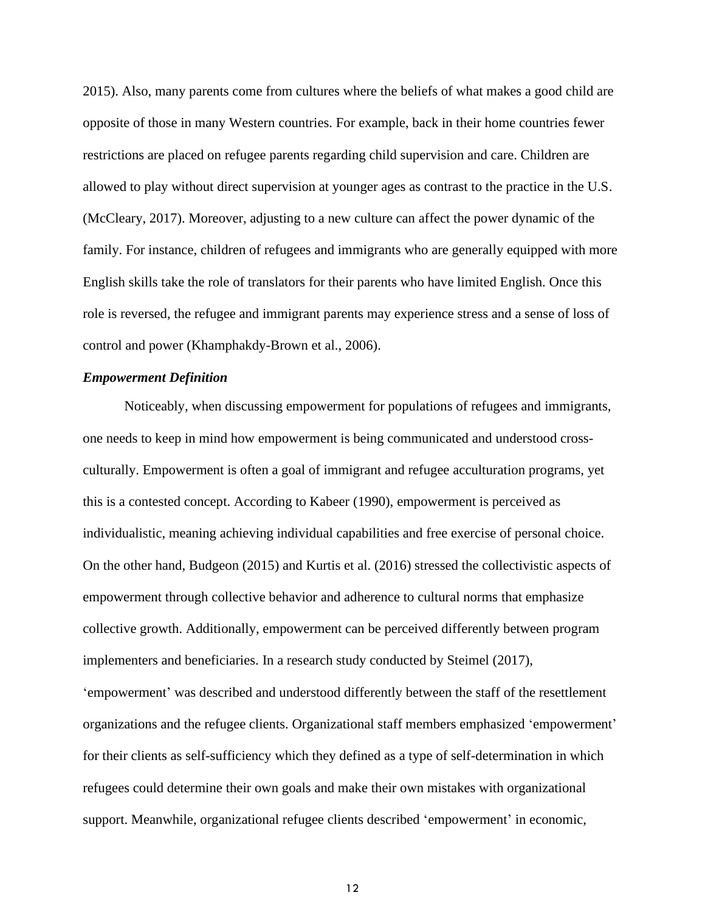2015). Also, many parents come from cultures where the beliefs of what makes a good child are opposite of those in many Western countries. For example, back in their home countries fewer restrictions are placed on refugee parents regarding child supervision and care. Children are allowed to play without direct supervision at younger ages as contrast to the practice in the U.S. (McCleary, 2017). Moreover, adjusting to a new culture can affect the power dynamic of the family. For instance, children of refugees and immigrants who are generally equipped with more English skills take the role of translators for their parents who have limited English. Once this role is reversed, the refugee and immigrant parents may experience stress and a sense of loss of control and power (Khamphakdy-Brown et al., 2006).

### *Empowerment Definition*

Noticeably, when discussing empowerment for populations of refugees and immigrants, one needs to keep in mind how empowerment is being communicated and understood cross-culturally. Empowerment is often a goal of immigrant and refugee acculturation programs, yet this is a contested concept. According to Kabeer (1990), empowerment is perceived as individualistic, meaning achieving individual capabilities and free exercise of personal choice. On the other hand, Budgeon (2015) and Kurtis et al. (2016) stressed the collectivistic aspects of empowerment through collective behavior and adherence to cultural norms that emphasize collective growth. Additionally, empowerment can be perceived differently between program implementers and beneficiaries. In a research study conducted by Steimel (2017), 'empowerment' was described and understood differently between the staff of the resettlement organizations and the refugee clients. Organizational staff members emphasized 'empowerment' for their clients as self-sufficiency which they defined as a type of self-determination in which refugees could determine their own goals and make their own mistakes with organizational support. Meanwhile, organizational refugee clients described 'empowerment' in economic,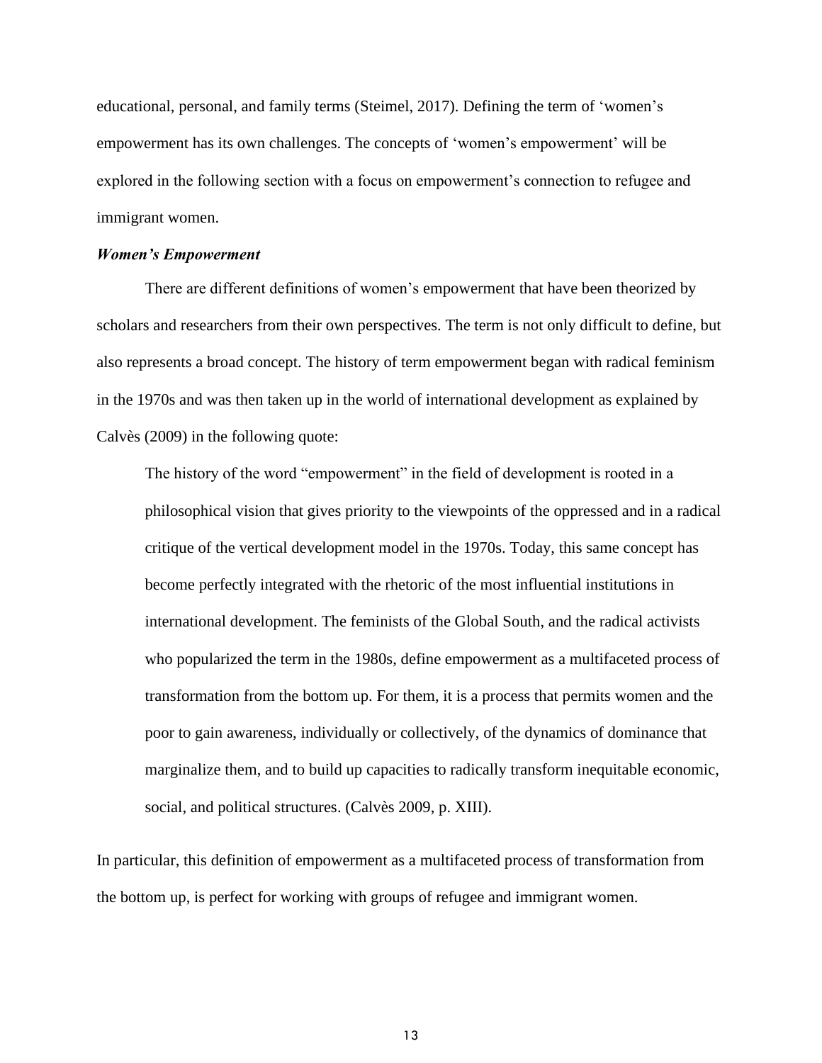educational, personal, and family terms (Steimel, 2017). Defining the term of 'women's empowerment has its own challenges. The concepts of 'women's empowerment' will be explored in the following section with a focus on empowerment's connection to refugee and immigrant women.

### *Women's Empowerment*

There are different definitions of women's empowerment that have been theorized by scholars and researchers from their own perspectives. The term is not only difficult to define, but also represents a broad concept. The history of term empowerment began with radical feminism in the 1970s and was then taken up in the world of international development as explained by Calvès (2009) in the following quote:

> The history of the word "empowerment" in the field of development is rooted in a philosophical vision that gives priority to the viewpoints of the oppressed and in a radical critique of the vertical development model in the 1970s. Today, this same concept has become perfectly integrated with the rhetoric of the most influential institutions in international development. The feminists of the Global South, and the radical activists who popularized the term in the 1980s, define empowerment as a multifaceted process of transformation from the bottom up. For them, it is a process that permits women and the poor to gain awareness, individually or collectively, of the dynamics of dominance that marginalize them, and to build up capacities to radically transform inequitable economic, social, and political structures. (Calvès 2009, p. XIII).

In particular, this definition of empowerment as a multifaceted process of transformation from the bottom up, is perfect for working with groups of refugee and immigrant women.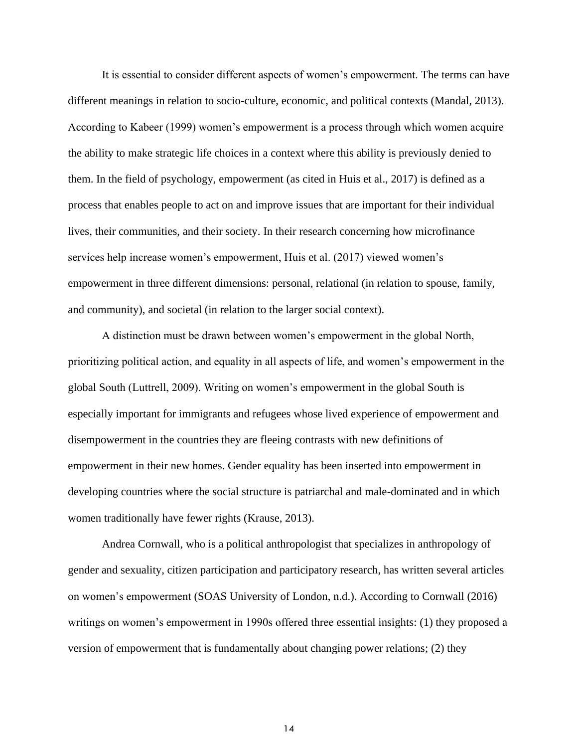It is essential to consider different aspects of women's empowerment. The terms can have different meanings in relation to socio-culture, economic, and political contexts (Mandal, 2013). According to Kabeer (1999) women's empowerment is a process through which women acquire the ability to make strategic life choices in a context where this ability is previously denied to them. In the field of psychology, empowerment (as cited in Huis et al., 2017) is defined as a process that enables people to act on and improve issues that are important for their individual lives, their communities, and their society. In their research concerning how microfinance services help increase women's empowerment, Huis et al. (2017) viewed women's empowerment in three different dimensions: personal, relational (in relation to spouse, family, and community), and societal (in relation to the larger social context).

A distinction must be drawn between women's empowerment in the global North, prioritizing political action, and equality in all aspects of life, and women's empowerment in the global South (Luttrell, 2009). Writing on women's empowerment in the global South is especially important for immigrants and refugees whose lived experience of empowerment and disempowerment in the countries they are fleeing contrasts with new definitions of empowerment in their new homes. Gender equality has been inserted into empowerment in developing countries where the social structure is patriarchal and male-dominated and in which women traditionally have fewer rights (Krause, 2013).

Andrea Cornwall, who is a political anthropologist that specializes in anthropology of gender and sexuality, citizen participation and participatory research, has written several articles on women's empowerment (SOAS University of London, n.d.). According to Cornwall (2016) writings on women's empowerment in 1990s offered three essential insights: (1) they proposed a version of empowerment that is fundamentally about changing power relations; (2) they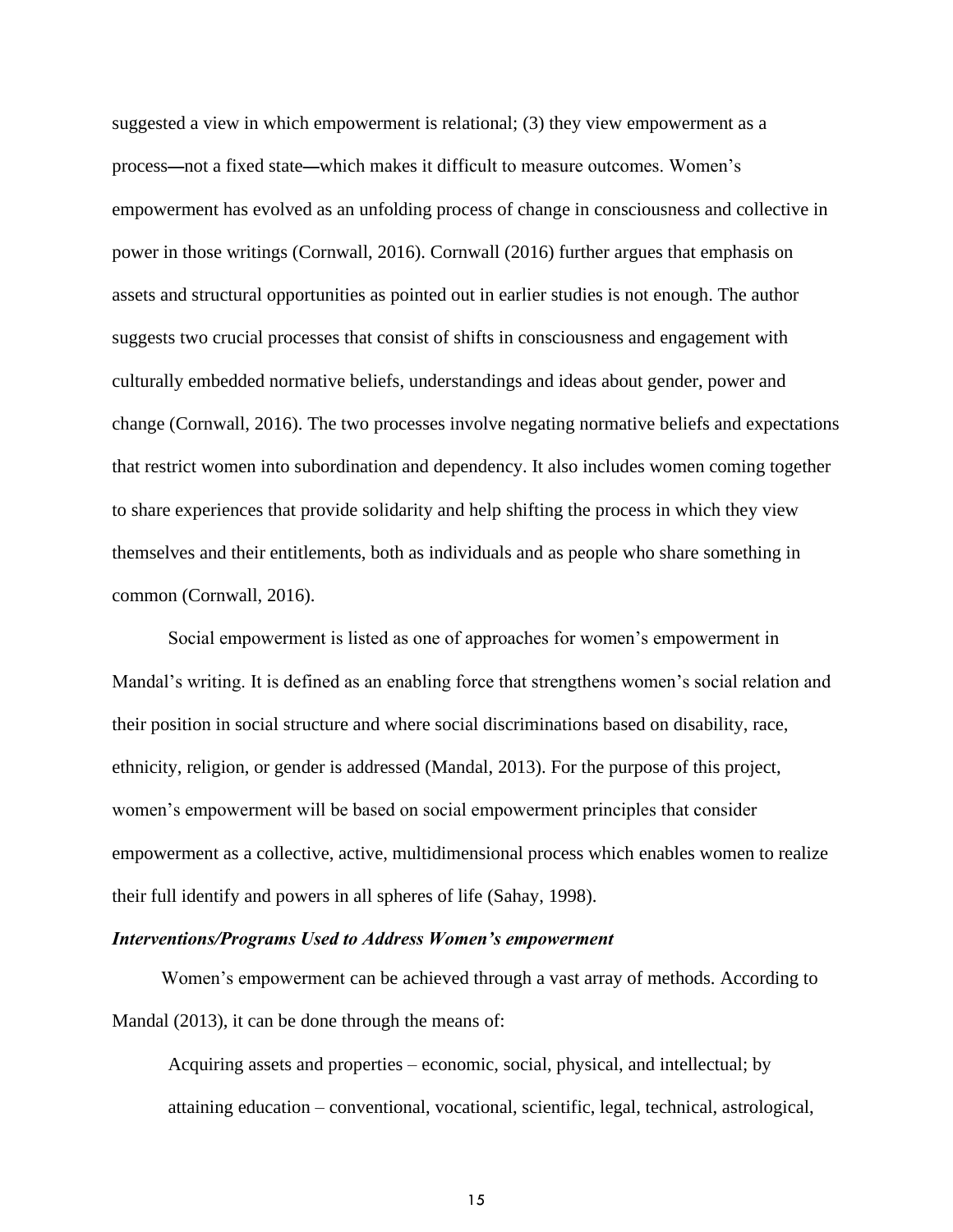suggested a view in which empowerment is relational; (3) they view empowerment as a process—not a fixed state—which makes it difficult to measure outcomes. Women's empowerment has evolved as an unfolding process of change in consciousness and collective in power in those writings (Cornwall, 2016). Cornwall (2016) further argues that emphasis on assets and structural opportunities as pointed out in earlier studies is not enough. The author suggests two crucial processes that consist of shifts in consciousness and engagement with culturally embedded normative beliefs, understandings and ideas about gender, power and change (Cornwall, 2016). The two processes involve negating normative beliefs and expectations that restrict women into subordination and dependency. It also includes women coming together to share experiences that provide solidarity and help shifting the process in which they view themselves and their entitlements, both as individuals and as people who share something in common (Cornwall, 2016).

Social empowerment is listed as one of approaches for women's empowerment in Mandal's writing. It is defined as an enabling force that strengthens women's social relation and their position in social structure and where social discriminations based on disability, race, ethnicity, religion, or gender is addressed (Mandal, 2013). For the purpose of this project, women's empowerment will be based on social empowerment principles that consider empowerment as a collective, active, multidimensional process which enables women to realize their full identify and powers in all spheres of life (Sahay, 1998).

### *Interventions/Programs Used to Address Women's empowerment*

Women's empowerment can be achieved through a vast array of methods. According to Mandal (2013), it can be done through the means of:

> Acquiring assets and properties – economic, social, physical, and intellectual; by attaining education – conventional, vocational, scientific, legal, technical, astrological,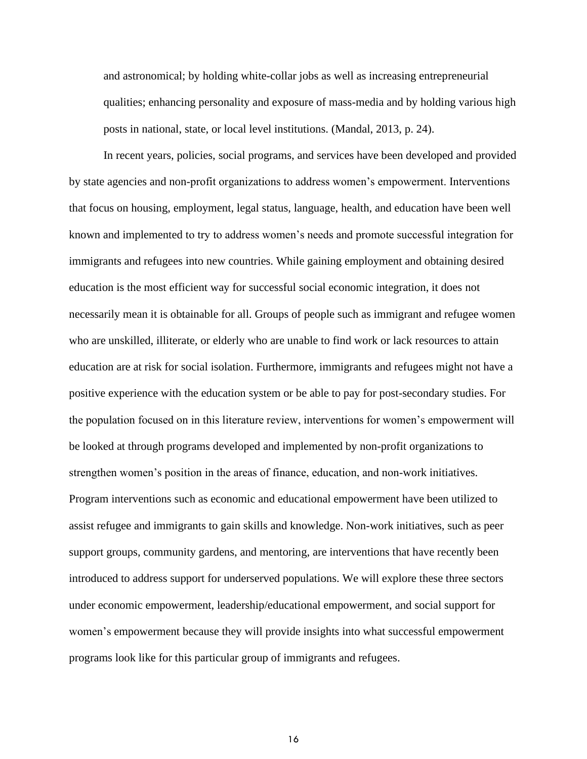> and astronomical; by holding white-collar jobs as well as increasing entrepreneurial qualities; enhancing personality and exposure of mass-media and by holding various high posts in national, state, or local level institutions. (Mandal, 2013, p. 24).

In recent years, policies, social programs, and services have been developed and provided by state agencies and non-profit organizations to address women's empowerment. Interventions that focus on housing, employment, legal status, language, health, and education have been well known and implemented to try to address women's needs and promote successful integration for immigrants and refugees into new countries. While gaining employment and obtaining desired education is the most efficient way for successful social economic integration, it does not necessarily mean it is obtainable for all. Groups of people such as immigrant and refugee women who are unskilled, illiterate, or elderly who are unable to find work or lack resources to attain education are at risk for social isolation. Furthermore, immigrants and refugees might not have a positive experience with the education system or be able to pay for post-secondary studies. For the population focused on in this literature review, interventions for women's empowerment will be looked at through programs developed and implemented by non-profit organizations to strengthen women's position in the areas of finance, education, and non-work initiatives. Program interventions such as economic and educational empowerment have been utilized to assist refugee and immigrants to gain skills and knowledge. Non-work initiatives, such as peer support groups, community gardens, and mentoring, are interventions that have recently been introduced to address support for underserved populations. We will explore these three sectors under economic empowerment, leadership/educational empowerment, and social support for women's empowerment because they will provide insights into what successful empowerment programs look like for this particular group of immigrants and refugees.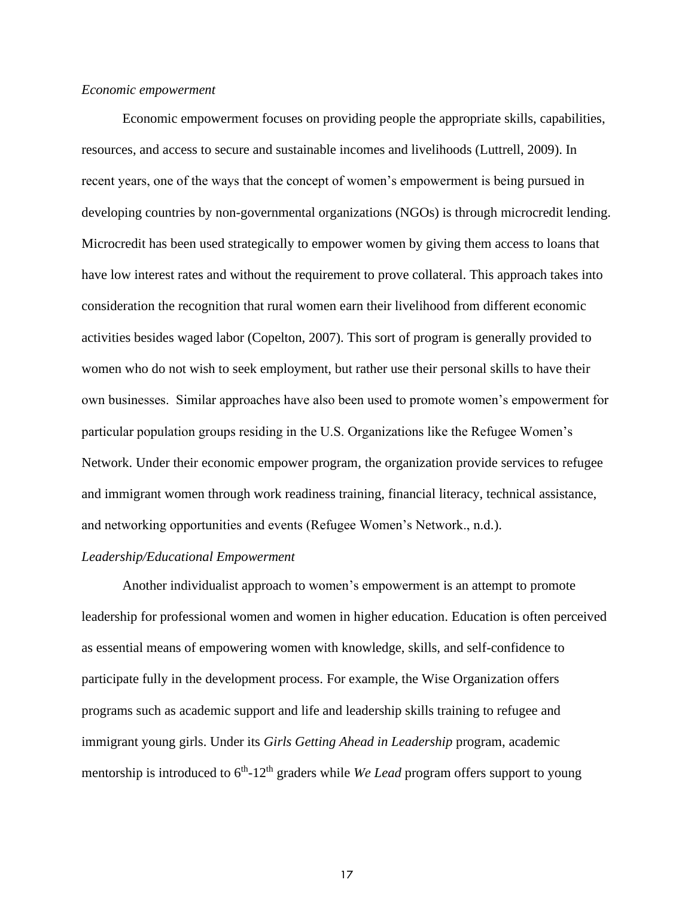*Economic empowerment*

Economic empowerment focuses on providing people the appropriate skills, capabilities, resources, and access to secure and sustainable incomes and livelihoods (Luttrell, 2009). In recent years, one of the ways that the concept of women's empowerment is being pursued in developing countries by non-governmental organizations (NGOs) is through microcredit lending. Microcredit has been used strategically to empower women by giving them access to loans that have low interest rates and without the requirement to prove collateral. This approach takes into consideration the recognition that rural women earn their livelihood from different economic activities besides waged labor (Copelton, 2007). This sort of program is generally provided to women who do not wish to seek employment, but rather use their personal skills to have their own businesses. Similar approaches have also been used to promote women's empowerment for particular population groups residing in the U.S. Organizations like the Refugee Women's Network. Under their economic empower program, the organization provide services to refugee and immigrant women through work readiness training, financial literacy, technical assistance, and networking opportunities and events (Refugee Women's Network., n.d.).

*Leadership/Educational Empowerment*

Another individualist approach to women's empowerment is an attempt to promote leadership for professional women and women in higher education. Education is often perceived as essential means of empowering women with knowledge, skills, and self-confidence to participate fully in the development process. For example, the Wise Organization offers programs such as academic support and life and leadership skills training to refugee and immigrant young girls. Under its *Girls Getting Ahead in Leadership* program, academic mentorship is introduced to 6th-12th graders while *We Lead* program offers support to young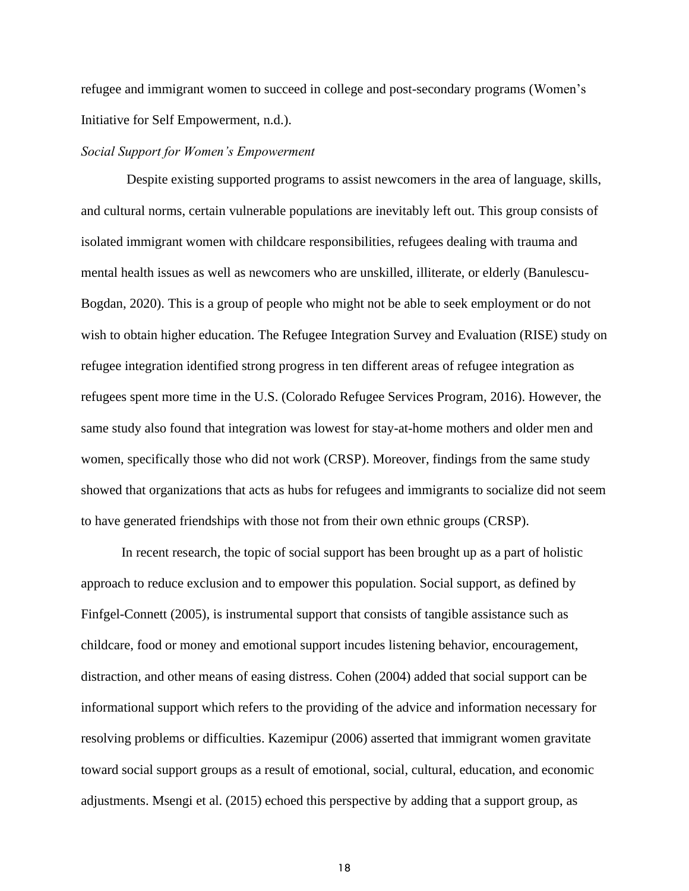refugee and immigrant women to succeed in college and post-secondary programs (Women's Initiative for Self Empowerment, n.d.).

### *Social Support for Women's Empowerment*

Despite existing supported programs to assist newcomers in the area of language, skills, and cultural norms, certain vulnerable populations are inevitably left out. This group consists of isolated immigrant women with childcare responsibilities, refugees dealing with trauma and mental health issues as well as newcomers who are unskilled, illiterate, or elderly (Banulescu-Bogdan, 2020). This is a group of people who might not be able to seek employment or do not wish to obtain higher education. The Refugee Integration Survey and Evaluation (RISE) study on refugee integration identified strong progress in ten different areas of refugee integration as refugees spent more time in the U.S. (Colorado Refugee Services Program, 2016). However, the same study also found that integration was lowest for stay-at-home mothers and older men and women, specifically those who did not work (CRSP). Moreover, findings from the same study showed that organizations that acts as hubs for refugees and immigrants to socialize did not seem to have generated friendships with those not from their own ethnic groups (CRSP).

In recent research, the topic of social support has been brought up as a part of holistic approach to reduce exclusion and to empower this population. Social support, as defined by Finfgel-Connett (2005), is instrumental support that consists of tangible assistance such as childcare, food or money and emotional support incudes listening behavior, encouragement, distraction, and other means of easing distress. Cohen (2004) added that social support can be informational support which refers to the providing of the advice and information necessary for resolving problems or difficulties. Kazemipur (2006) asserted that immigrant women gravitate toward social support groups as a result of emotional, social, cultural, education, and economic adjustments. Msengi et al. (2015) echoed this perspective by adding that a support group, as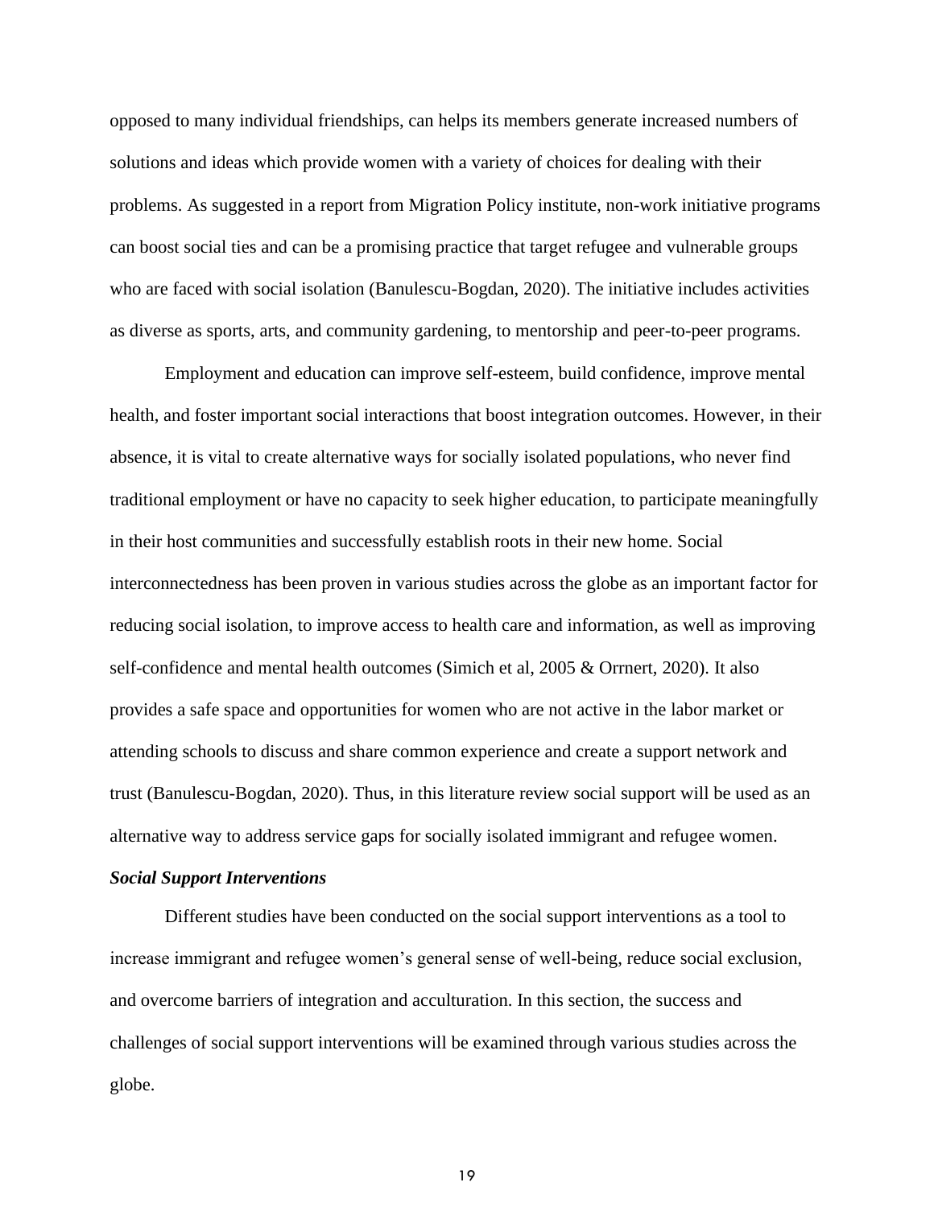opposed to many individual friendships, can helps its members generate increased numbers of solutions and ideas which provide women with a variety of choices for dealing with their problems. As suggested in a report from Migration Policy institute, non-work initiative programs can boost social ties and can be a promising practice that target refugee and vulnerable groups who are faced with social isolation (Banulescu-Bogdan, 2020). The initiative includes activities as diverse as sports, arts, and community gardening, to mentorship and peer-to-peer programs.

Employment and education can improve self-esteem, build confidence, improve mental health, and foster important social interactions that boost integration outcomes. However, in their absence, it is vital to create alternative ways for socially isolated populations, who never find traditional employment or have no capacity to seek higher education, to participate meaningfully in their host communities and successfully establish roots in their new home. Social interconnectedness has been proven in various studies across the globe as an important factor for reducing social isolation, to improve access to health care and information, as well as improving self-confidence and mental health outcomes (Simich et al, 2005 & Orrnert, 2020). It also provides a safe space and opportunities for women who are not active in the labor market or attending schools to discuss and share common experience and create a support network and trust (Banulescu-Bogdan, 2020). Thus, in this literature review social support will be used as an alternative way to address service gaps for socially isolated immigrant and refugee women.

***Social Support Interventions***

Different studies have been conducted on the social support interventions as a tool to increase immigrant and refugee women's general sense of well-being, reduce social exclusion, and overcome barriers of integration and acculturation. In this section, the success and challenges of social support interventions will be examined through various studies across the globe.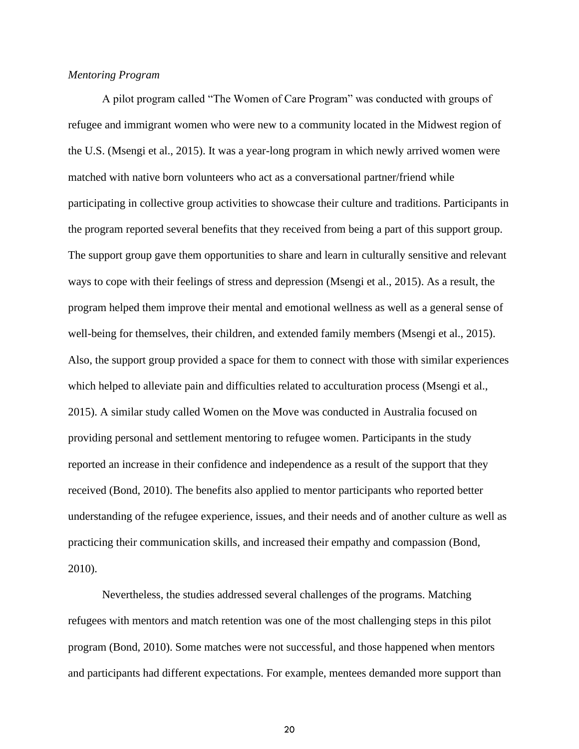*Mentoring Program*

A pilot program called "The Women of Care Program" was conducted with groups of refugee and immigrant women who were new to a community located in the Midwest region of the U.S. (Msengi et al., 2015). It was a year-long program in which newly arrived women were matched with native born volunteers who act as a conversational partner/friend while participating in collective group activities to showcase their culture and traditions. Participants in the program reported several benefits that they received from being a part of this support group. The support group gave them opportunities to share and learn in culturally sensitive and relevant ways to cope with their feelings of stress and depression (Msengi et al., 2015). As a result, the program helped them improve their mental and emotional wellness as well as a general sense of well-being for themselves, their children, and extended family members (Msengi et al., 2015). Also, the support group provided a space for them to connect with those with similar experiences which helped to alleviate pain and difficulties related to acculturation process (Msengi et al., 2015). A similar study called Women on the Move was conducted in Australia focused on providing personal and settlement mentoring to refugee women. Participants in the study reported an increase in their confidence and independence as a result of the support that they received (Bond, 2010). The benefits also applied to mentor participants who reported better understanding of the refugee experience, issues, and their needs and of another culture as well as practicing their communication skills, and increased their empathy and compassion (Bond, 2010).

Nevertheless, the studies addressed several challenges of the programs. Matching refugees with mentors and match retention was one of the most challenging steps in this pilot program (Bond, 2010). Some matches were not successful, and those happened when mentors and participants had different expectations. For example, mentees demanded more support than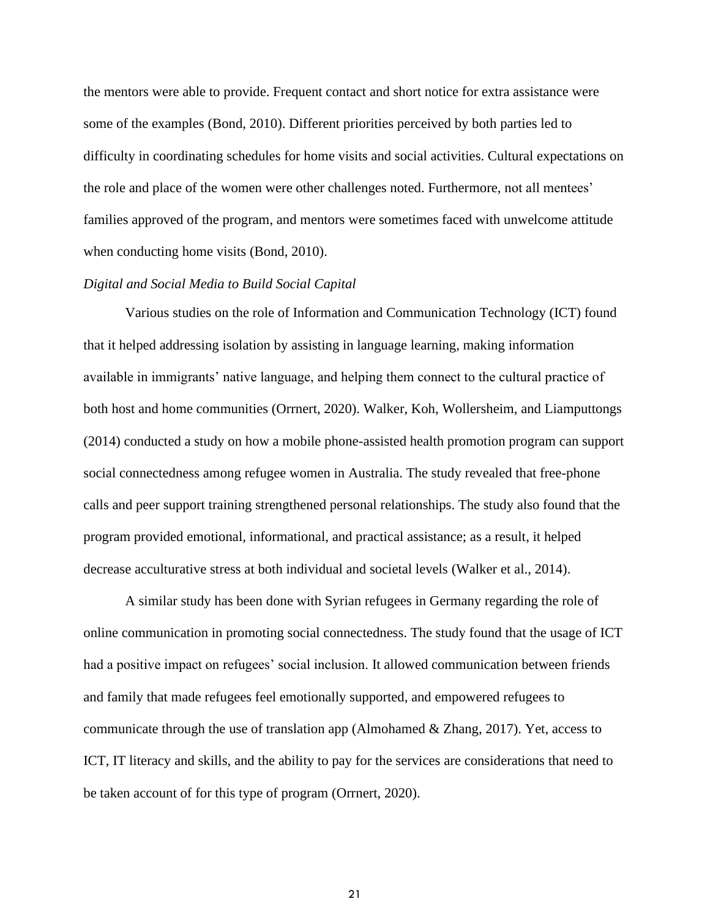the mentors were able to provide. Frequent contact and short notice for extra assistance were some of the examples (Bond, 2010). Different priorities perceived by both parties led to difficulty in coordinating schedules for home visits and social activities. Cultural expectations on the role and place of the women were other challenges noted. Furthermore, not all mentees' families approved of the program, and mentors were sometimes faced with unwelcome attitude when conducting home visits (Bond, 2010).

*Digital and Social Media to Build Social Capital*

Various studies on the role of Information and Communication Technology (ICT) found that it helped addressing isolation by assisting in language learning, making information available in immigrants' native language, and helping them connect to the cultural practice of both host and home communities (Orrnert, 2020). Walker, Koh, Wollersheim, and Liamputtongs (2014) conducted a study on how a mobile phone-assisted health promotion program can support social connectedness among refugee women in Australia. The study revealed that free-phone calls and peer support training strengthened personal relationships. The study also found that the program provided emotional, informational, and practical assistance; as a result, it helped decrease acculturative stress at both individual and societal levels (Walker et al., 2014).

A similar study has been done with Syrian refugees in Germany regarding the role of online communication in promoting social connectedness. The study found that the usage of ICT had a positive impact on refugees' social inclusion. It allowed communication between friends and family that made refugees feel emotionally supported, and empowered refugees to communicate through the use of translation app (Almohamed & Zhang, 2017). Yet, access to ICT, IT literacy and skills, and the ability to pay for the services are considerations that need to be taken account of for this type of program (Orrnert, 2020).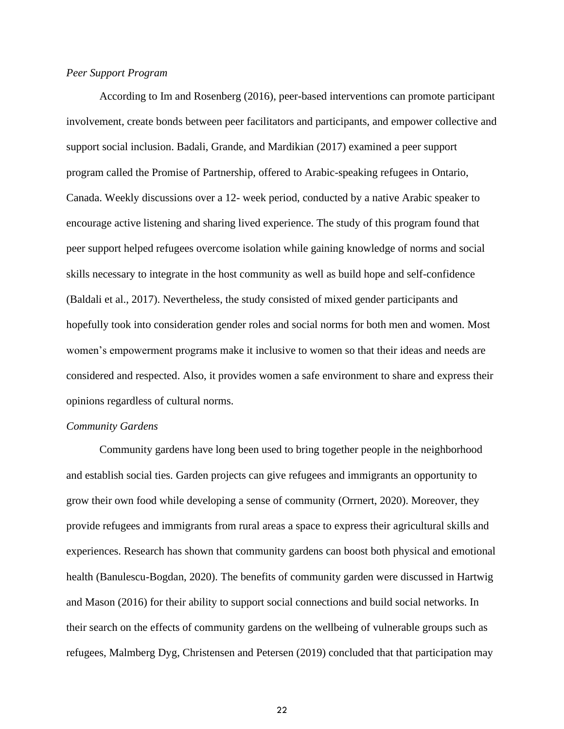*Peer Support Program*

According to Im and Rosenberg (2016), peer-based interventions can promote participant involvement, create bonds between peer facilitators and participants, and empower collective and support social inclusion. Badali, Grande, and Mardikian (2017) examined a peer support program called the Promise of Partnership, offered to Arabic-speaking refugees in Ontario, Canada. Weekly discussions over a 12- week period, conducted by a native Arabic speaker to encourage active listening and sharing lived experience. The study of this program found that peer support helped refugees overcome isolation while gaining knowledge of norms and social skills necessary to integrate in the host community as well as build hope and self-confidence (Baldali et al., 2017). Nevertheless, the study consisted of mixed gender participants and hopefully took into consideration gender roles and social norms for both men and women. Most women's empowerment programs make it inclusive to women so that their ideas and needs are considered and respected. Also, it provides women a safe environment to share and express their opinions regardless of cultural norms.

*Community Gardens*

Community gardens have long been used to bring together people in the neighborhood and establish social ties. Garden projects can give refugees and immigrants an opportunity to grow their own food while developing a sense of community (Orrnert, 2020). Moreover, they provide refugees and immigrants from rural areas a space to express their agricultural skills and experiences. Research has shown that community gardens can boost both physical and emotional health (Banulescu-Bogdan, 2020). The benefits of community garden were discussed in Hartwig and Mason (2016) for their ability to support social connections and build social networks. In their search on the effects of community gardens on the wellbeing of vulnerable groups such as refugees, Malmberg Dyg, Christensen and Petersen (2019) concluded that that participation may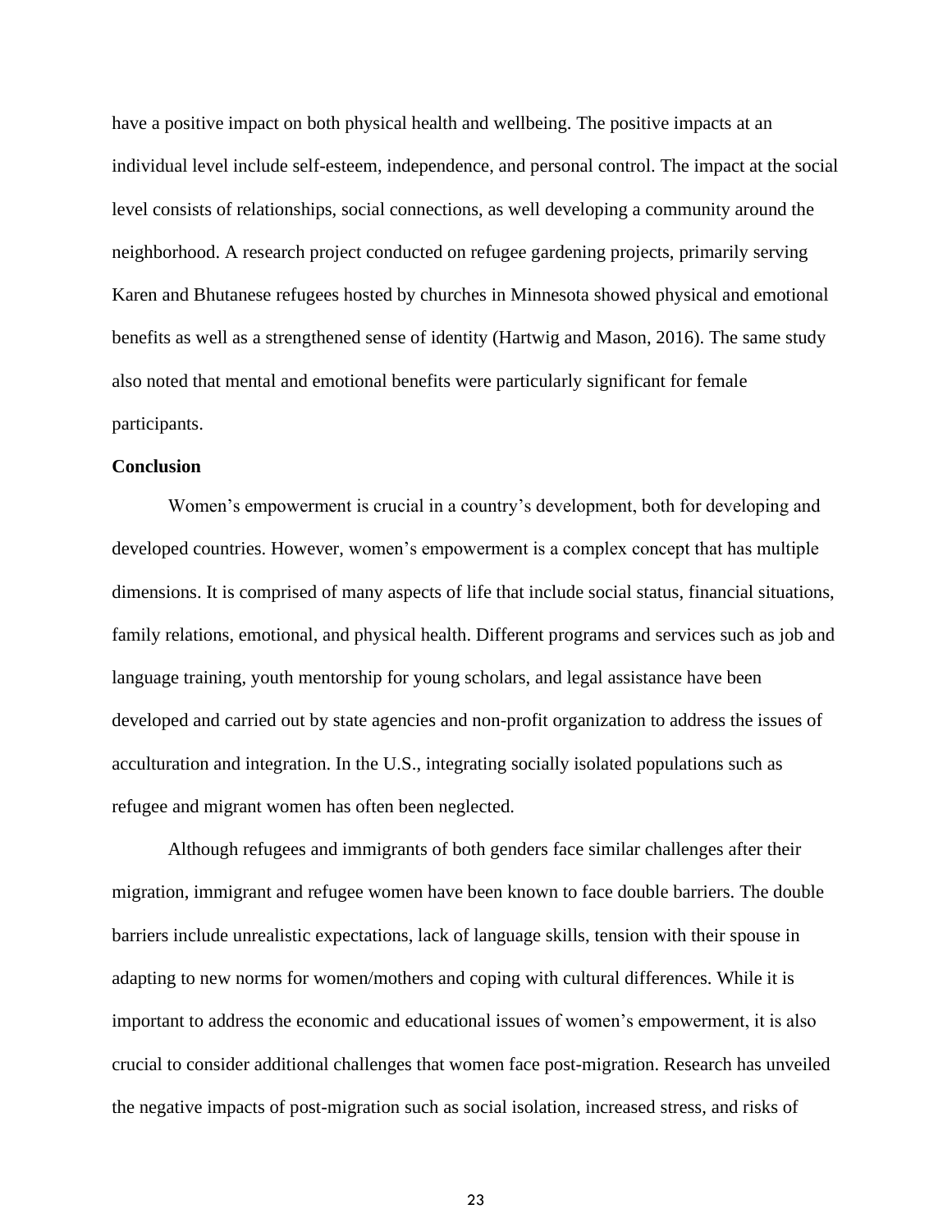have a positive impact on both physical health and wellbeing. The positive impacts at an individual level include self-esteem, independence, and personal control. The impact at the social level consists of relationships, social connections, as well developing a community around the neighborhood. A research project conducted on refugee gardening projects, primarily serving Karen and Bhutanese refugees hosted by churches in Minnesota showed physical and emotional benefits as well as a strengthened sense of identity (Hartwig and Mason, 2016). The same study also noted that mental and emotional benefits were particularly significant for female participants.

**Conclusion**

Women's empowerment is crucial in a country's development, both for developing and developed countries. However, women's empowerment is a complex concept that has multiple dimensions. It is comprised of many aspects of life that include social status, financial situations, family relations, emotional, and physical health. Different programs and services such as job and language training, youth mentorship for young scholars, and legal assistance have been developed and carried out by state agencies and non-profit organization to address the issues of acculturation and integration. In the U.S., integrating socially isolated populations such as refugee and migrant women has often been neglected.

Although refugees and immigrants of both genders face similar challenges after their migration, immigrant and refugee women have been known to face double barriers. The double barriers include unrealistic expectations, lack of language skills, tension with their spouse in adapting to new norms for women/mothers and coping with cultural differences. While it is important to address the economic and educational issues of women's empowerment, it is also crucial to consider additional challenges that women face post-migration. Research has unveiled the negative impacts of post-migration such as social isolation, increased stress, and risks of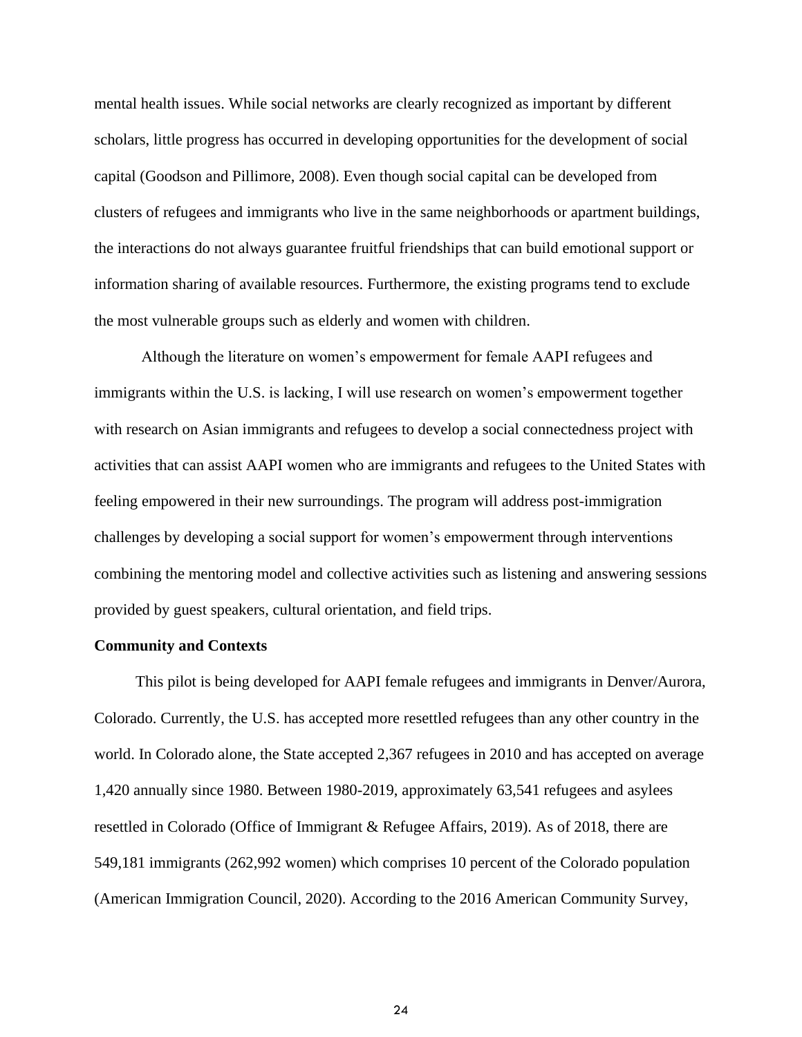mental health issues. While social networks are clearly recognized as important by different scholars, little progress has occurred in developing opportunities for the development of social capital (Goodson and Pillimore, 2008). Even though social capital can be developed from clusters of refugees and immigrants who live in the same neighborhoods or apartment buildings, the interactions do not always guarantee fruitful friendships that can build emotional support or information sharing of available resources. Furthermore, the existing programs tend to exclude the most vulnerable groups such as elderly and women with children.

Although the literature on women's empowerment for female AAPI refugees and immigrants within the U.S. is lacking, I will use research on women's empowerment together with research on Asian immigrants and refugees to develop a social connectedness project with activities that can assist AAPI women who are immigrants and refugees to the United States with feeling empowered in their new surroundings. The program will address post-immigration challenges by developing a social support for women's empowerment through interventions combining the mentoring model and collective activities such as listening and answering sessions provided by guest speakers, cultural orientation, and field trips.

**Community and Contexts**

This pilot is being developed for AAPI female refugees and immigrants in Denver/Aurora, Colorado. Currently, the U.S. has accepted more resettled refugees than any other country in the world. In Colorado alone, the State accepted 2,367 refugees in 2010 and has accepted on average 1,420 annually since 1980. Between 1980-2019, approximately 63,541 refugees and asylees resettled in Colorado (Office of Immigrant & Refugee Affairs, 2019). As of 2018, there are 549,181 immigrants (262,992 women) which comprises 10 percent of the Colorado population (American Immigration Council, 2020). According to the 2016 American Community Survey,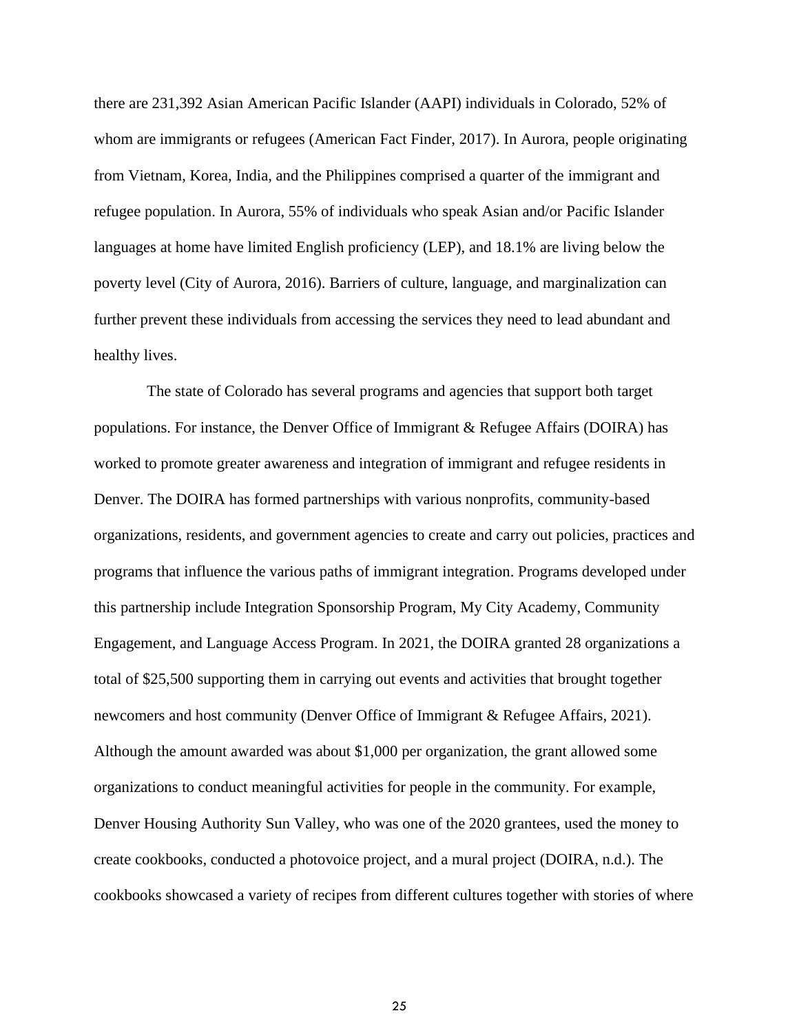there are 231,392 Asian American Pacific Islander (AAPI) individuals in Colorado, 52% of whom are immigrants or refugees (American Fact Finder, 2017). In Aurora, people originating from Vietnam, Korea, India, and the Philippines comprised a quarter of the immigrant and refugee population. In Aurora, 55% of individuals who speak Asian and/or Pacific Islander languages at home have limited English proficiency (LEP), and 18.1% are living below the poverty level (City of Aurora, 2016). Barriers of culture, language, and marginalization can further prevent these individuals from accessing the services they need to lead abundant and healthy lives.

The state of Colorado has several programs and agencies that support both target populations. For instance, the Denver Office of Immigrant & Refugee Affairs (DOIRA) has worked to promote greater awareness and integration of immigrant and refugee residents in Denver. The DOIRA has formed partnerships with various nonprofits, community-based organizations, residents, and government agencies to create and carry out policies, practices and programs that influence the various paths of immigrant integration. Programs developed under this partnership include Integration Sponsorship Program, My City Academy, Community Engagement, and Language Access Program. In 2021, the DOIRA granted 28 organizations a total of $25,500 supporting them in carrying out events and activities that brought together newcomers and host community (Denver Office of Immigrant & Refugee Affairs, 2021). Although the amount awarded was about $1,000 per organization, the grant allowed some organizations to conduct meaningful activities for people in the community. For example, Denver Housing Authority Sun Valley, who was one of the 2020 grantees, used the money to create cookbooks, conducted a photovoice project, and a mural project (DOIRA, n.d.). The cookbooks showcased a variety of recipes from different cultures together with stories of where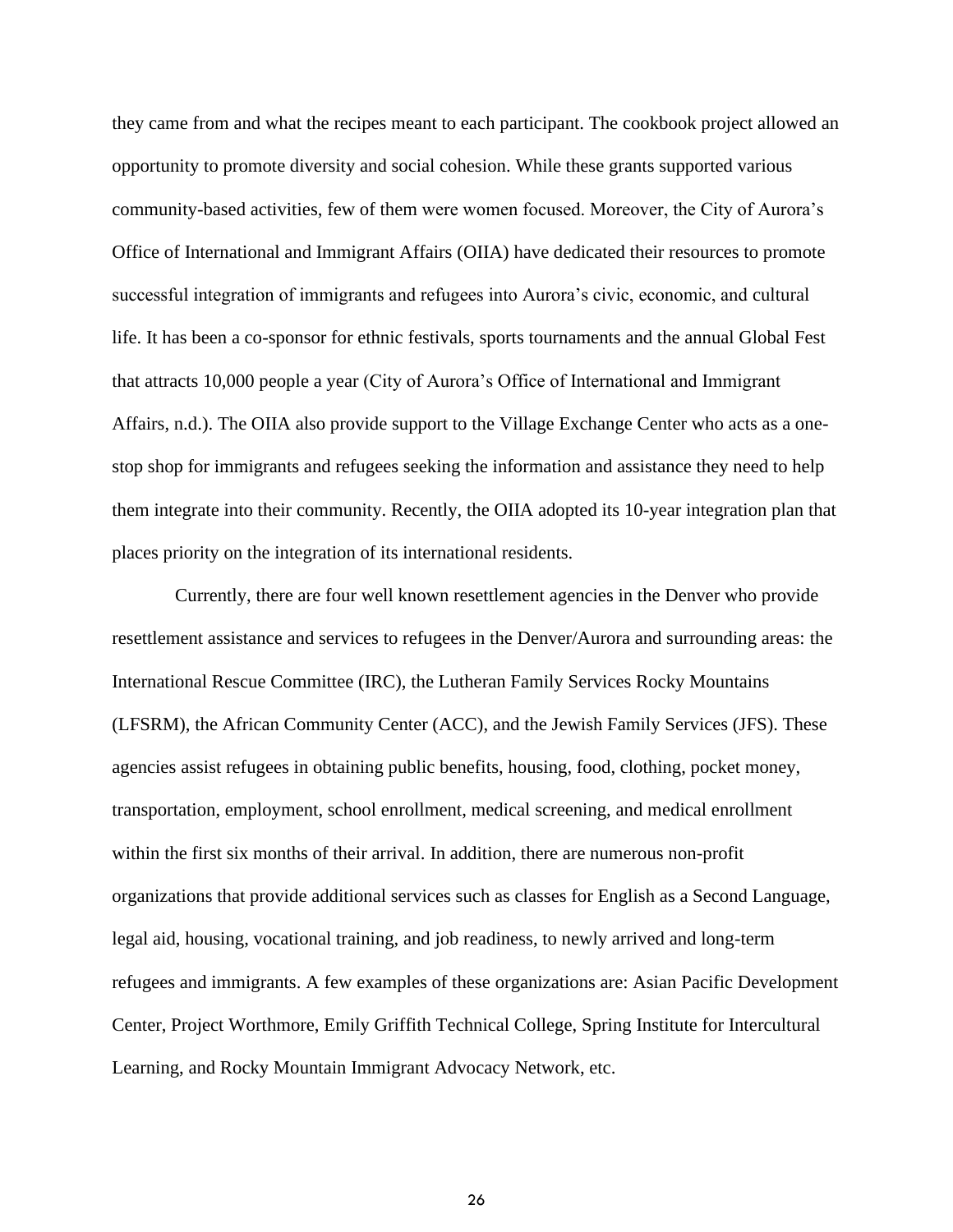they came from and what the recipes meant to each participant. The cookbook project allowed an opportunity to promote diversity and social cohesion. While these grants supported various community-based activities, few of them were women focused. Moreover, the City of Aurora's Office of International and Immigrant Affairs (OIIA) have dedicated their resources to promote successful integration of immigrants and refugees into Aurora's civic, economic, and cultural life. It has been a co-sponsor for ethnic festivals, sports tournaments and the annual Global Fest that attracts 10,000 people a year (City of Aurora's Office of International and Immigrant Affairs, n.d.). The OIIA also provide support to the Village Exchange Center who acts as a one-stop shop for immigrants and refugees seeking the information and assistance they need to help them integrate into their community. Recently, the OIIA adopted its 10-year integration plan that places priority on the integration of its international residents.

Currently, there are four well known resettlement agencies in the Denver who provide resettlement assistance and services to refugees in the Denver/Aurora and surrounding areas: the International Rescue Committee (IRC), the Lutheran Family Services Rocky Mountains (LFSRM), the African Community Center (ACC), and the Jewish Family Services (JFS). These agencies assist refugees in obtaining public benefits, housing, food, clothing, pocket money, transportation, employment, school enrollment, medical screening, and medical enrollment within the first six months of their arrival. In addition, there are numerous non-profit organizations that provide additional services such as classes for English as a Second Language, legal aid, housing, vocational training, and job readiness, to newly arrived and long-term refugees and immigrants. A few examples of these organizations are: Asian Pacific Development Center, Project Worthmore, Emily Griffith Technical College, Spring Institute for Intercultural Learning, and Rocky Mountain Immigrant Advocacy Network, etc.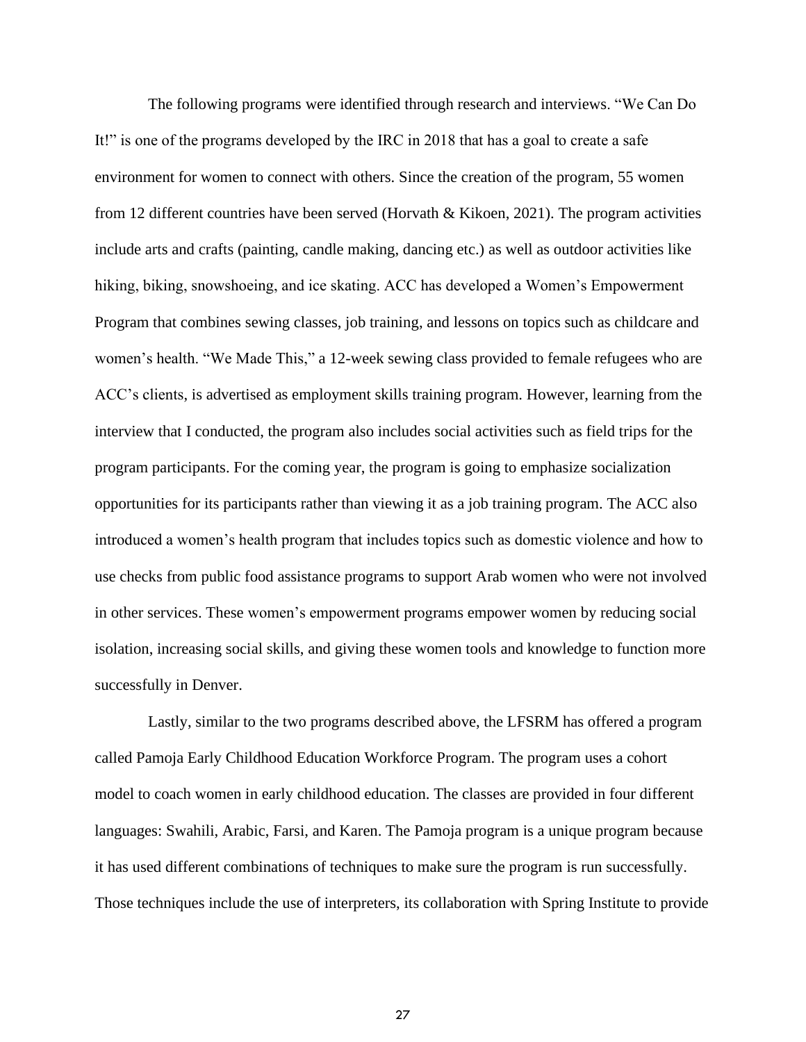The following programs were identified through research and interviews. “We Can Do It!” is one of the programs developed by the IRC in 2018 that has a goal to create a safe environment for women to connect with others. Since the creation of the program, 55 women from 12 different countries have been served (Horvath & Kikoen, 2021). The program activities include arts and crafts (painting, candle making, dancing etc.) as well as outdoor activities like hiking, biking, snowshoeing, and ice skating. ACC has developed a Women’s Empowerment Program that combines sewing classes, job training, and lessons on topics such as childcare and women’s health. “We Made This,” a 12-week sewing class provided to female refugees who are ACC’s clients, is advertised as employment skills training program. However, learning from the interview that I conducted, the program also includes social activities such as field trips for the program participants. For the coming year, the program is going to emphasize socialization opportunities for its participants rather than viewing it as a job training program. The ACC also introduced a women’s health program that includes topics such as domestic violence and how to use checks from public food assistance programs to support Arab women who were not involved in other services. These women’s empowerment programs empower women by reducing social isolation, increasing social skills, and giving these women tools and knowledge to function more successfully in Denver.

Lastly, similar to the two programs described above, the LFSRM has offered a program called Pamoja Early Childhood Education Workforce Program. The program uses a cohort model to coach women in early childhood education. The classes are provided in four different languages: Swahili, Arabic, Farsi, and Karen. The Pamoja program is a unique program because it has used different combinations of techniques to make sure the program is run successfully. Those techniques include the use of interpreters, its collaboration with Spring Institute to provide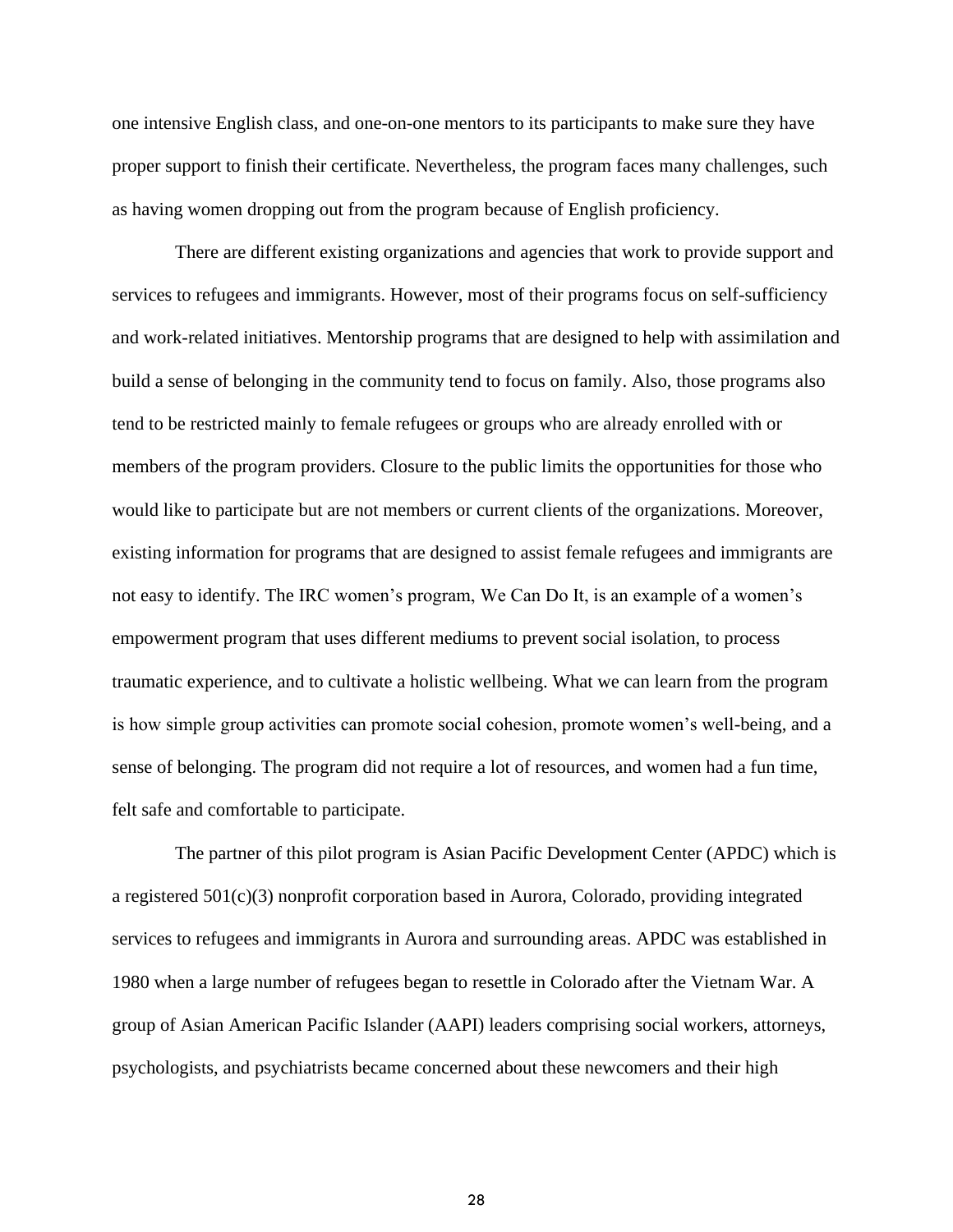one intensive English class, and one-on-one mentors to its participants to make sure they have proper support to finish their certificate. Nevertheless, the program faces many challenges, such as having women dropping out from the program because of English proficiency.

There are different existing organizations and agencies that work to provide support and services to refugees and immigrants. However, most of their programs focus on self-sufficiency and work-related initiatives. Mentorship programs that are designed to help with assimilation and build a sense of belonging in the community tend to focus on family. Also, those programs also tend to be restricted mainly to female refugees or groups who are already enrolled with or members of the program providers. Closure to the public limits the opportunities for those who would like to participate but are not members or current clients of the organizations. Moreover, existing information for programs that are designed to assist female refugees and immigrants are not easy to identify. The IRC women's program, We Can Do It, is an example of a women's empowerment program that uses different mediums to prevent social isolation, to process traumatic experience, and to cultivate a holistic wellbeing. What we can learn from the program is how simple group activities can promote social cohesion, promote women's well-being, and a sense of belonging. The program did not require a lot of resources, and women had a fun time, felt safe and comfortable to participate.

The partner of this pilot program is Asian Pacific Development Center (APDC) which is a registered 501(c)(3) nonprofit corporation based in Aurora, Colorado, providing integrated services to refugees and immigrants in Aurora and surrounding areas. APDC was established in 1980 when a large number of refugees began to resettle in Colorado after the Vietnam War. A group of Asian American Pacific Islander (AAPI) leaders comprising social workers, attorneys, psychologists, and psychiatrists became concerned about these newcomers and their high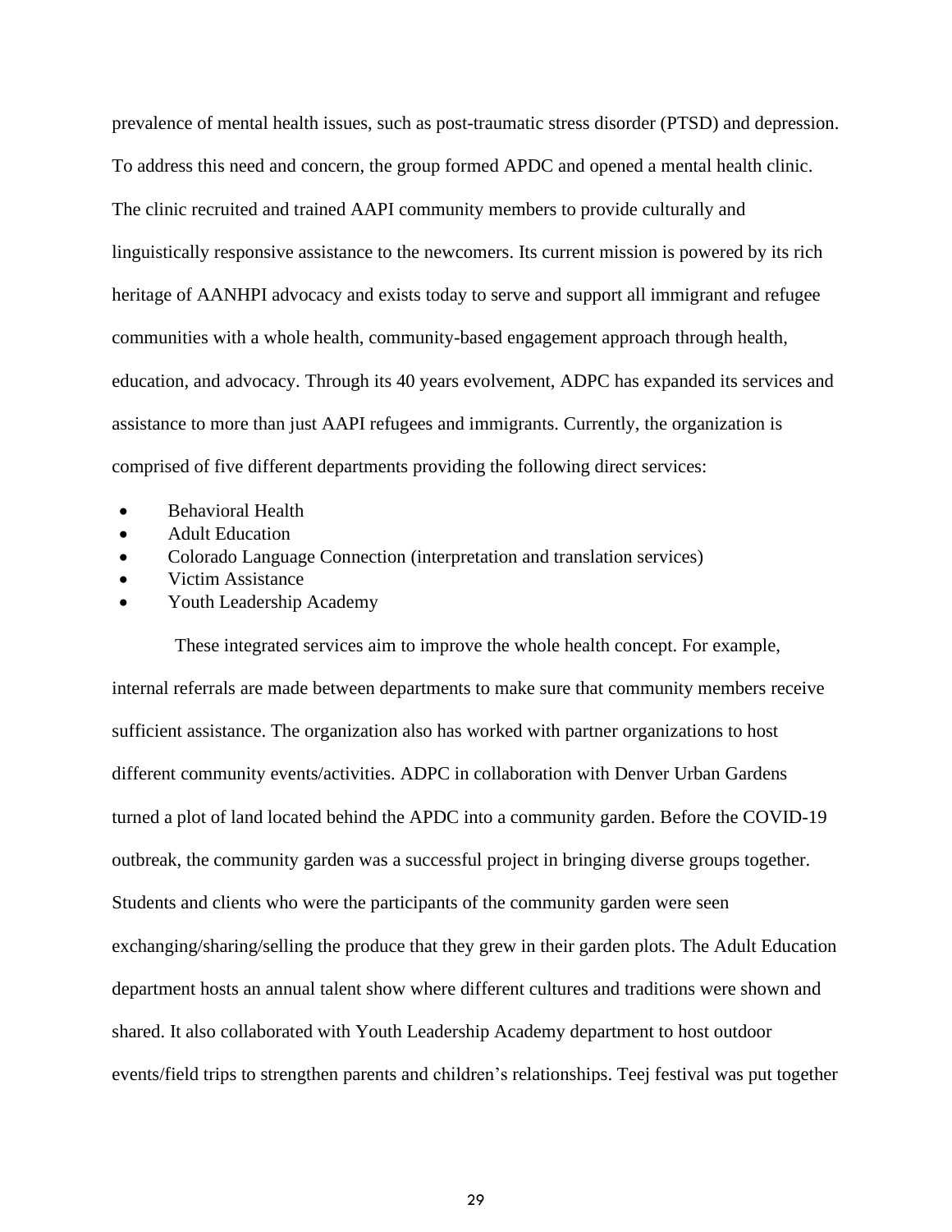prevalence of mental health issues, such as post-traumatic stress disorder (PTSD) and depression. To address this need and concern, the group formed APDC and opened a mental health clinic. The clinic recruited and trained AAPI community members to provide culturally and linguistically responsive assistance to the newcomers. Its current mission is powered by its rich heritage of AANHPI advocacy and exists today to serve and support all immigrant and refugee communities with a whole health, community-based engagement approach through health, education, and advocacy. Through its 40 years evolvement, ADPC has expanded its services and assistance to more than just AAPI refugees and immigrants. Currently, the organization is comprised of five different departments providing the following direct services:

- Behavioral Health
- Adult Education
- Colorado Language Connection (interpretation and translation services)
- Victim Assistance
- Youth Leadership Academy

These integrated services aim to improve the whole health concept. For example, internal referrals are made between departments to make sure that community members receive sufficient assistance. The organization also has worked with partner organizations to host different community events/activities. ADPC in collaboration with Denver Urban Gardens turned a plot of land located behind the APDC into a community garden. Before the COVID-19 outbreak, the community garden was a successful project in bringing diverse groups together. Students and clients who were the participants of the community garden were seen exchanging/sharing/selling the produce that they grew in their garden plots. The Adult Education department hosts an annual talent show where different cultures and traditions were shown and shared. It also collaborated with Youth Leadership Academy department to host outdoor events/field trips to strengthen parents and children's relationships. Teej festival was put together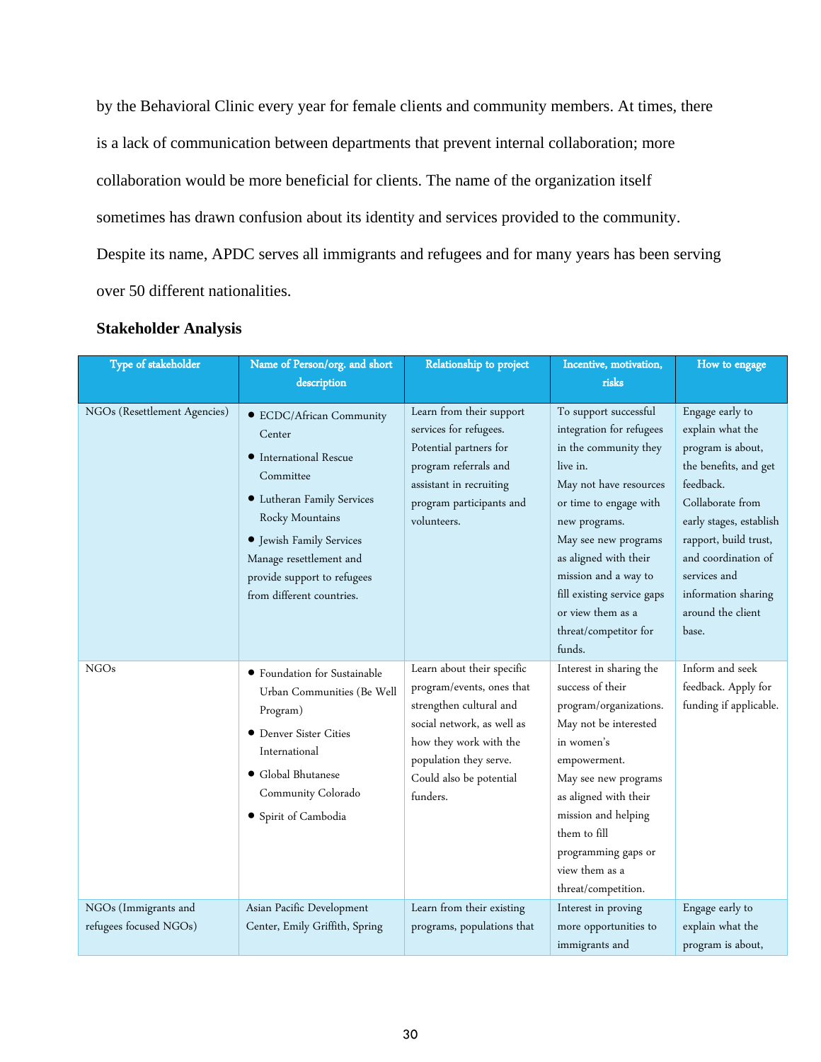by the Behavioral Clinic every year for female clients and community members. At times, there is a lack of communication between departments that prevent internal collaboration; more collaboration would be more beneficial for clients. The name of the organization itself sometimes has drawn confusion about its identity and services provided to the community. Despite its name, APDC serves all immigrants and refugees and for many years has been serving over 50 different nationalities.

### Stakeholder Analysis

| Type of stakeholder | Name of Person/org. and short description | Relationship to project | Incentive, motivation, risks | How to engage |
|---|---|---|---|---|
| NGOs (Resettlement Agencies) | • ECDC/African Community Center<br>• International Rescue Committee<br>• Lutheran Family Services Rocky Mountains<br>• Jewish Family Services<br>Manage resettlement and provide support to refugees from different countries. | Learn from their support services for refugees. Potential partners for program referrals and assistant in recruiting program participants and volunteers. | To support successful integration for refugees in the community they live in.<br>May not have resources or time to engage with new programs.<br>May see new programs as aligned with their mission and a way to fill existing service gaps or view them as a threat/competitor for funds. | Engage early to explain what the program is about, the benefits, and get feedback.<br>Collaborate from early stages, establish rapport, build trust, and coordination of services and information sharing around the client base. |
| NGOs | • Foundation for Sustainable Urban Communities (Be Well Program)<br>• Denver Sister Cities International<br>• Global Bhutanese Community Colorado<br>• Spirit of Cambodia | Learn about their specific program/events, ones that strengthen cultural and social network, as well as how they work with the population they serve. Could also be potential funders. | Interest in sharing the success of their program/organizations.<br>May not be interested in women's empowerment.<br>May see new programs as aligned with their mission and helping them to fill programming gaps or view them as a threat/competition. | Inform and seek feedback. Apply for funding if applicable. |
| NGOs (Immigrants and refugees focused NGOs) | Asian Pacific Development Center, Emily Griffith, Spring | Learn from their existing programs, populations that | Interest in proving more opportunities to immigrants and | Engage early to explain what the program is about, |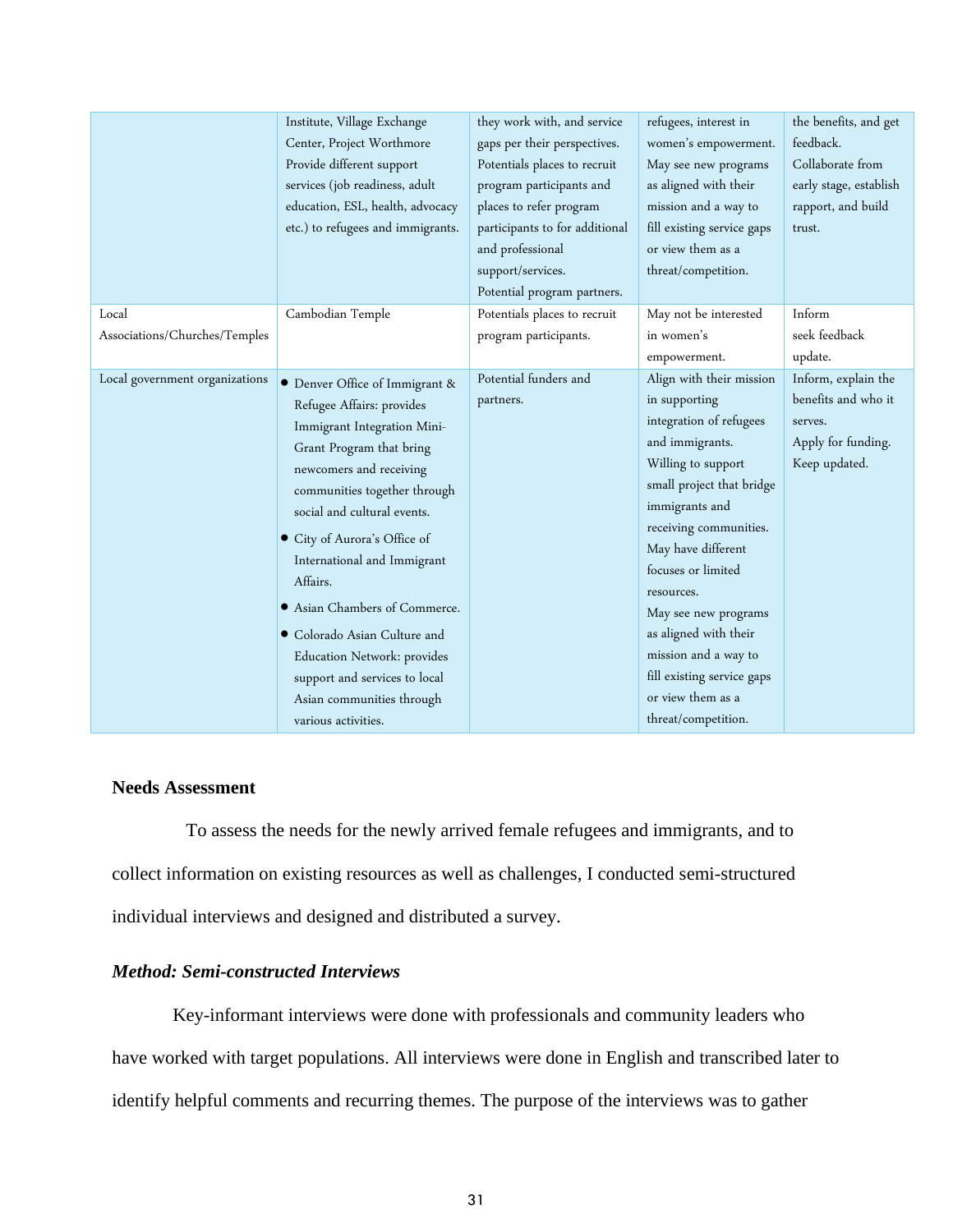| | | | | |
|---|---|---|---|---|
| | Institute, Village Exchange Center, Project Worthmore Provide different support services (job readiness, adult education, ESL, health, advocacy etc.) to refugees and immigrants. | they work with, and service gaps per their perspectives. Potentials places to recruit program participants and places to refer program participants to for additional and professional support/services. Potential program partners. | refugees, interest in women's empowerment. May see new programs as aligned with their mission and a way to fill existing service gaps or view them as a threat/competition. | the benefits, and get feedback. Collaborate from early stage, establish rapport, and build trust. |
| Local Associations/Churches/Temples | Cambodian Temple | Potentials places to recruit program participants. | May not be interested in women's empowerment. | Inform<br>seek feedback<br>update. |
| Local government organizations | • Denver Office of Immigrant & Refugee Affairs: provides Immigrant Integration Mini-Grant Program that bring newcomers and receiving communities together through social and cultural events.<br>• City of Aurora's Office of International and Immigrant Affairs.<br>• Asian Chambers of Commerce.<br>• Colorado Asian Culture and Education Network: provides support and services to local Asian communities through various activities. | Potential funders and partners. | Align with their mission in supporting integration of refugees and immigrants. Willing to support small project that bridge immigrants and receiving communities. May have different focuses or limited resources. May see new programs as aligned with their mission and a way to fill existing service gaps or view them as a threat/competition. | Inform, explain the benefits and who it serves.<br>Apply for funding.<br>Keep updated. |

**Needs Assessment**

To assess the needs for the newly arrived female refugees and immigrants, and to collect information on existing resources as well as challenges, I conducted semi-structured individual interviews and designed and distributed a survey.

***Method: Semi-constructed Interviews***

Key-informant interviews were done with professionals and community leaders who have worked with target populations. All interviews were done in English and transcribed later to identify helpful comments and recurring themes. The purpose of the interviews was to gather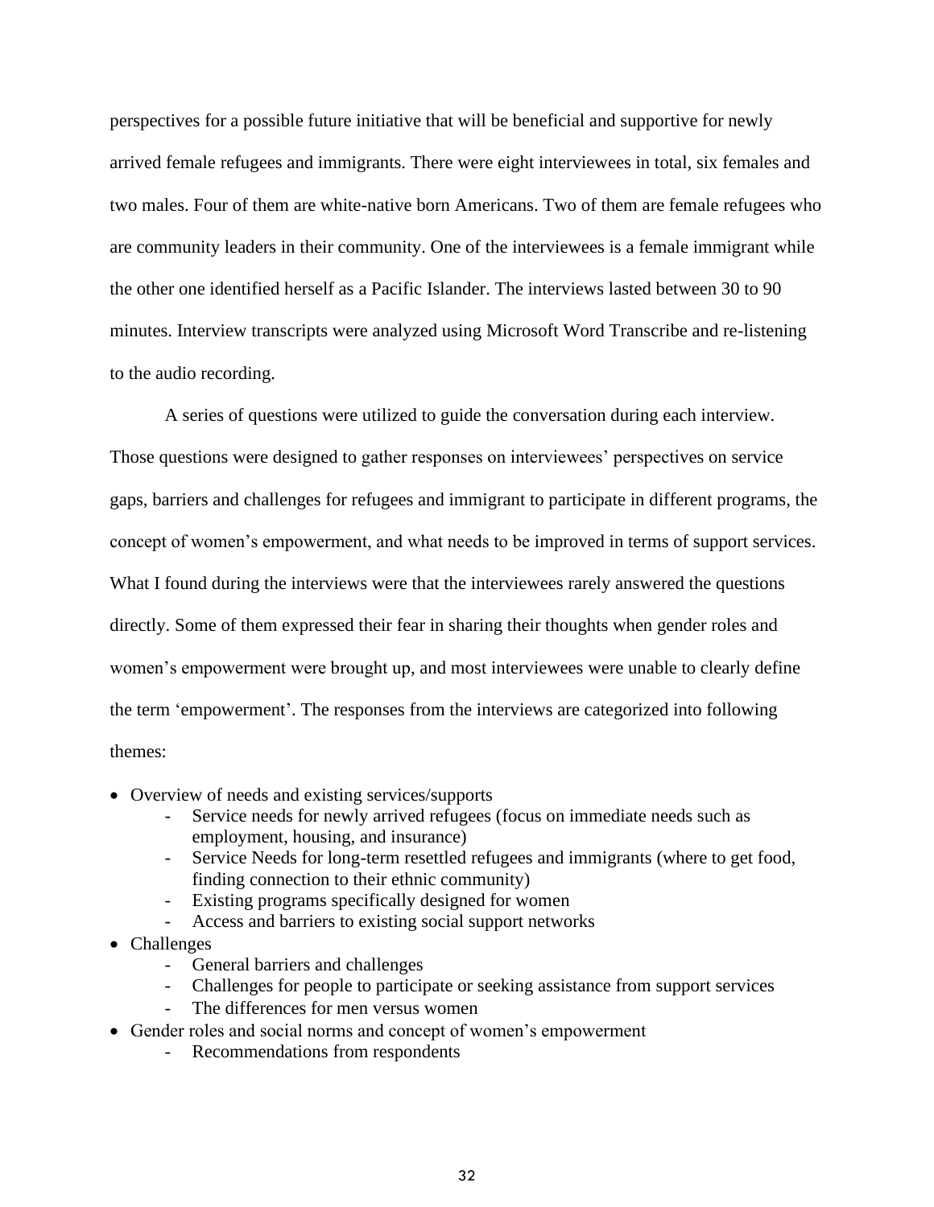perspectives for a possible future initiative that will be beneficial and supportive for newly arrived female refugees and immigrants. There were eight interviewees in total, six females and two males. Four of them are white-native born Americans. Two of them are female refugees who are community leaders in their community. One of the interviewees is a female immigrant while the other one identified herself as a Pacific Islander. The interviews lasted between 30 to 90 minutes. Interview transcripts were analyzed using Microsoft Word Transcribe and re-listening to the audio recording.

A series of questions were utilized to guide the conversation during each interview. Those questions were designed to gather responses on interviewees' perspectives on service gaps, barriers and challenges for refugees and immigrant to participate in different programs, the concept of women's empowerment, and what needs to be improved in terms of support services. What I found during the interviews were that the interviewees rarely answered the questions directly. Some of them expressed their fear in sharing their thoughts when gender roles and women's empowerment were brought up, and most interviewees were unable to clearly define the term 'empowerment'. The responses from the interviews are categorized into following themes:

- Overview of needs and existing services/supports
  - Service needs for newly arrived refugees (focus on immediate needs such as employment, housing, and insurance)
  - Service Needs for long-term resettled refugees and immigrants (where to get food, finding connection to their ethnic community)
  - Existing programs specifically designed for women
  - Access and barriers to existing social support networks
- Challenges
  - General barriers and challenges
  - Challenges for people to participate or seeking assistance from support services
  - The differences for men versus women
- Gender roles and social norms and concept of women's empowerment
  - Recommendations from respondents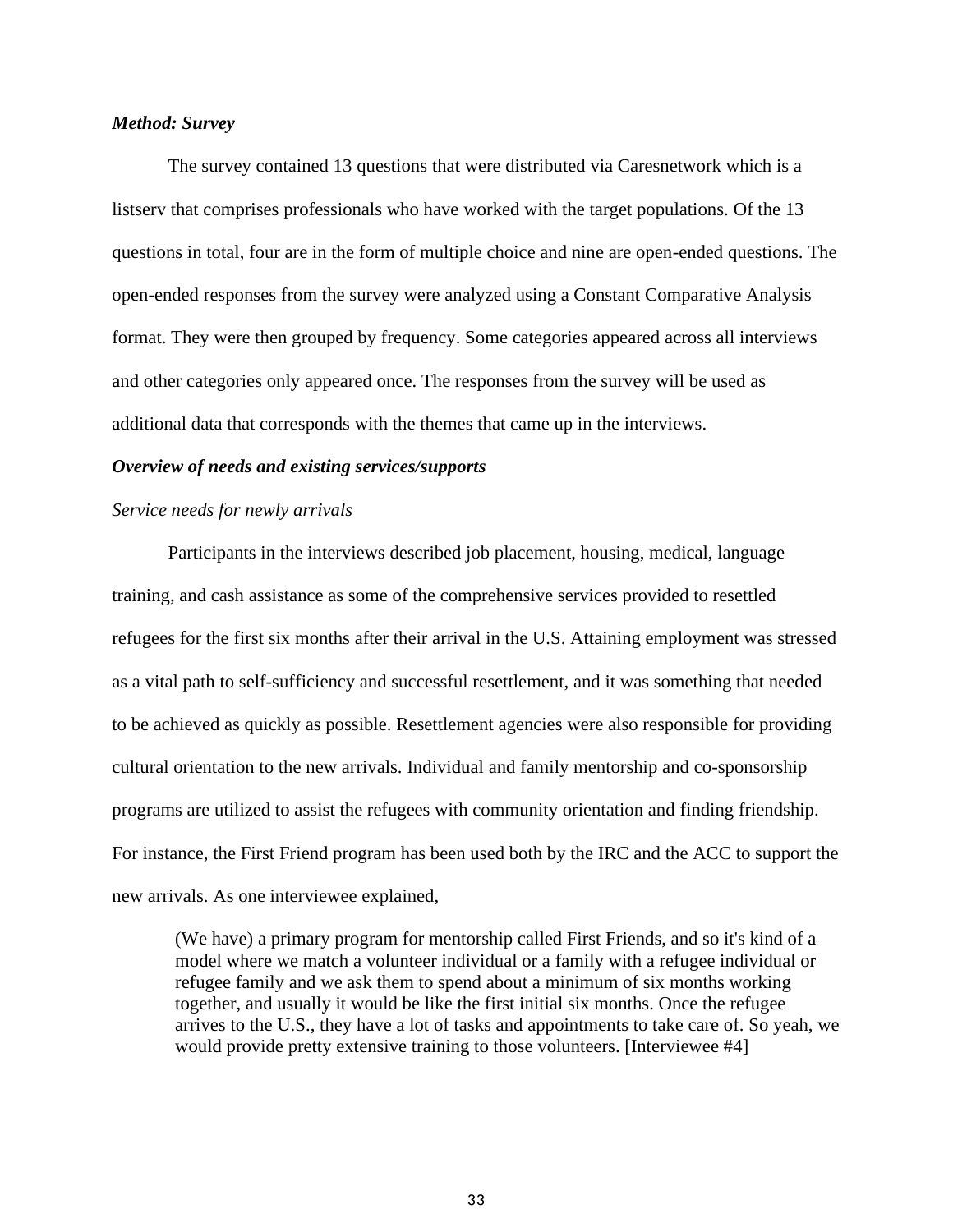***Method: Survey***

The survey contained 13 questions that were distributed via Caresnetwork which is a listserv that comprises professionals who have worked with the target populations. Of the 13 questions in total, four are in the form of multiple choice and nine are open-ended questions. The open-ended responses from the survey were analyzed using a Constant Comparative Analysis format. They were then grouped by frequency. Some categories appeared across all interviews and other categories only appeared once. The responses from the survey will be used as additional data that corresponds with the themes that came up in the interviews.

***Overview of needs and existing services/supports***

*Service needs for newly arrivals*

Participants in the interviews described job placement, housing, medical, language training, and cash assistance as some of the comprehensive services provided to resettled refugees for the first six months after their arrival in the U.S. Attaining employment was stressed as a vital path to self-sufficiency and successful resettlement, and it was something that needed to be achieved as quickly as possible. Resettlement agencies were also responsible for providing cultural orientation to the new arrivals. Individual and family mentorship and co-sponsorship programs are utilized to assist the refugees with community orientation and finding friendship. For instance, the First Friend program has been used both by the IRC and the ACC to support the new arrivals. As one interviewee explained,

> (We have) a primary program for mentorship called First Friends, and so it's kind of a model where we match a volunteer individual or a family with a refugee individual or refugee family and we ask them to spend about a minimum of six months working together, and usually it would be like the first initial six months. Once the refugee arrives to the U.S., they have a lot of tasks and appointments to take care of. So yeah, we would provide pretty extensive training to those volunteers. [Interviewee #4]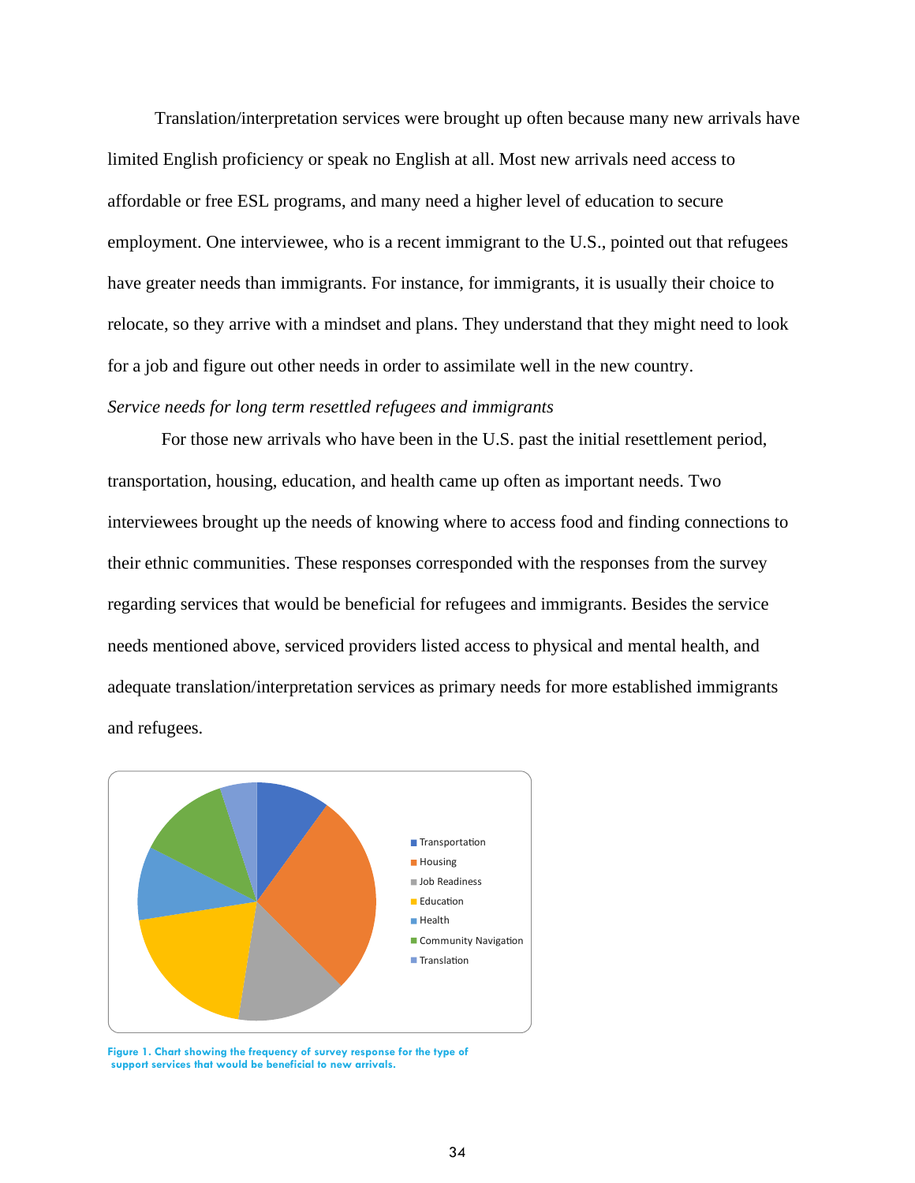Translation/interpretation services were brought up often because many new arrivals have limited English proficiency or speak no English at all. Most new arrivals need access to affordable or free ESL programs, and many need a higher level of education to secure employment. One interviewee, who is a recent immigrant to the U.S., pointed out that refugees have greater needs than immigrants. For instance, for immigrants, it is usually their choice to relocate, so they arrive with a mindset and plans. They understand that they might need to look for a job and figure out other needs in order to assimilate well in the new country.

*Service needs for long term resettled refugees and immigrants*

For those new arrivals who have been in the U.S. past the initial resettlement period, transportation, housing, education, and health came up often as important needs. Two interviewees brought up the needs of knowing where to access food and finding connections to their ethnic communities. These responses corresponded with the responses from the survey regarding services that would be beneficial for refugees and immigrants. Besides the service needs mentioned above, serviced providers listed access to physical and mental health, and adequate translation/interpretation services as primary needs for more established immigrants and refugees.

- Transportation
- Housing
- Job Readiness
- Education
- Health
- Community Navigation
- Translation

**Figure 1. Chart showing the frequency of survey response for the type of support services that would be beneficial to new arrivals.**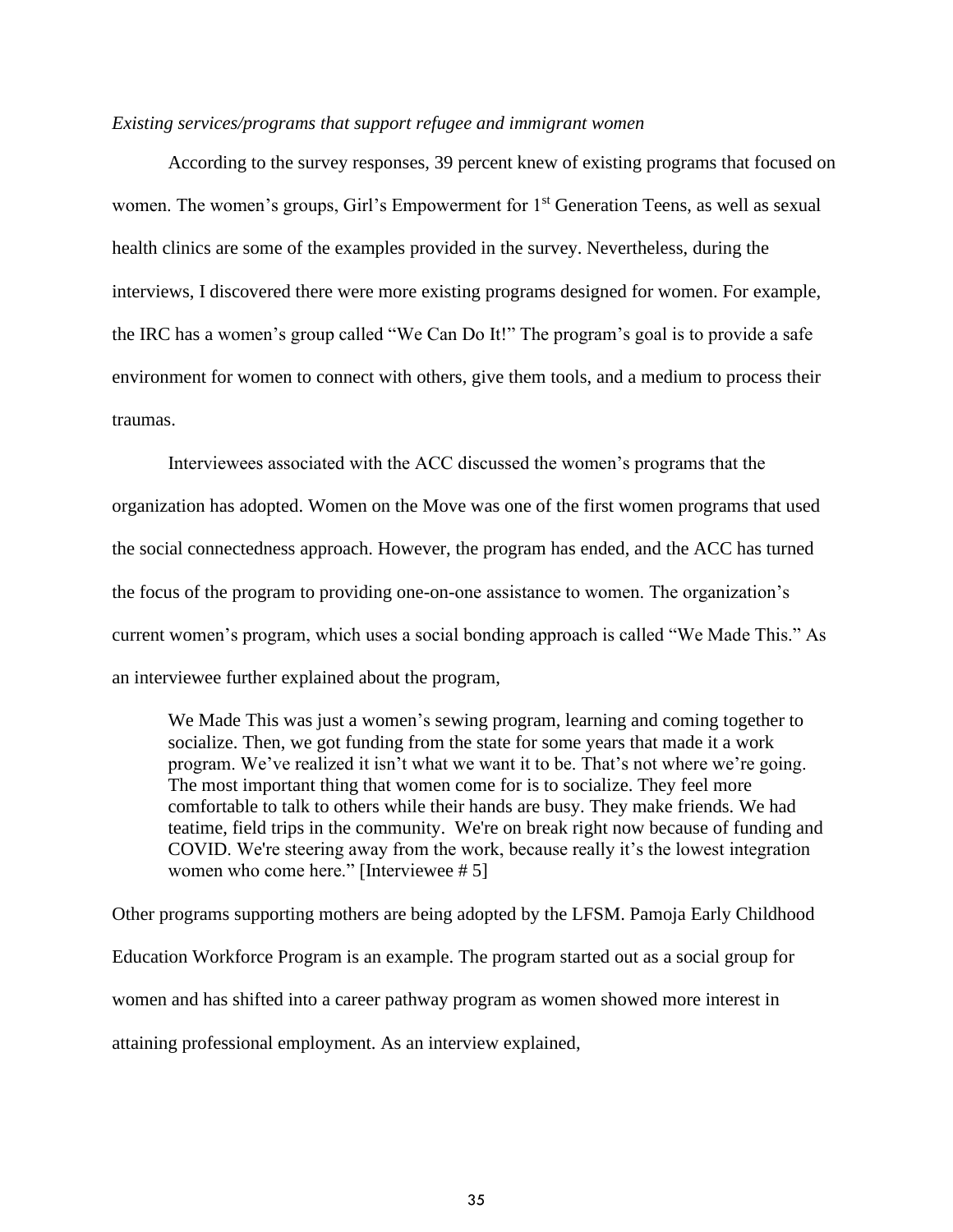*Existing services/programs that support refugee and immigrant women*

According to the survey responses, 39 percent knew of existing programs that focused on women. The women's groups, Girl's Empowerment for 1st Generation Teens, as well as sexual health clinics are some of the examples provided in the survey. Nevertheless, during the interviews, I discovered there were more existing programs designed for women. For example, the IRC has a women's group called "We Can Do It!" The program's goal is to provide a safe environment for women to connect with others, give them tools, and a medium to process their traumas.

Interviewees associated with the ACC discussed the women's programs that the organization has adopted. Women on the Move was one of the first women programs that used the social connectedness approach. However, the program has ended, and the ACC has turned the focus of the program to providing one-on-one assistance to women. The organization's current women's program, which uses a social bonding approach is called "We Made This." As an interviewee further explained about the program,

> We Made This was just a women's sewing program, learning and coming together to socialize. Then, we got funding from the state for some years that made it a work program. We've realized it isn't what we want it to be. That's not where we're going. The most important thing that women come for is to socialize. They feel more comfortable to talk to others while their hands are busy. They make friends. We had teatime, field trips in the community. We're on break right now because of funding and COVID. We're steering away from the work, because really it's the lowest integration women who come here." [Interviewee # 5]

Other programs supporting mothers are being adopted by the LFSM. Pamoja Early Childhood Education Workforce Program is an example. The program started out as a social group for women and has shifted into a career pathway program as women showed more interest in attaining professional employment. As an interview explained,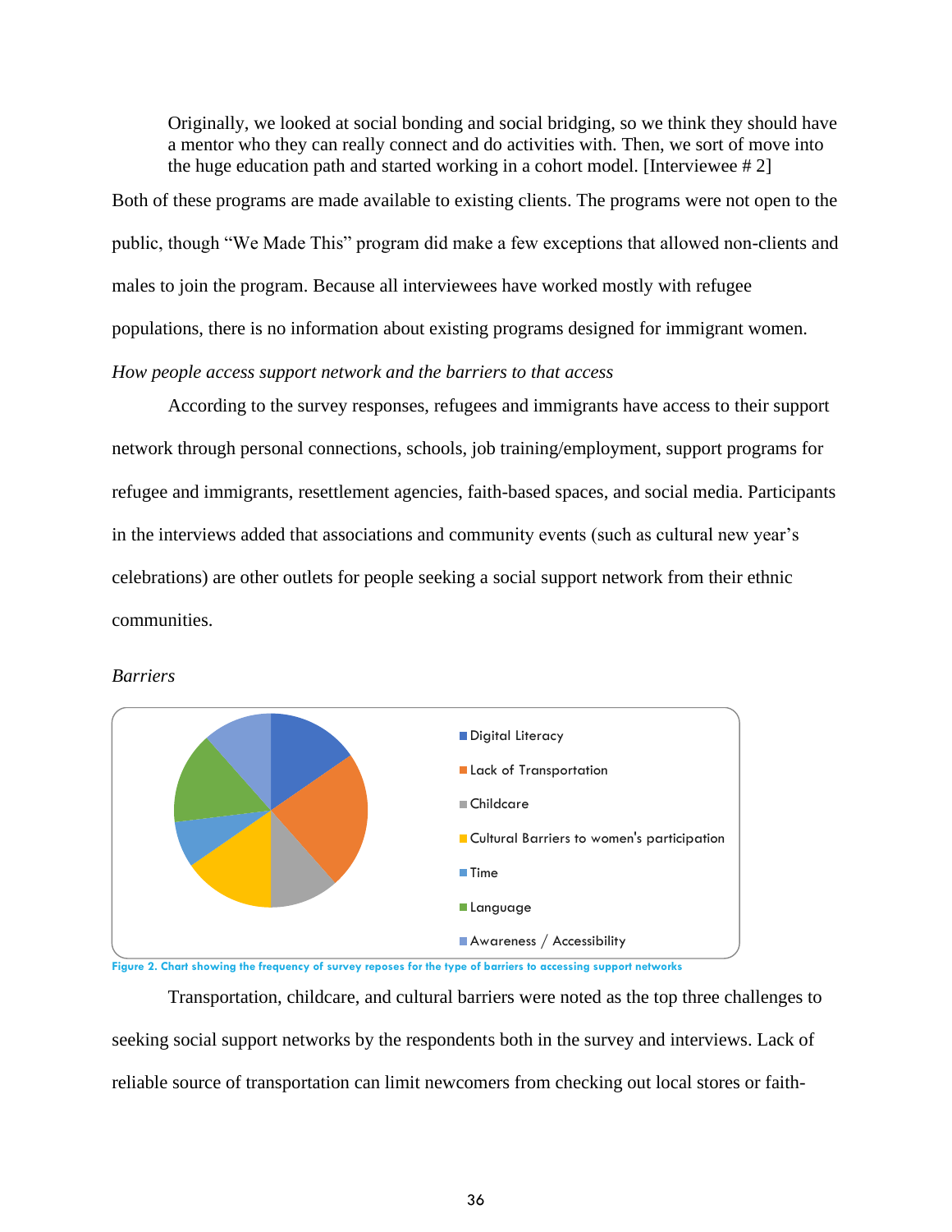> Originally, we looked at social bonding and social bridging, so we think they should have a mentor who they can really connect and do activities with. Then, we sort of move into the huge education path and started working in a cohort model. [Interviewee # 2]

Both of these programs are made available to existing clients. The programs were not open to the public, though "We Made This" program did make a few exceptions that allowed non-clients and males to join the program. Because all interviewees have worked mostly with refugee populations, there is no information about existing programs designed for immigrant women.

*How people access support network and the barriers to that access*

According to the survey responses, refugees and immigrants have access to their support network through personal connections, schools, job training/employment, support programs for refugee and immigrants, resettlement agencies, faith-based spaces, and social media. Participants in the interviews added that associations and community events (such as cultural new year's celebrations) are other outlets for people seeking a social support network from their ethnic communities.

*Barriers*

- Digital Literacy
- Lack of Transportation
- Childcare
- Cultural Barriers to women's participation
- Time
- Language
- Awareness / Accessibility

Figure 2. Chart showing the frequency of survey reposes for the type of barriers to accessing support networks

Transportation, childcare, and cultural barriers were noted as the top three challenges to seeking social support networks by the respondents both in the survey and interviews. Lack of reliable source of transportation can limit newcomers from checking out local stores or faith-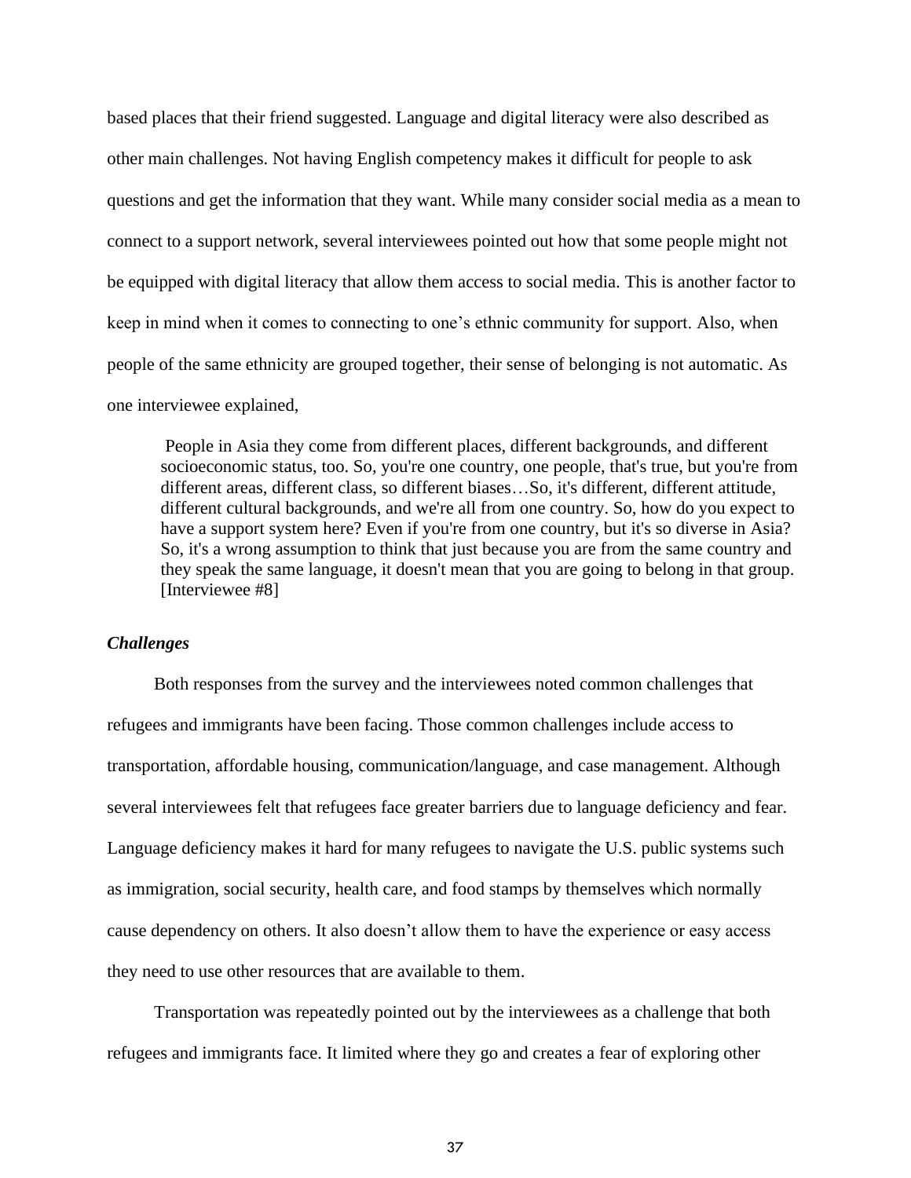based places that their friend suggested. Language and digital literacy were also described as other main challenges. Not having English competency makes it difficult for people to ask questions and get the information that they want. While many consider social media as a mean to connect to a support network, several interviewees pointed out how that some people might not be equipped with digital literacy that allow them access to social media. This is another factor to keep in mind when it comes to connecting to one's ethnic community for support. Also, when people of the same ethnicity are grouped together, their sense of belonging is not automatic. As one interviewee explained,

> People in Asia they come from different places, different backgrounds, and different socioeconomic status, too. So, you're one country, one people, that's true, but you're from different areas, different class, so different biases…So, it's different, different attitude, different cultural backgrounds, and we're all from one country. So, how do you expect to have a support system here? Even if you're from one country, but it's so diverse in Asia? So, it's a wrong assumption to think that just because you are from the same country and they speak the same language, it doesn't mean that you are going to belong in that group. [Interviewee #8]

### *Challenges*

Both responses from the survey and the interviewees noted common challenges that refugees and immigrants have been facing. Those common challenges include access to transportation, affordable housing, communication/language, and case management. Although several interviewees felt that refugees face greater barriers due to language deficiency and fear. Language deficiency makes it hard for many refugees to navigate the U.S. public systems such as immigration, social security, health care, and food stamps by themselves which normally cause dependency on others. It also doesn't allow them to have the experience or easy access they need to use other resources that are available to them.

Transportation was repeatedly pointed out by the interviewees as a challenge that both refugees and immigrants face. It limited where they go and creates a fear of exploring other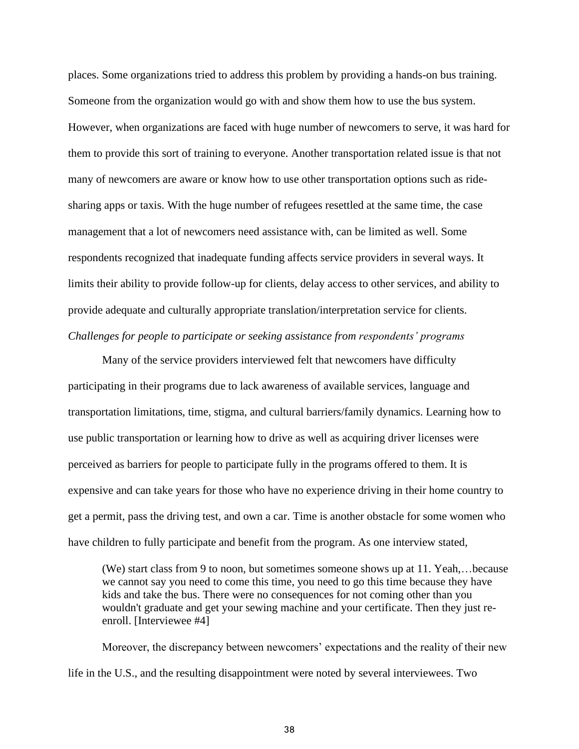places. Some organizations tried to address this problem by providing a hands-on bus training. Someone from the organization would go with and show them how to use the bus system. However, when organizations are faced with huge number of newcomers to serve, it was hard for them to provide this sort of training to everyone. Another transportation related issue is that not many of newcomers are aware or know how to use other transportation options such as ride-sharing apps or taxis. With the huge number of refugees resettled at the same time, the case management that a lot of newcomers need assistance with, can be limited as well. Some respondents recognized that inadequate funding affects service providers in several ways. It limits their ability to provide follow-up for clients, delay access to other services, and ability to provide adequate and culturally appropriate translation/interpretation service for clients.

*Challenges for people to participate or seeking assistance from respondents' programs*

Many of the service providers interviewed felt that newcomers have difficulty participating in their programs due to lack awareness of available services, language and transportation limitations, time, stigma, and cultural barriers/family dynamics. Learning how to use public transportation or learning how to drive as well as acquiring driver licenses were perceived as barriers for people to participate fully in the programs offered to them. It is expensive and can take years for those who have no experience driving in their home country to get a permit, pass the driving test, and own a car. Time is another obstacle for some women who have children to fully participate and benefit from the program. As one interview stated,

> (We) start class from 9 to noon, but sometimes someone shows up at 11. Yeah,…because we cannot say you need to come this time, you need to go this time because they have kids and take the bus. There were no consequences for not coming other than you wouldn't graduate and get your sewing machine and your certificate. Then they just re-enroll. [Interviewee #4]

Moreover, the discrepancy between newcomers' expectations and the reality of their new life in the U.S., and the resulting disappointment were noted by several interviewees. Two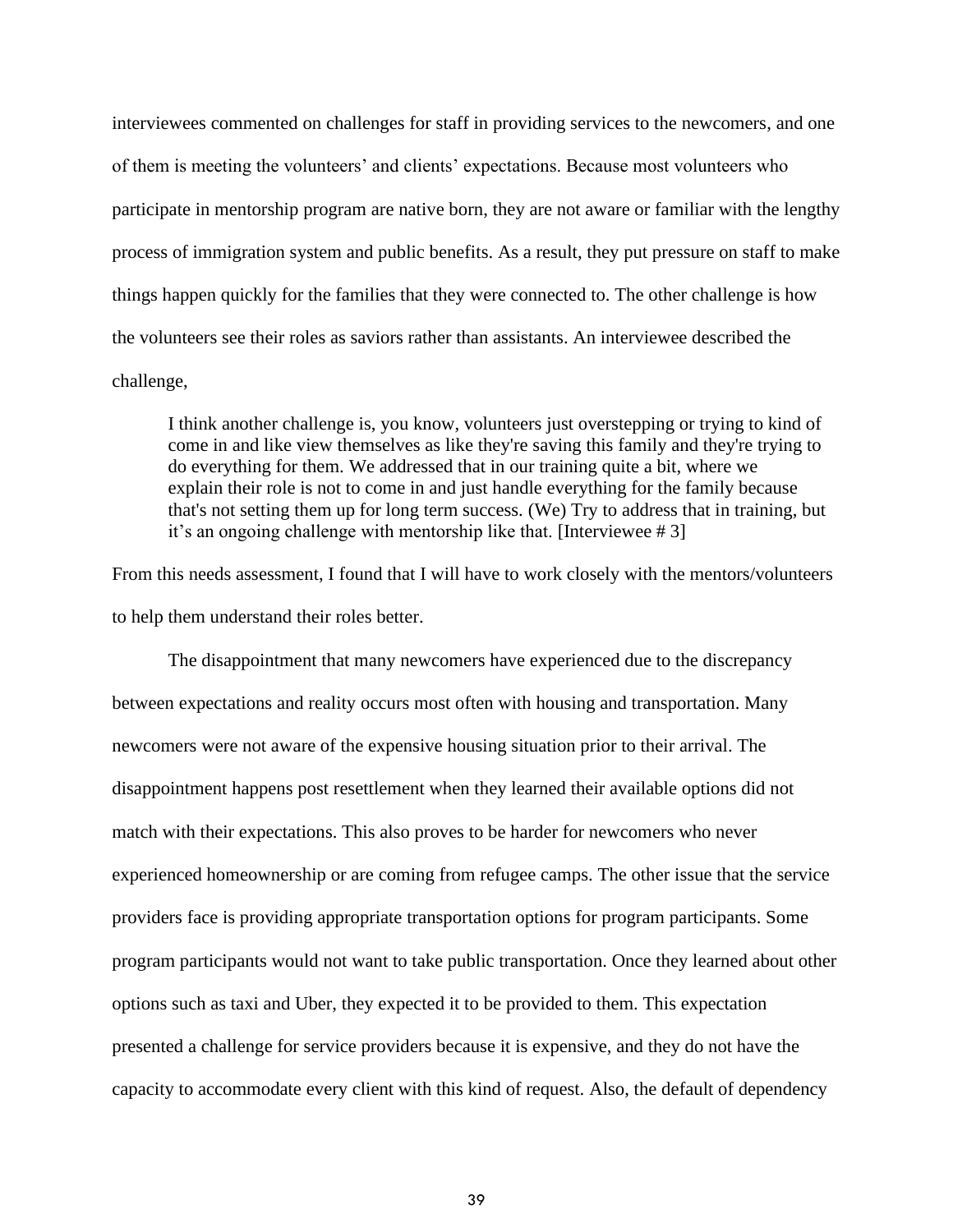interviewees commented on challenges for staff in providing services to the newcomers, and one of them is meeting the volunteers' and clients' expectations. Because most volunteers who participate in mentorship program are native born, they are not aware or familiar with the lengthy process of immigration system and public benefits. As a result, they put pressure on staff to make things happen quickly for the families that they were connected to. The other challenge is how the volunteers see their roles as saviors rather than assistants. An interviewee described the challenge,

> I think another challenge is, you know, volunteers just overstepping or trying to kind of come in and like view themselves as like they're saving this family and they're trying to do everything for them. We addressed that in our training quite a bit, where we explain their role is not to come in and just handle everything for the family because that's not setting them up for long term success. (We) Try to address that in training, but it's an ongoing challenge with mentorship like that. [Interviewee # 3]

From this needs assessment, I found that I will have to work closely with the mentors/volunteers to help them understand their roles better.

The disappointment that many newcomers have experienced due to the discrepancy between expectations and reality occurs most often with housing and transportation. Many newcomers were not aware of the expensive housing situation prior to their arrival. The disappointment happens post resettlement when they learned their available options did not match with their expectations. This also proves to be harder for newcomers who never experienced homeownership or are coming from refugee camps. The other issue that the service providers face is providing appropriate transportation options for program participants. Some program participants would not want to take public transportation. Once they learned about other options such as taxi and Uber, they expected it to be provided to them. This expectation presented a challenge for service providers because it is expensive, and they do not have the capacity to accommodate every client with this kind of request. Also, the default of dependency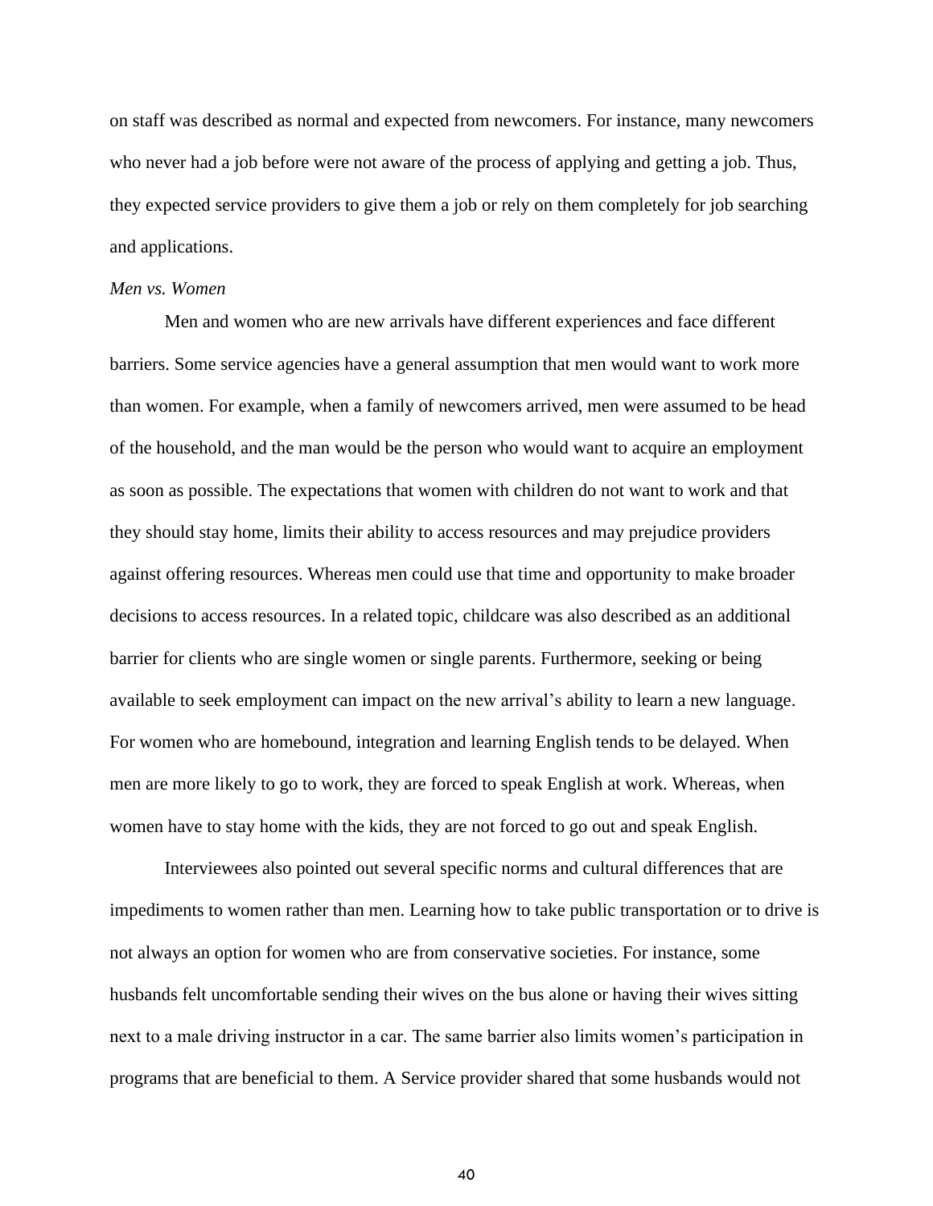on staff was described as normal and expected from newcomers. For instance, many newcomers who never had a job before were not aware of the process of applying and getting a job. Thus, they expected service providers to give them a job or rely on them completely for job searching and applications.

*Men vs. Women*

Men and women who are new arrivals have different experiences and face different barriers. Some service agencies have a general assumption that men would want to work more than women. For example, when a family of newcomers arrived, men were assumed to be head of the household, and the man would be the person who would want to acquire an employment as soon as possible. The expectations that women with children do not want to work and that they should stay home, limits their ability to access resources and may prejudice providers against offering resources. Whereas men could use that time and opportunity to make broader decisions to access resources. In a related topic, childcare was also described as an additional barrier for clients who are single women or single parents. Furthermore, seeking or being available to seek employment can impact on the new arrival's ability to learn a new language. For women who are homebound, integration and learning English tends to be delayed. When men are more likely to go to work, they are forced to speak English at work. Whereas, when women have to stay home with the kids, they are not forced to go out and speak English.

Interviewees also pointed out several specific norms and cultural differences that are impediments to women rather than men. Learning how to take public transportation or to drive is not always an option for women who are from conservative societies. For instance, some husbands felt uncomfortable sending their wives on the bus alone or having their wives sitting next to a male driving instructor in a car. The same barrier also limits women's participation in programs that are beneficial to them. A Service provider shared that some husbands would not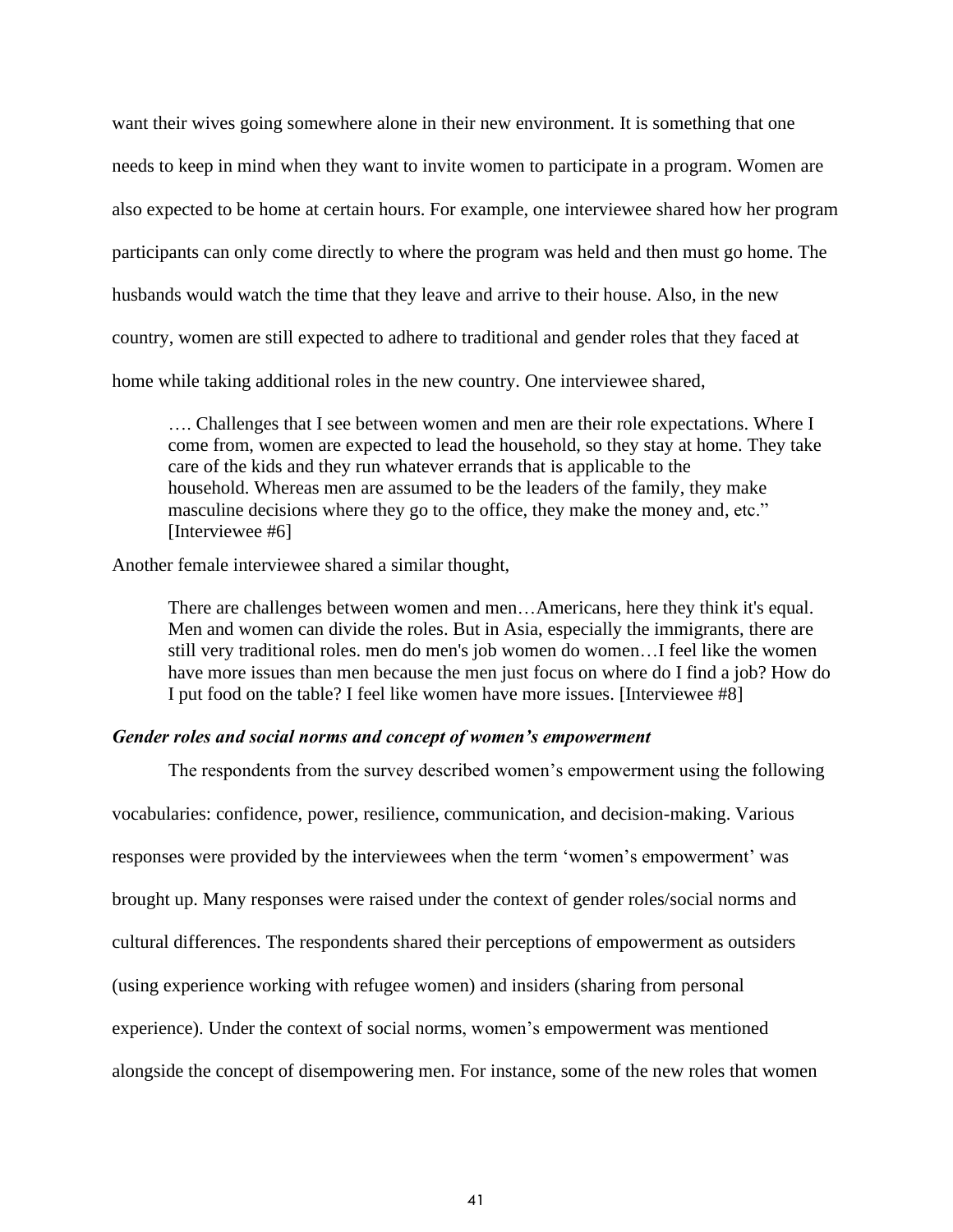want their wives going somewhere alone in their new environment. It is something that one needs to keep in mind when they want to invite women to participate in a program. Women are also expected to be home at certain hours. For example, one interviewee shared how her program participants can only come directly to where the program was held and then must go home. The husbands would watch the time that they leave and arrive to their house. Also, in the new country, women are still expected to adhere to traditional and gender roles that they faced at home while taking additional roles in the new country. One interviewee shared,

> …. Challenges that I see between women and men are their role expectations. Where I come from, women are expected to lead the household, so they stay at home. They take care of the kids and they run whatever errands that is applicable to the household. Whereas men are assumed to be the leaders of the family, they make masculine decisions where they go to the office, they make the money and, etc." [Interviewee #6]

Another female interviewee shared a similar thought,

> There are challenges between women and men…Americans, here they think it's equal. Men and women can divide the roles. But in Asia, especially the immigrants, there are still very traditional roles. men do men's job women do women…I feel like the women have more issues than men because the men just focus on where do I find a job? How do I put food on the table? I feel like women have more issues. [Interviewee #8]

***Gender roles and social norms and concept of women's empowerment***

The respondents from the survey described women's empowerment using the following vocabularies: confidence, power, resilience, communication, and decision-making. Various responses were provided by the interviewees when the term 'women's empowerment' was brought up. Many responses were raised under the context of gender roles/social norms and cultural differences. The respondents shared their perceptions of empowerment as outsiders (using experience working with refugee women) and insiders (sharing from personal experience). Under the context of social norms, women's empowerment was mentioned alongside the concept of disempowering men. For instance, some of the new roles that women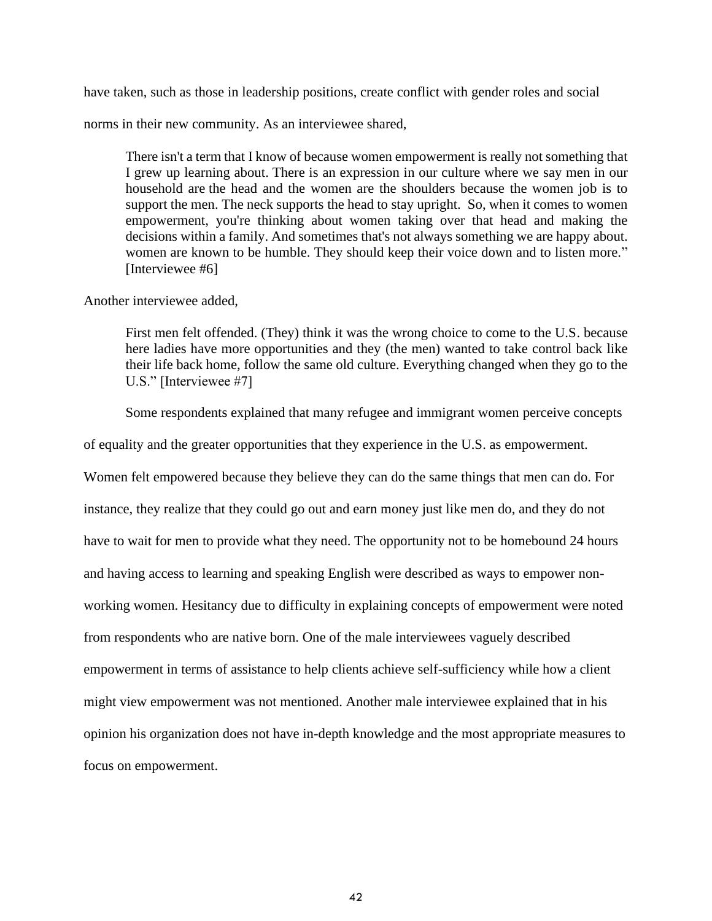have taken, such as those in leadership positions, create conflict with gender roles and social norms in their new community. As an interviewee shared,

> There isn't a term that I know of because women empowerment is really not something that I grew up learning about. There is an expression in our culture where we say men in our household are the head and the women are the shoulders because the women job is to support the men. The neck supports the head to stay upright. So, when it comes to women empowerment, you're thinking about women taking over that head and making the decisions within a family. And sometimes that's not always something we are happy about. women are known to be humble. They should keep their voice down and to listen more." [Interviewee #6]

Another interviewee added,

> First men felt offended. (They) think it was the wrong choice to come to the U.S. because here ladies have more opportunities and they (the men) wanted to take control back like their life back home, follow the same old culture. Everything changed when they go to the U.S." [Interviewee #7]

Some respondents explained that many refugee and immigrant women perceive concepts of equality and the greater opportunities that they experience in the U.S. as empowerment. Women felt empowered because they believe they can do the same things that men can do. For instance, they realize that they could go out and earn money just like men do, and they do not have to wait for men to provide what they need. The opportunity not to be homebound 24 hours and having access to learning and speaking English were described as ways to empower non-working women. Hesitancy due to difficulty in explaining concepts of empowerment were noted from respondents who are native born. One of the male interviewees vaguely described empowerment in terms of assistance to help clients achieve self-sufficiency while how a client might view empowerment was not mentioned. Another male interviewee explained that in his opinion his organization does not have in-depth knowledge and the most appropriate measures to focus on empowerment.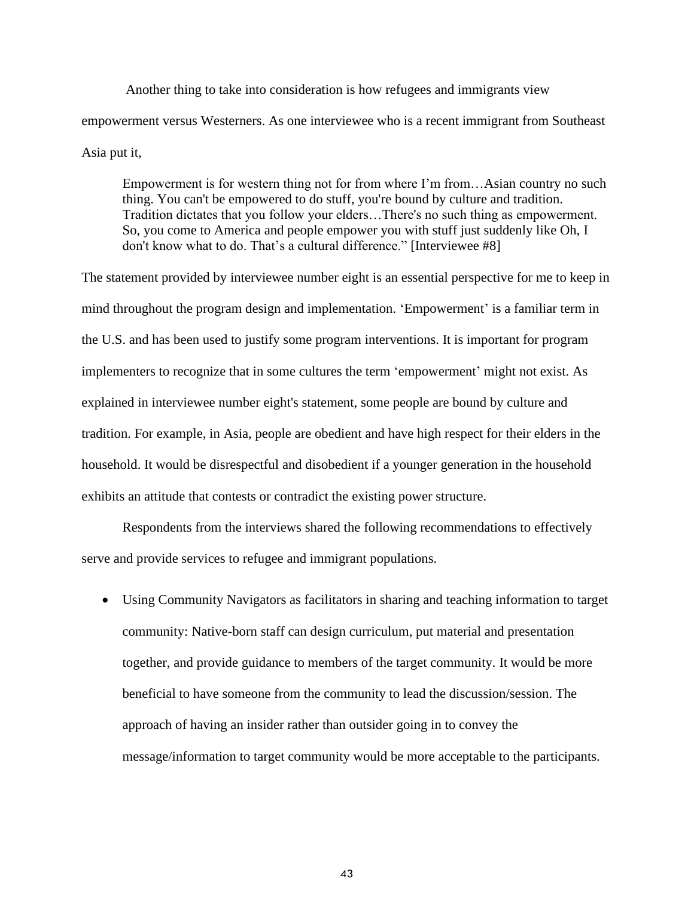Another thing to take into consideration is how refugees and immigrants view empowerment versus Westerners. As one interviewee who is a recent immigrant from Southeast Asia put it,

> Empowerment is for western thing not for from where I'm from…Asian country no such thing. You can't be empowered to do stuff, you're bound by culture and tradition. Tradition dictates that you follow your elders…There's no such thing as empowerment. So, you come to America and people empower you with stuff just suddenly like Oh, I don't know what to do. That's a cultural difference." [Interviewee #8]

The statement provided by interviewee number eight is an essential perspective for me to keep in mind throughout the program design and implementation. 'Empowerment' is a familiar term in the U.S. and has been used to justify some program interventions. It is important for program implementers to recognize that in some cultures the term 'empowerment' might not exist. As explained in interviewee number eight's statement, some people are bound by culture and tradition. For example, in Asia, people are obedient and have high respect for their elders in the household. It would be disrespectful and disobedient if a younger generation in the household exhibits an attitude that contests or contradict the existing power structure.

Respondents from the interviews shared the following recommendations to effectively serve and provide services to refugee and immigrant populations.

- Using Community Navigators as facilitators in sharing and teaching information to target community: Native-born staff can design curriculum, put material and presentation together, and provide guidance to members of the target community. It would be more beneficial to have someone from the community to lead the discussion/session. The approach of having an insider rather than outsider going in to convey the message/information to target community would be more acceptable to the participants.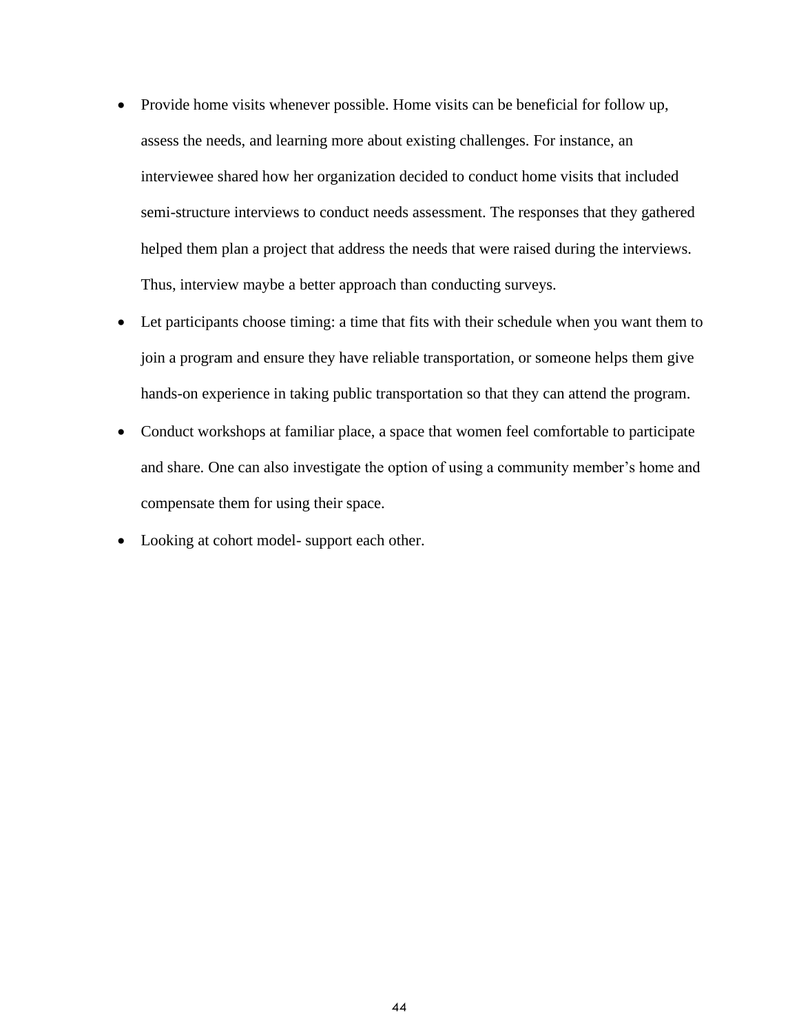- Provide home visits whenever possible. Home visits can be beneficial for follow up, assess the needs, and learning more about existing challenges. For instance, an interviewee shared how her organization decided to conduct home visits that included semi-structure interviews to conduct needs assessment. The responses that they gathered helped them plan a project that address the needs that were raised during the interviews. Thus, interview maybe a better approach than conducting surveys.
- Let participants choose timing: a time that fits with their schedule when you want them to join a program and ensure they have reliable transportation, or someone helps them give hands-on experience in taking public transportation so that they can attend the program.
- Conduct workshops at familiar place, a space that women feel comfortable to participate and share. One can also investigate the option of using a community member's home and compensate them for using their space.
- Looking at cohort model- support each other.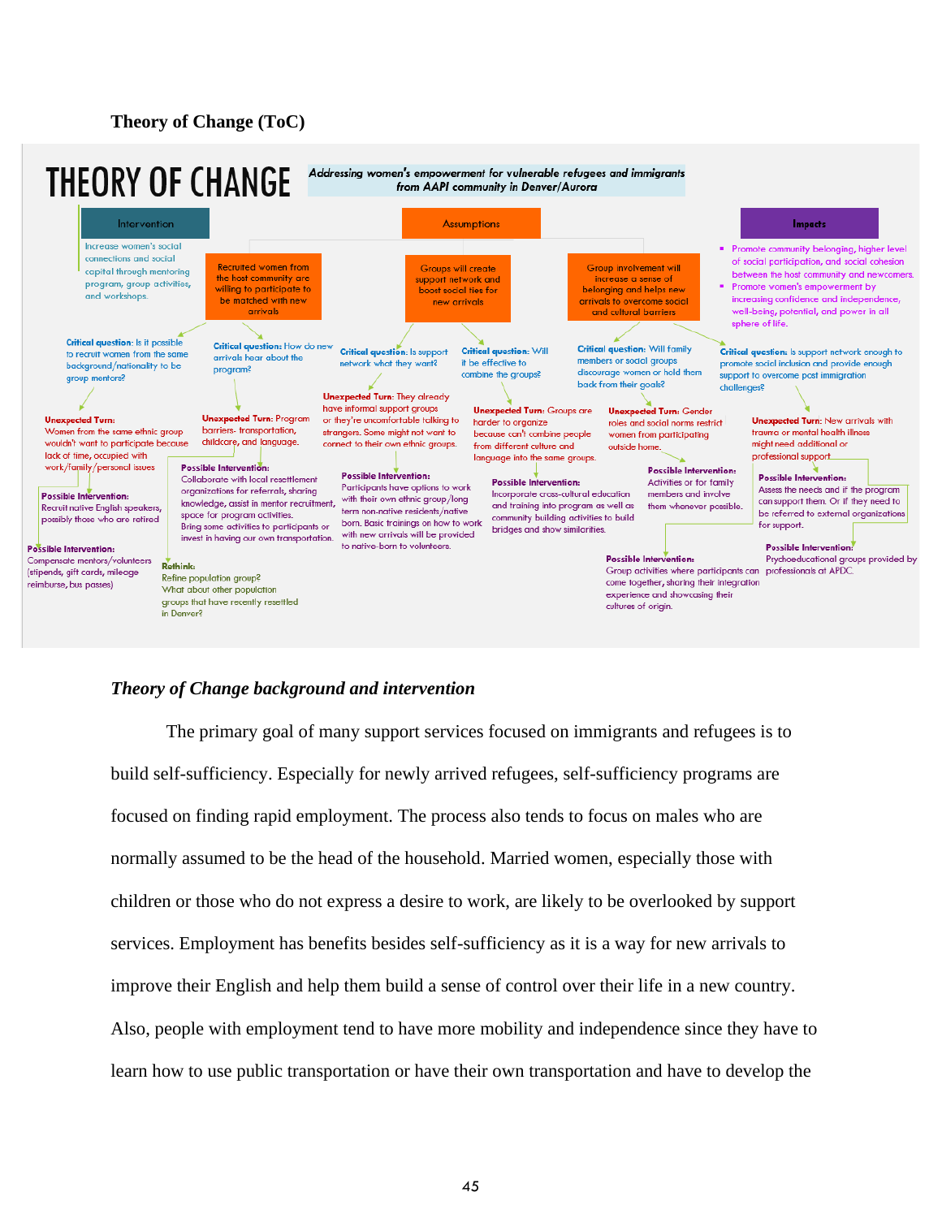**Theory of Change (ToC)**

# THEORY OF CHANGE

*Addressing women's empowerment for vulnerable refugees and immigrants from AAPI community in Denver/Aurora*

**Intervention**

Increase women's social connections and social capital through mentoring program, group activities, and workshops.

**Assumptions**

- Recruited women from the host community are willing to participate to be matched with new arrivals
- Groups will create support network and boost social ties for new arrivals
- Group involvement will increase a sense of belonging and helps new arrivals to overcome social and cultural barriers

**Impacts**

- Promote community belonging, higher level of social participation, and social cohesion between the host community and newcomers.
- Promote women's empowerment by increasing confidence and independence, well-being, potential, and power in all sphere of life.

**Critical question:** Is it possible to recruit women from the same background/nationality to be group mentors?

**Unexpected Turn:** Women from the same ethnic group wouldn't want to participate because lack of time, occupied with work/family/personal issues

**Possible Intervention:** Recruit native English speakers, possibly those who are retired

**Possible Intervention:** Compensate mentors/volunteers (stipends, gift cards, mileage reimburse, bus passes)

**Critical question:** How do new arrivals hear about the program?

**Unexpected Turn:** Program barriers- transportation, childcare, and language.

**Possible Intervention:** Collaborate with local resettlement organizations for referrals, sharing knowledge, assist in mentor recruitment, space for program activities. Bring some activities to participants or invest in having our own transportation.

**Rethink:** Refine population group? What about other population groups that have recently resettled in Denver?

**Critical question:** Is support network what they want?

**Unexpected Turn:** They already have informal support groups or they're uncomfortable talking to strangers. Some might not want to connect to their own ethnic groups.

**Possible Intervention:** Participants have options to work with their own ethnic group/long term non-native residents/native born. Basic trainings on how to work with new arrivals will be provided to native-born to volunteers.

**Critical question:** Will it be effective to combine the groups?

**Unexpected Turn:** Groups are harder to organize because can't combine people from different culture and language into the same groups.

**Possible Intervention:** Incorporate cross-cultural education and training into program as well as community building activities to build bridges and show similarities.

**Critical question:** Will family members or social groups discourage women or hold them back from their goals?

**Unexpected Turn:** Gender roles and social norms restrict women from participating outside home.

**Possible Intervention:** Activities or for family members and involve them whenever possible.

**Possible Intervention:** Group activities where participants can come together, sharing their integration experience and showcasing their cultures of origin.

**Critical question:** Is support network enough to promote social inclusion and provide enough support to overcome post immigration challenges?

**Unexpected Turn:** New arrivals with trauma or mental health illness might need additional or professional support

**Possible Intervention:** Assess the needs and if the program can support them. Or if they need to be referred to external organizations for support.

**Possible Intervention:** Psychoeducational groups provided by professionals at APDC.

## *Theory of Change background and intervention*

The primary goal of many support services focused on immigrants and refugees is to build self-sufficiency. Especially for newly arrived refugees, self-sufficiency programs are focused on finding rapid employment. The process also tends to focus on males who are normally assumed to be the head of the household. Married women, especially those with children or those who do not express a desire to work, are likely to be overlooked by support services. Employment has benefits besides self-sufficiency as it is a way for new arrivals to improve their English and help them build a sense of control over their life in a new country. Also, people with employment tend to have more mobility and independence since they have to learn how to use public transportation or have their own transportation and have to develop the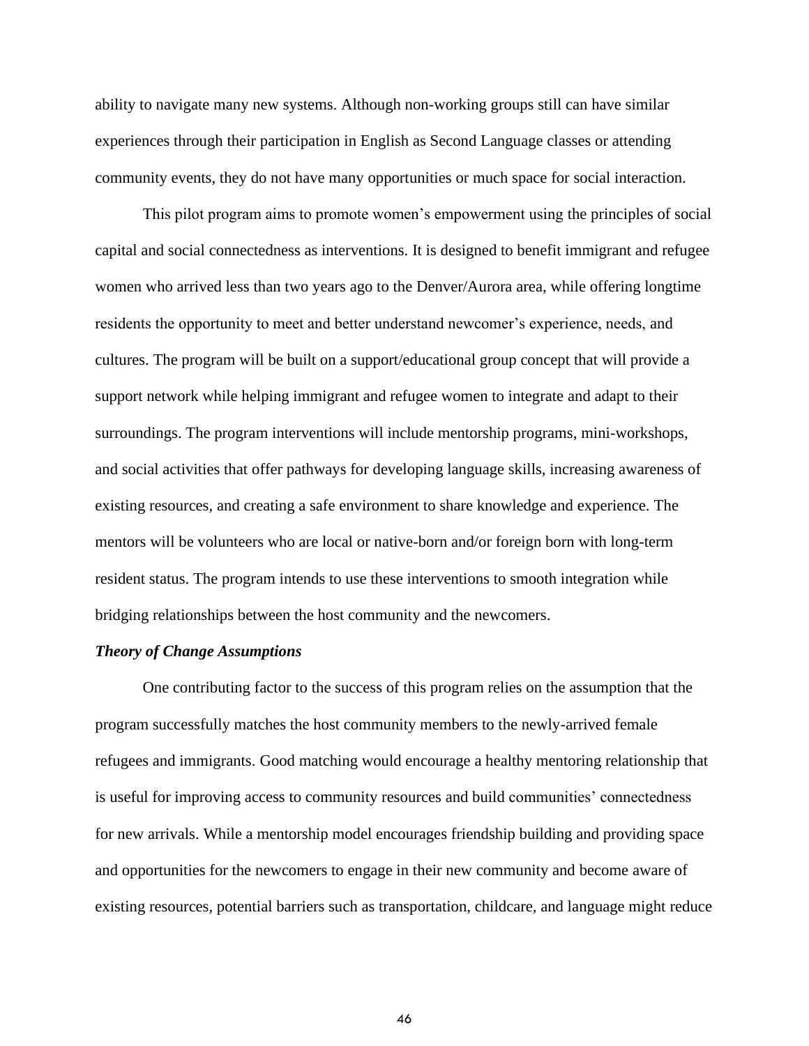ability to navigate many new systems. Although non-working groups still can have similar experiences through their participation in English as Second Language classes or attending community events, they do not have many opportunities or much space for social interaction.

This pilot program aims to promote women's empowerment using the principles of social capital and social connectedness as interventions. It is designed to benefit immigrant and refugee women who arrived less than two years ago to the Denver/Aurora area, while offering longtime residents the opportunity to meet and better understand newcomer's experience, needs, and cultures. The program will be built on a support/educational group concept that will provide a support network while helping immigrant and refugee women to integrate and adapt to their surroundings. The program interventions will include mentorship programs, mini-workshops, and social activities that offer pathways for developing language skills, increasing awareness of existing resources, and creating a safe environment to share knowledge and experience. The mentors will be volunteers who are local or native-born and/or foreign born with long-term resident status. The program intends to use these interventions to smooth integration while bridging relationships between the host community and the newcomers.

***Theory of Change Assumptions***

One contributing factor to the success of this program relies on the assumption that the program successfully matches the host community members to the newly-arrived female refugees and immigrants. Good matching would encourage a healthy mentoring relationship that is useful for improving access to community resources and build communities' connectedness for new arrivals. While a mentorship model encourages friendship building and providing space and opportunities for the newcomers to engage in their new community and become aware of existing resources, potential barriers such as transportation, childcare, and language might reduce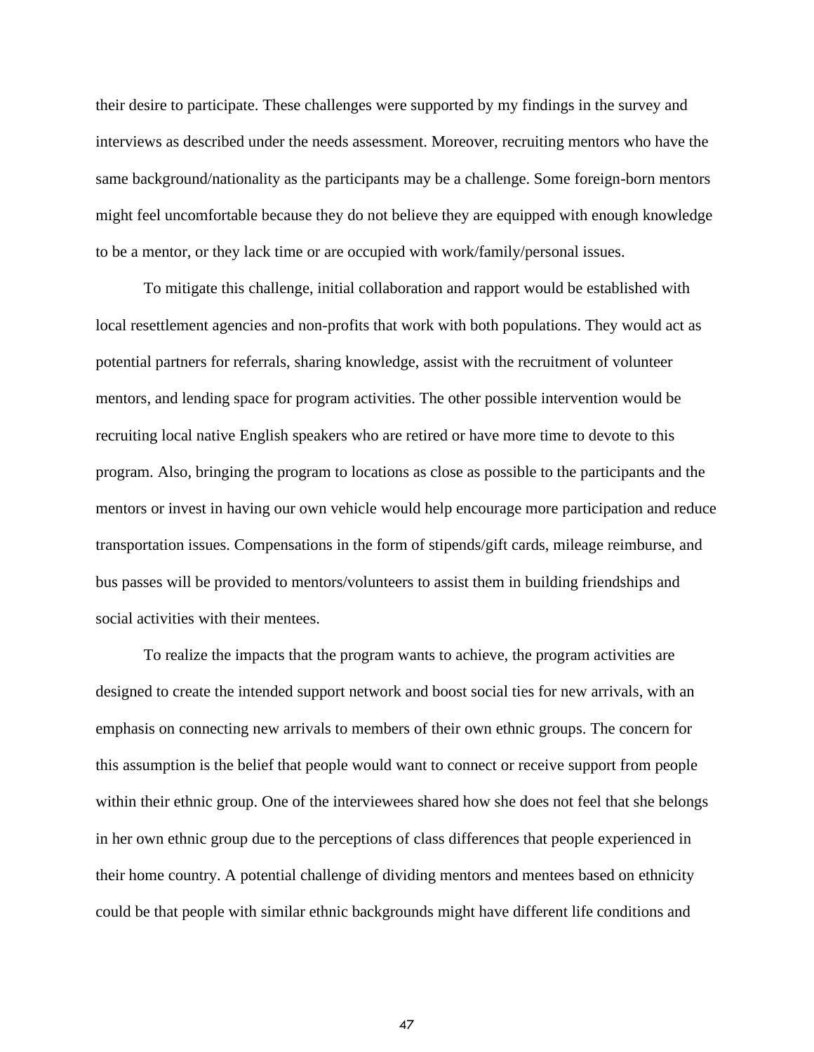their desire to participate. These challenges were supported by my findings in the survey and interviews as described under the needs assessment. Moreover, recruiting mentors who have the same background/nationality as the participants may be a challenge. Some foreign-born mentors might feel uncomfortable because they do not believe they are equipped with enough knowledge to be a mentor, or they lack time or are occupied with work/family/personal issues.

To mitigate this challenge, initial collaboration and rapport would be established with local resettlement agencies and non-profits that work with both populations. They would act as potential partners for referrals, sharing knowledge, assist with the recruitment of volunteer mentors, and lending space for program activities. The other possible intervention would be recruiting local native English speakers who are retired or have more time to devote to this program. Also, bringing the program to locations as close as possible to the participants and the mentors or invest in having our own vehicle would help encourage more participation and reduce transportation issues. Compensations in the form of stipends/gift cards, mileage reimburse, and bus passes will be provided to mentors/volunteers to assist them in building friendships and social activities with their mentees.

To realize the impacts that the program wants to achieve, the program activities are designed to create the intended support network and boost social ties for new arrivals, with an emphasis on connecting new arrivals to members of their own ethnic groups. The concern for this assumption is the belief that people would want to connect or receive support from people within their ethnic group. One of the interviewees shared how she does not feel that she belongs in her own ethnic group due to the perceptions of class differences that people experienced in their home country. A potential challenge of dividing mentors and mentees based on ethnicity could be that people with similar ethnic backgrounds might have different life conditions and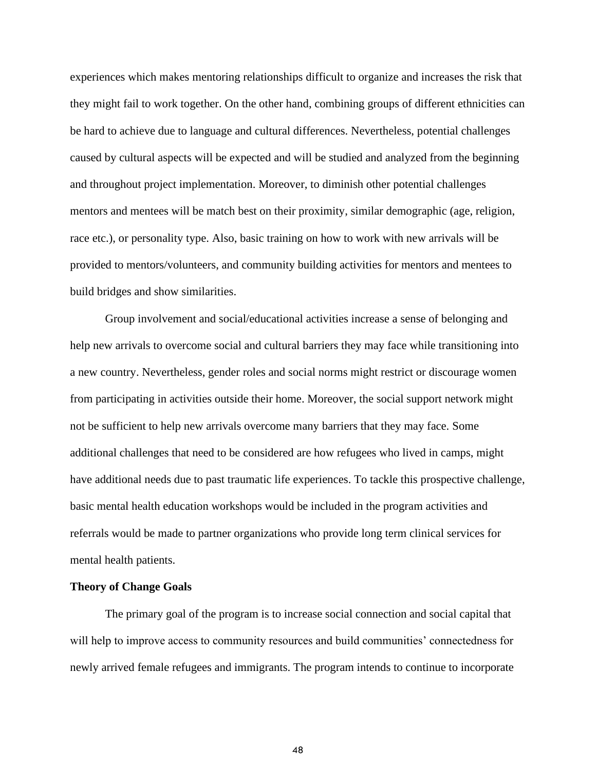experiences which makes mentoring relationships difficult to organize and increases the risk that they might fail to work together. On the other hand, combining groups of different ethnicities can be hard to achieve due to language and cultural differences. Nevertheless, potential challenges caused by cultural aspects will be expected and will be studied and analyzed from the beginning and throughout project implementation. Moreover, to diminish other potential challenges mentors and mentees will be match best on their proximity, similar demographic (age, religion, race etc.), or personality type. Also, basic training on how to work with new arrivals will be provided to mentors/volunteers, and community building activities for mentors and mentees to build bridges and show similarities.

Group involvement and social/educational activities increase a sense of belonging and help new arrivals to overcome social and cultural barriers they may face while transitioning into a new country. Nevertheless, gender roles and social norms might restrict or discourage women from participating in activities outside their home. Moreover, the social support network might not be sufficient to help new arrivals overcome many barriers that they may face. Some additional challenges that need to be considered are how refugees who lived in camps, might have additional needs due to past traumatic life experiences. To tackle this prospective challenge, basic mental health education workshops would be included in the program activities and referrals would be made to partner organizations who provide long term clinical services for mental health patients.

**Theory of Change Goals**

The primary goal of the program is to increase social connection and social capital that will help to improve access to community resources and build communities' connectedness for newly arrived female refugees and immigrants. The program intends to continue to incorporate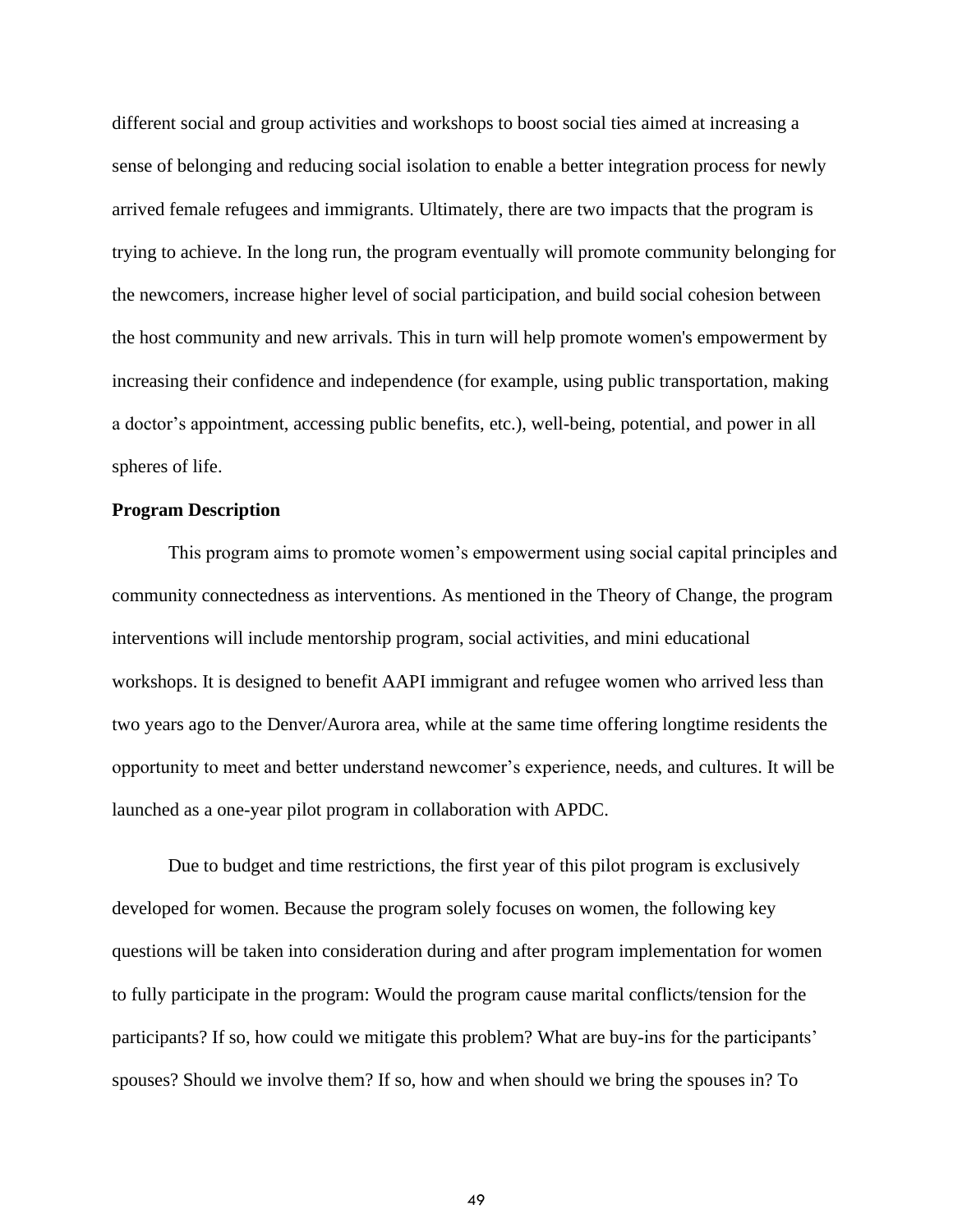different social and group activities and workshops to boost social ties aimed at increasing a sense of belonging and reducing social isolation to enable a better integration process for newly arrived female refugees and immigrants. Ultimately, there are two impacts that the program is trying to achieve. In the long run, the program eventually will promote community belonging for the newcomers, increase higher level of social participation, and build social cohesion between the host community and new arrivals. This in turn will help promote women's empowerment by increasing their confidence and independence (for example, using public transportation, making a doctor's appointment, accessing public benefits, etc.), well-being, potential, and power in all spheres of life.

**Program Description**

This program aims to promote women's empowerment using social capital principles and community connectedness as interventions. As mentioned in the Theory of Change, the program interventions will include mentorship program, social activities, and mini educational workshops. It is designed to benefit AAPI immigrant and refugee women who arrived less than two years ago to the Denver/Aurora area, while at the same time offering longtime residents the opportunity to meet and better understand newcomer's experience, needs, and cultures. It will be launched as a one-year pilot program in collaboration with APDC.

Due to budget and time restrictions, the first year of this pilot program is exclusively developed for women. Because the program solely focuses on women, the following key questions will be taken into consideration during and after program implementation for women to fully participate in the program: Would the program cause marital conflicts/tension for the participants? If so, how could we mitigate this problem? What are buy-ins for the participants' spouses? Should we involve them? If so, how and when should we bring the spouses in? To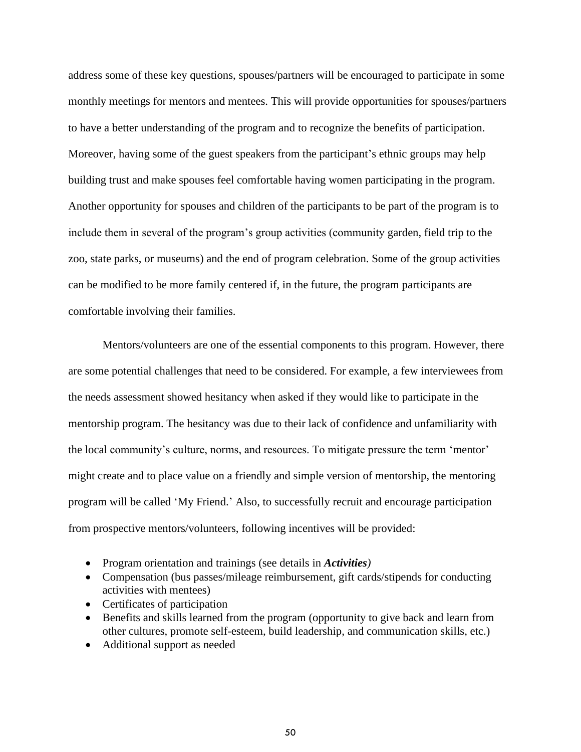address some of these key questions, spouses/partners will be encouraged to participate in some monthly meetings for mentors and mentees. This will provide opportunities for spouses/partners to have a better understanding of the program and to recognize the benefits of participation. Moreover, having some of the guest speakers from the participant's ethnic groups may help building trust and make spouses feel comfortable having women participating in the program. Another opportunity for spouses and children of the participants to be part of the program is to include them in several of the program's group activities (community garden, field trip to the zoo, state parks, or museums) and the end of program celebration. Some of the group activities can be modified to be more family centered if, in the future, the program participants are comfortable involving their families.

Mentors/volunteers are one of the essential components to this program. However, there are some potential challenges that need to be considered. For example, a few interviewees from the needs assessment showed hesitancy when asked if they would like to participate in the mentorship program. The hesitancy was due to their lack of confidence and unfamiliarity with the local community's culture, norms, and resources. To mitigate pressure the term 'mentor' might create and to place value on a friendly and simple version of mentorship, the mentoring program will be called 'My Friend.' Also, to successfully recruit and encourage participation from prospective mentors/volunteers, following incentives will be provided:

- Program orientation and trainings (see details in ***Activities)***
- Compensation (bus passes/mileage reimbursement, gift cards/stipends for conducting activities with mentees)
- Certificates of participation
- Benefits and skills learned from the program (opportunity to give back and learn from other cultures, promote self-esteem, build leadership, and communication skills, etc.)
- Additional support as needed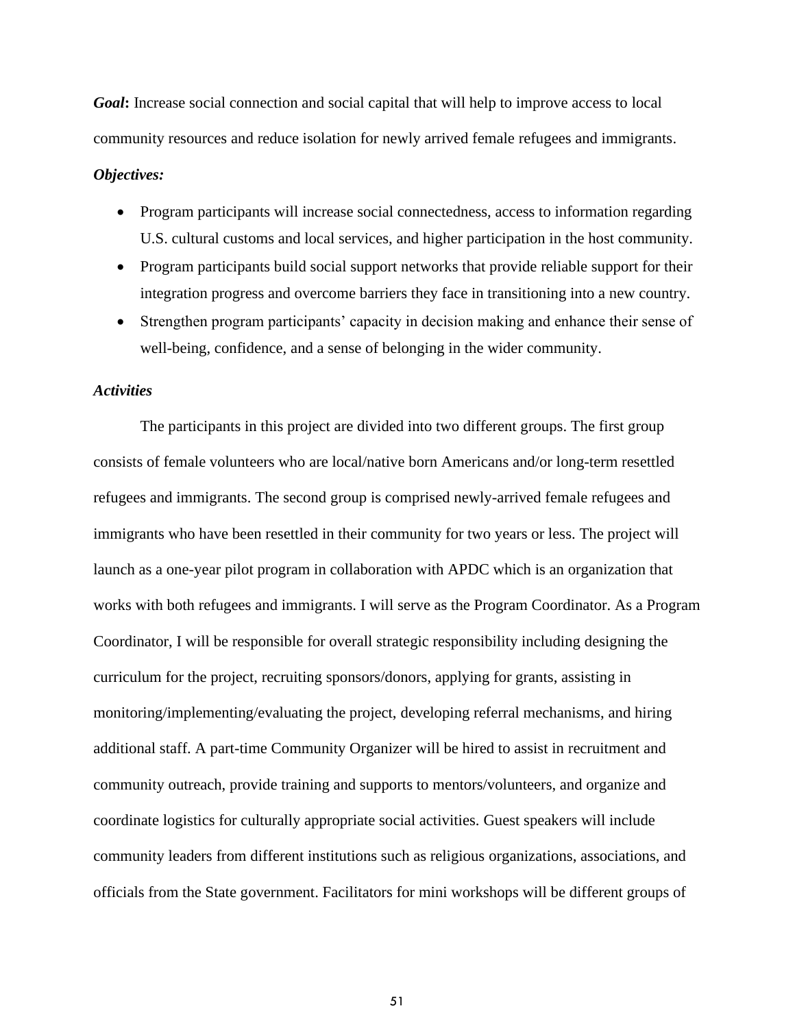***Goal*****:** Increase social connection and social capital that will help to improve access to local community resources and reduce isolation for newly arrived female refugees and immigrants.

***Objectives:***

- Program participants will increase social connectedness, access to information regarding U.S. cultural customs and local services, and higher participation in the host community.
- Program participants build social support networks that provide reliable support for their integration progress and overcome barriers they face in transitioning into a new country.
- Strengthen program participants' capacity in decision making and enhance their sense of well-being, confidence, and a sense of belonging in the wider community.

***Activities***

The participants in this project are divided into two different groups. The first group consists of female volunteers who are local/native born Americans and/or long-term resettled refugees and immigrants. The second group is comprised newly-arrived female refugees and immigrants who have been resettled in their community for two years or less. The project will launch as a one-year pilot program in collaboration with APDC which is an organization that works with both refugees and immigrants. I will serve as the Program Coordinator. As a Program Coordinator, I will be responsible for overall strategic responsibility including designing the curriculum for the project, recruiting sponsors/donors, applying for grants, assisting in monitoring/implementing/evaluating the project, developing referral mechanisms, and hiring additional staff. A part-time Community Organizer will be hired to assist in recruitment and community outreach, provide training and supports to mentors/volunteers, and organize and coordinate logistics for culturally appropriate social activities. Guest speakers will include community leaders from different institutions such as religious organizations, associations, and officials from the State government. Facilitators for mini workshops will be different groups of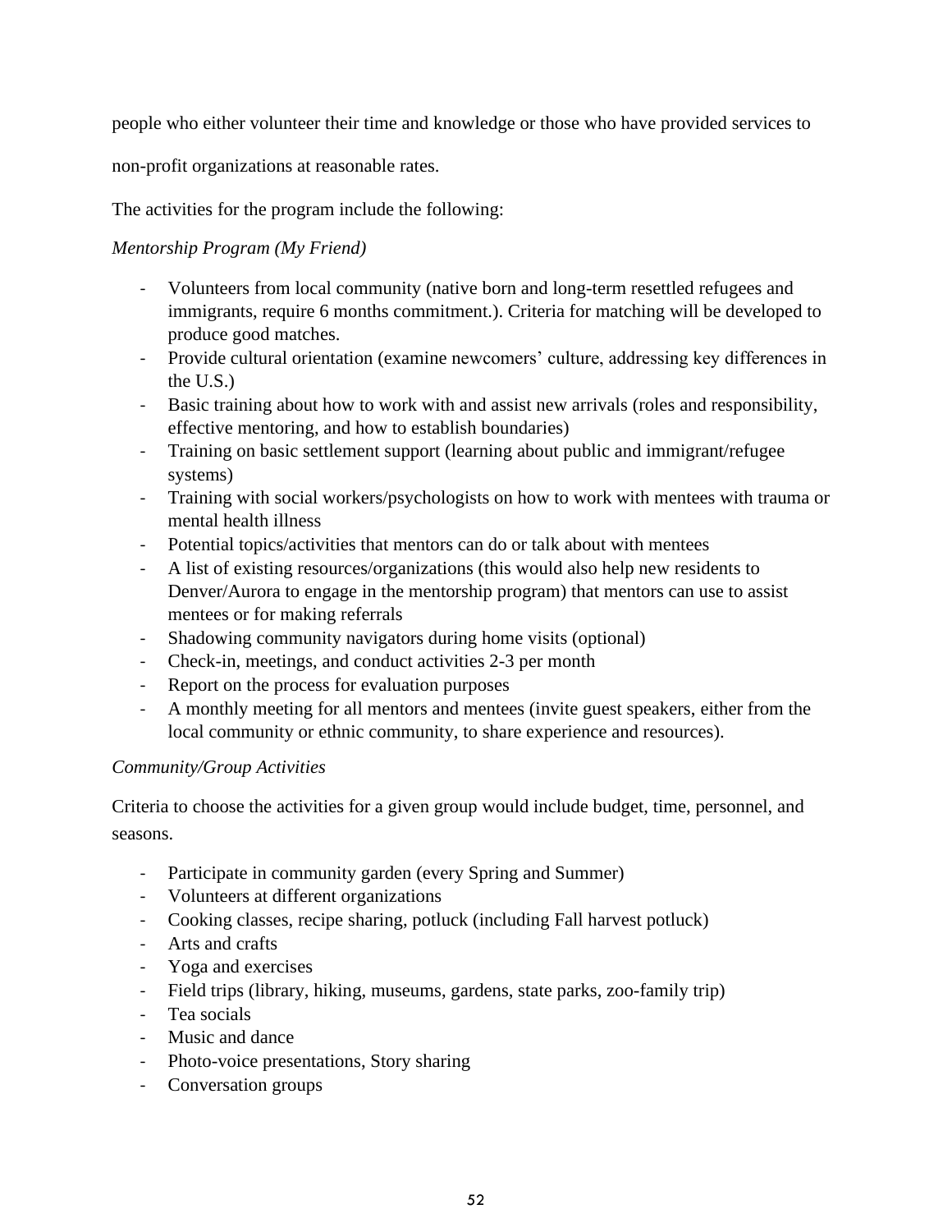people who either volunteer their time and knowledge or those who have provided services to non-profit organizations at reasonable rates.

The activities for the program include the following:

*Mentorship Program (My Friend)*

- Volunteers from local community (native born and long-term resettled refugees and immigrants, require 6 months commitment.). Criteria for matching will be developed to produce good matches.
- Provide cultural orientation (examine newcomers' culture, addressing key differences in the U.S.)
- Basic training about how to work with and assist new arrivals (roles and responsibility, effective mentoring, and how to establish boundaries)
- Training on basic settlement support (learning about public and immigrant/refugee systems)
- Training with social workers/psychologists on how to work with mentees with trauma or mental health illness
- Potential topics/activities that mentors can do or talk about with mentees
- A list of existing resources/organizations (this would also help new residents to Denver/Aurora to engage in the mentorship program) that mentors can use to assist mentees or for making referrals
- Shadowing community navigators during home visits (optional)
- Check-in, meetings, and conduct activities 2-3 per month
- Report on the process for evaluation purposes
- A monthly meeting for all mentors and mentees (invite guest speakers, either from the local community or ethnic community, to share experience and resources).

*Community/Group Activities*

Criteria to choose the activities for a given group would include budget, time, personnel, and seasons.

- Participate in community garden (every Spring and Summer)
- Volunteers at different organizations
- Cooking classes, recipe sharing, potluck (including Fall harvest potluck)
- Arts and crafts
- Yoga and exercises
- Field trips (library, hiking, museums, gardens, state parks, zoo-family trip)
- Tea socials
- Music and dance
- Photo-voice presentations, Story sharing
- Conversation groups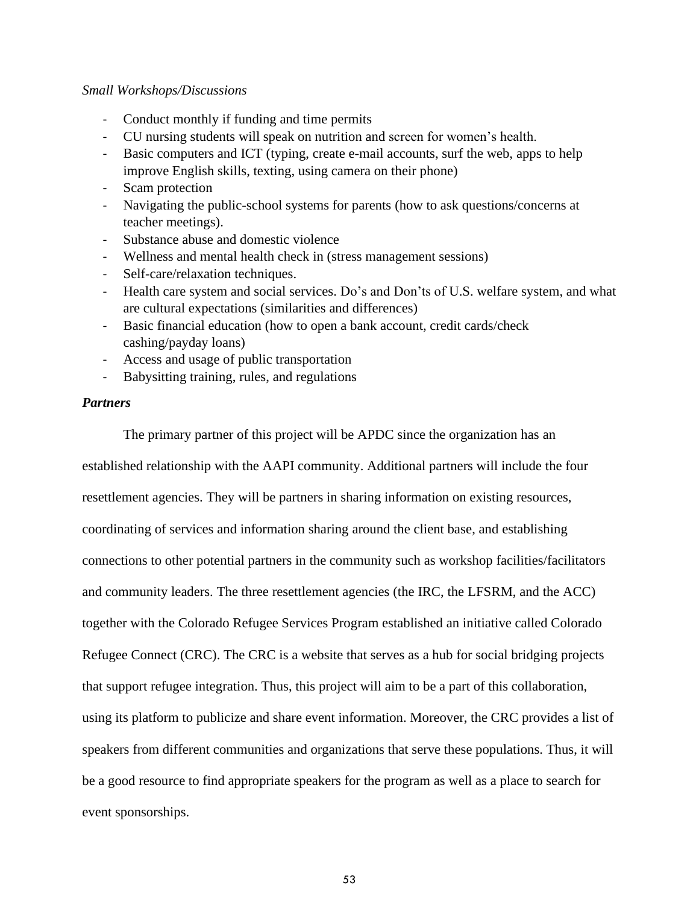*Small Workshops/Discussions*

- Conduct monthly if funding and time permits
- CU nursing students will speak on nutrition and screen for women's health.
- Basic computers and ICT (typing, create e-mail accounts, surf the web, apps to help improve English skills, texting, using camera on their phone)
- Scam protection
- Navigating the public-school systems for parents (how to ask questions/concerns at teacher meetings).
- Substance abuse and domestic violence
- Wellness and mental health check in (stress management sessions)
- Self-care/relaxation techniques.
- Health care system and social services. Do's and Don'ts of U.S. welfare system, and what are cultural expectations (similarities and differences)
- Basic financial education (how to open a bank account, credit cards/check cashing/payday loans)
- Access and usage of public transportation
- Babysitting training, rules, and regulations

***Partners***

The primary partner of this project will be APDC since the organization has an established relationship with the AAPI community. Additional partners will include the four resettlement agencies. They will be partners in sharing information on existing resources, coordinating of services and information sharing around the client base, and establishing connections to other potential partners in the community such as workshop facilities/facilitators and community leaders. The three resettlement agencies (the IRC, the LFSRM, and the ACC) together with the Colorado Refugee Services Program established an initiative called Colorado Refugee Connect (CRC). The CRC is a website that serves as a hub for social bridging projects that support refugee integration. Thus, this project will aim to be a part of this collaboration, using its platform to publicize and share event information. Moreover, the CRC provides a list of speakers from different communities and organizations that serve these populations. Thus, it will be a good resource to find appropriate speakers for the program as well as a place to search for event sponsorships.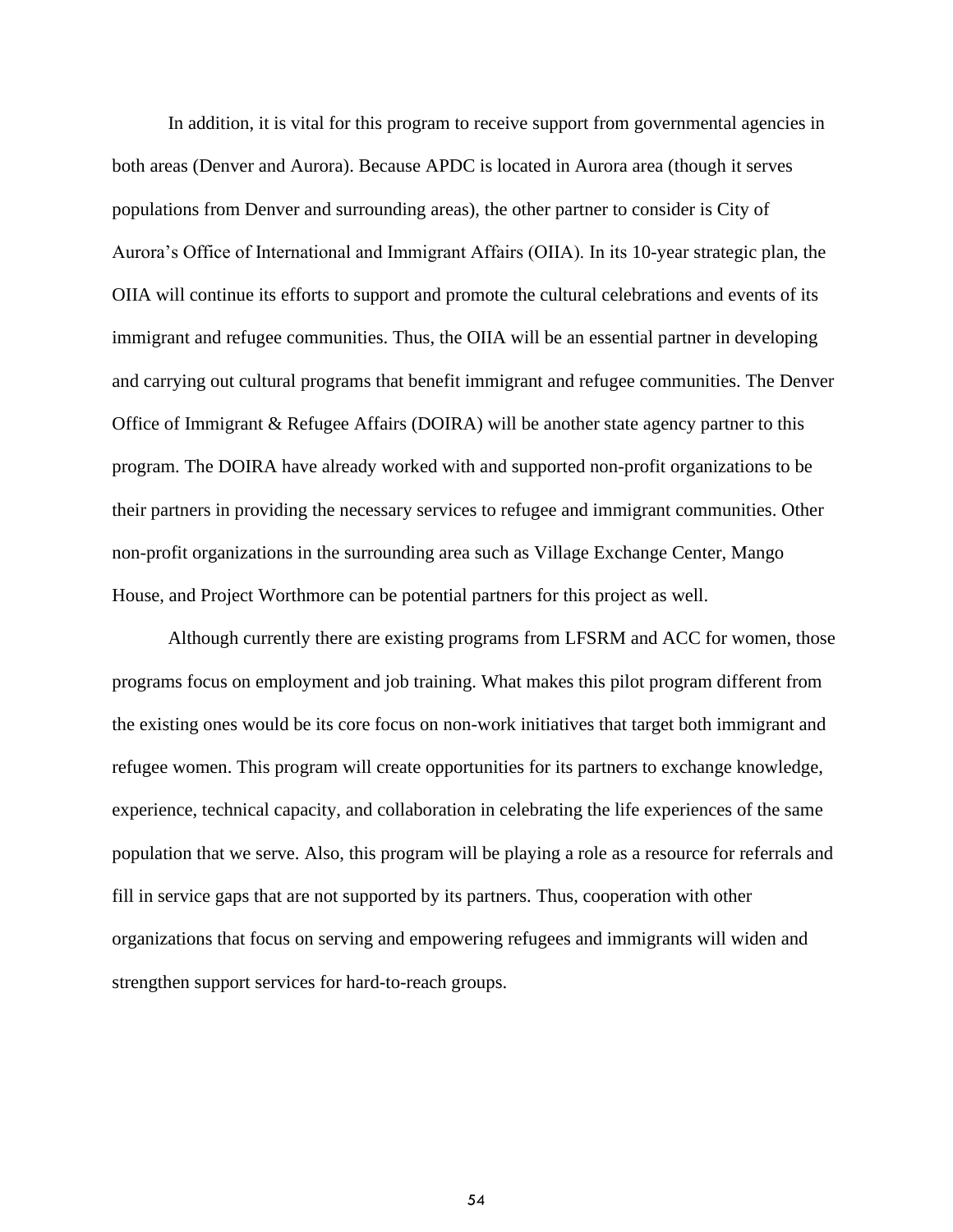In addition, it is vital for this program to receive support from governmental agencies in both areas (Denver and Aurora). Because APDC is located in Aurora area (though it serves populations from Denver and surrounding areas), the other partner to consider is City of Aurora's Office of International and Immigrant Affairs (OIIA). In its 10-year strategic plan, the OIIA will continue its efforts to support and promote the cultural celebrations and events of its immigrant and refugee communities. Thus, the OIIA will be an essential partner in developing and carrying out cultural programs that benefit immigrant and refugee communities. The Denver Office of Immigrant & Refugee Affairs (DOIRA) will be another state agency partner to this program. The DOIRA have already worked with and supported non-profit organizations to be their partners in providing the necessary services to refugee and immigrant communities. Other non-profit organizations in the surrounding area such as Village Exchange Center, Mango House, and Project Worthmore can be potential partners for this project as well.

Although currently there are existing programs from LFSRM and ACC for women, those programs focus on employment and job training. What makes this pilot program different from the existing ones would be its core focus on non-work initiatives that target both immigrant and refugee women. This program will create opportunities for its partners to exchange knowledge, experience, technical capacity, and collaboration in celebrating the life experiences of the same population that we serve. Also, this program will be playing a role as a resource for referrals and fill in service gaps that are not supported by its partners. Thus, cooperation with other organizations that focus on serving and empowering refugees and immigrants will widen and strengthen support services for hard-to-reach groups.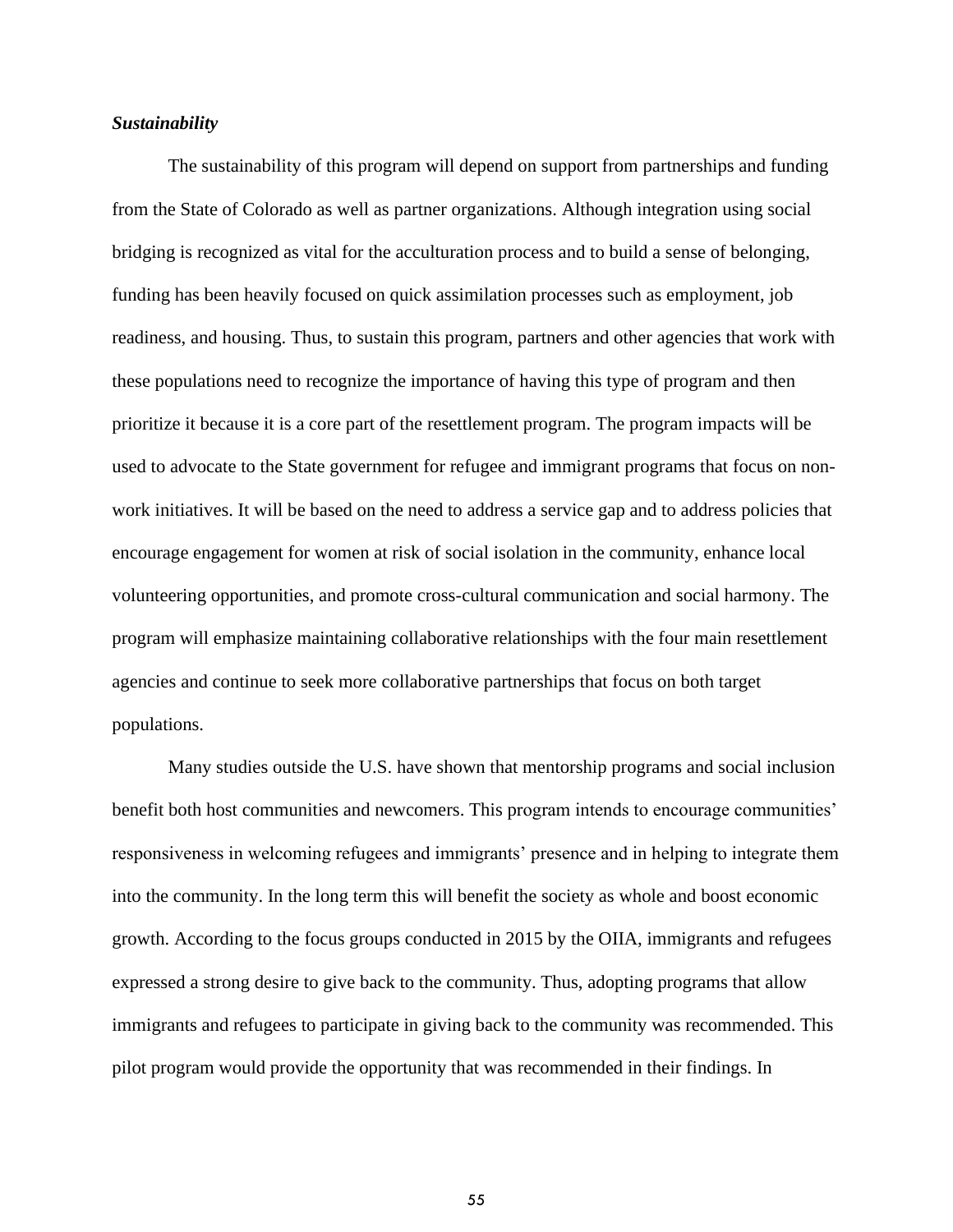***Sustainability***

The sustainability of this program will depend on support from partnerships and funding from the State of Colorado as well as partner organizations. Although integration using social bridging is recognized as vital for the acculturation process and to build a sense of belonging, funding has been heavily focused on quick assimilation processes such as employment, job readiness, and housing. Thus, to sustain this program, partners and other agencies that work with these populations need to recognize the importance of having this type of program and then prioritize it because it is a core part of the resettlement program. The program impacts will be used to advocate to the State government for refugee and immigrant programs that focus on non-work initiatives. It will be based on the need to address a service gap and to address policies that encourage engagement for women at risk of social isolation in the community, enhance local volunteering opportunities, and promote cross-cultural communication and social harmony. The program will emphasize maintaining collaborative relationships with the four main resettlement agencies and continue to seek more collaborative partnerships that focus on both target populations.

Many studies outside the U.S. have shown that mentorship programs and social inclusion benefit both host communities and newcomers. This program intends to encourage communities' responsiveness in welcoming refugees and immigrants' presence and in helping to integrate them into the community. In the long term this will benefit the society as whole and boost economic growth. According to the focus groups conducted in 2015 by the OIIA, immigrants and refugees expressed a strong desire to give back to the community. Thus, adopting programs that allow immigrants and refugees to participate in giving back to the community was recommended. This pilot program would provide the opportunity that was recommended in their findings. In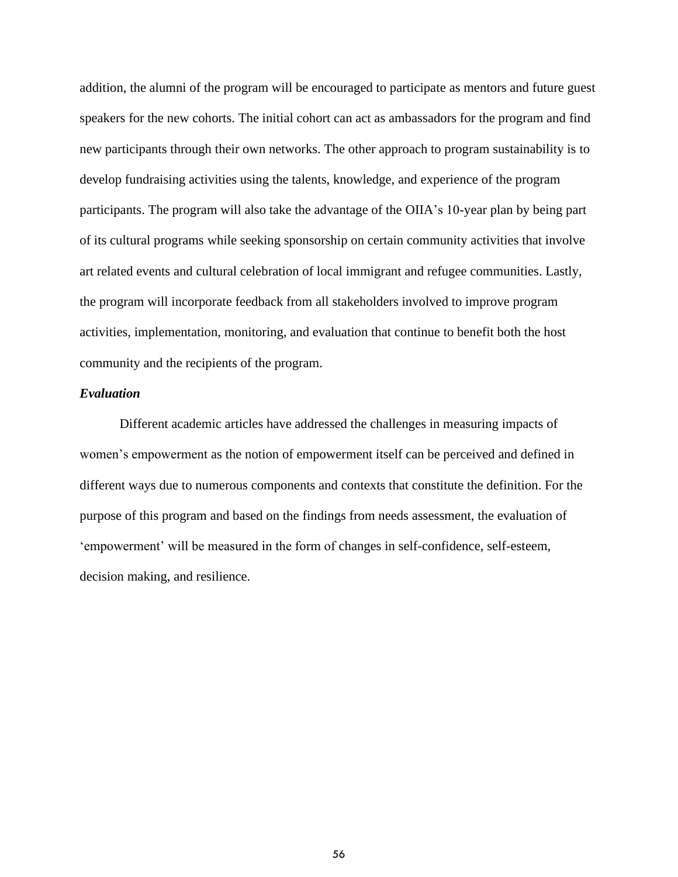addition, the alumni of the program will be encouraged to participate as mentors and future guest speakers for the new cohorts. The initial cohort can act as ambassadors for the program and find new participants through their own networks. The other approach to program sustainability is to develop fundraising activities using the talents, knowledge, and experience of the program participants. The program will also take the advantage of the OIIA's 10-year plan by being part of its cultural programs while seeking sponsorship on certain community activities that involve art related events and cultural celebration of local immigrant and refugee communities. Lastly, the program will incorporate feedback from all stakeholders involved to improve program activities, implementation, monitoring, and evaluation that continue to benefit both the host community and the recipients of the program.

### *Evaluation*

Different academic articles have addressed the challenges in measuring impacts of women's empowerment as the notion of empowerment itself can be perceived and defined in different ways due to numerous components and contexts that constitute the definition. For the purpose of this program and based on the findings from needs assessment, the evaluation of 'empowerment' will be measured in the form of changes in self-confidence, self-esteem, decision making, and resilience.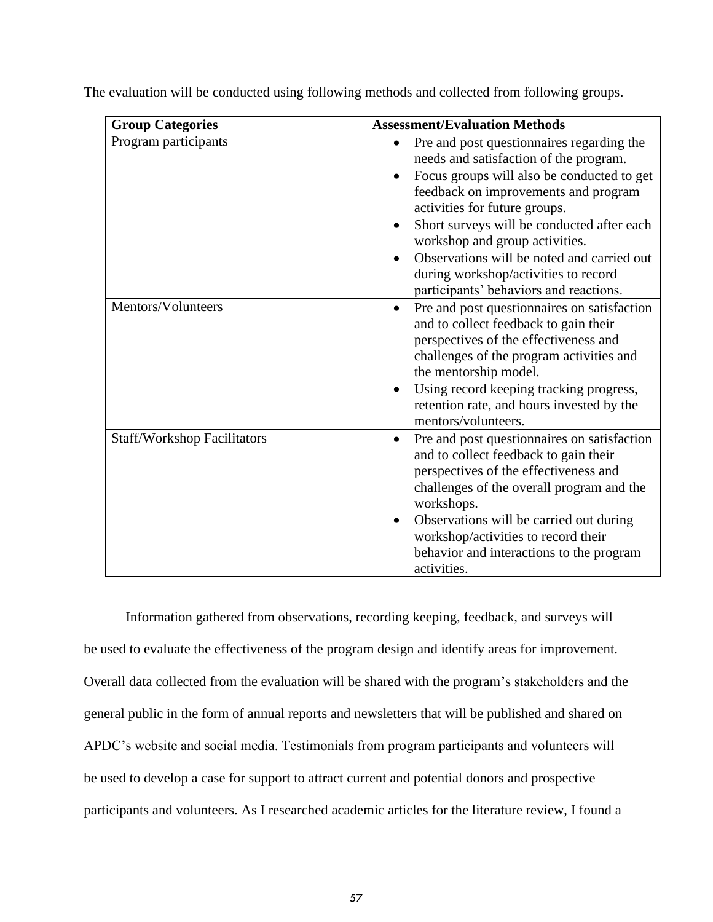The evaluation will be conducted using following methods and collected from following groups.

| Group Categories | Assessment/Evaluation Methods |
|---|---|
| Program participants | • Pre and post questionnaires regarding the needs and satisfaction of the program.<br>• Focus groups will also be conducted to get feedback on improvements and program activities for future groups.<br>• Short surveys will be conducted after each workshop and group activities.<br>• Observations will be noted and carried out during workshop/activities to record participants' behaviors and reactions. |
| Mentors/Volunteers | • Pre and post questionnaires on satisfaction and to collect feedback to gain their perspectives of the effectiveness and challenges of the program activities and the mentorship model.<br>• Using record keeping tracking progress, retention rate, and hours invested by the mentors/volunteers. |
| Staff/Workshop Facilitators | • Pre and post questionnaires on satisfaction and to collect feedback to gain their perspectives of the effectiveness and challenges of the overall program and the workshops.<br>• Observations will be carried out during workshop/activities to record their behavior and interactions to the program activities. |

Information gathered from observations, recording keeping, feedback, and surveys will be used to evaluate the effectiveness of the program design and identify areas for improvement. Overall data collected from the evaluation will be shared with the program's stakeholders and the general public in the form of annual reports and newsletters that will be published and shared on APDC's website and social media. Testimonials from program participants and volunteers will be used to develop a case for support to attract current and potential donors and prospective participants and volunteers. As I researched academic articles for the literature review, I found a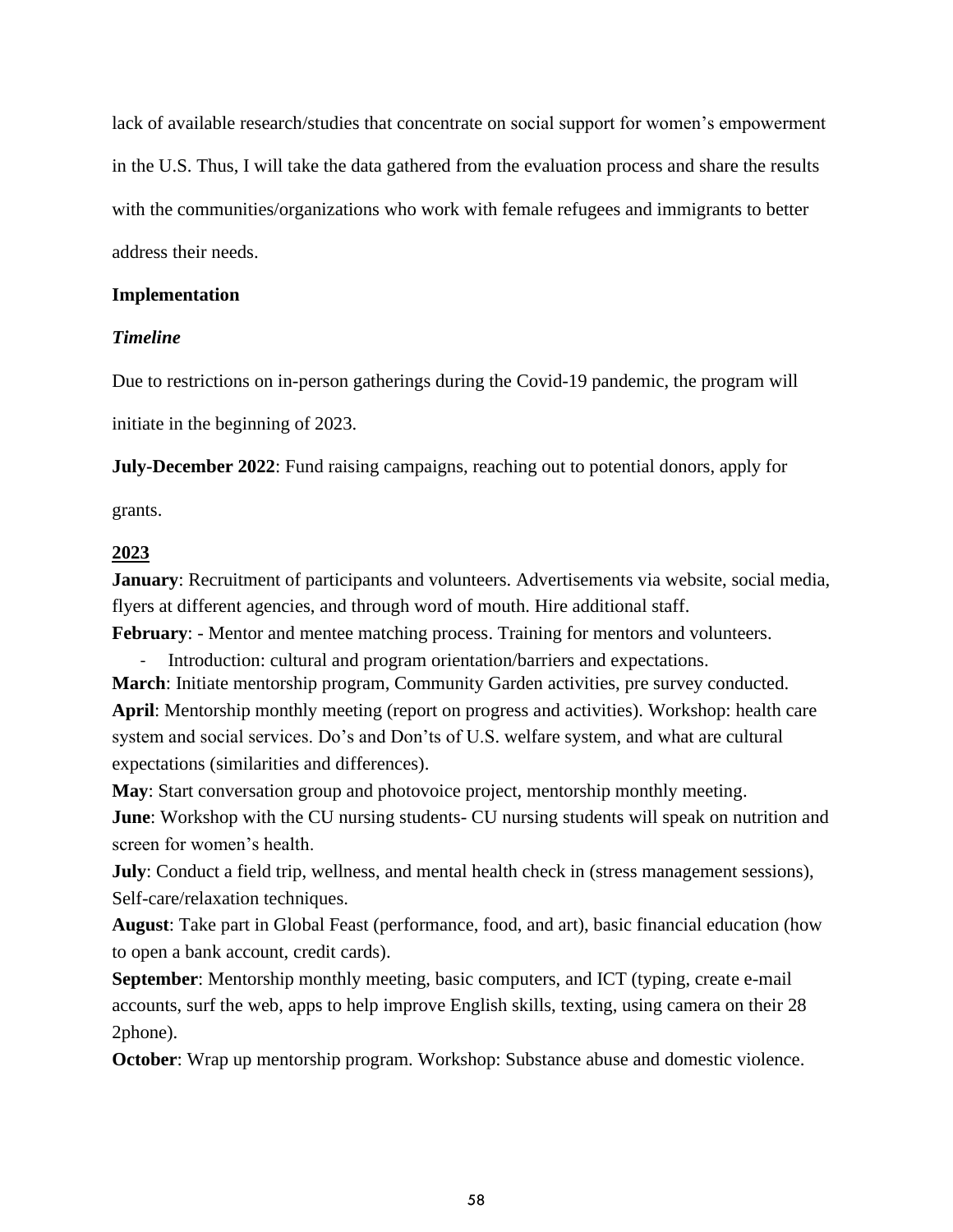lack of available research/studies that concentrate on social support for women's empowerment in the U.S. Thus, I will take the data gathered from the evaluation process and share the results with the communities/organizations who work with female refugees and immigrants to better address their needs.

## Implementation

### *Timeline*

Due to restrictions on in-person gatherings during the Covid-19 pandemic, the program will initiate in the beginning of 2023.

**July-December 2022**: Fund raising campaigns, reaching out to potential donors, apply for grants.

**<u>2023</u>**

**January**: Recruitment of participants and volunteers. Advertisements via website, social media, flyers at different agencies, and through word of mouth. Hire additional staff.

**February**: - Mentor and mentee matching process. Training for mentors and volunteers.

- Introduction: cultural and program orientation/barriers and expectations.

**March**: Initiate mentorship program, Community Garden activities, pre survey conducted.

**April**: Mentorship monthly meeting (report on progress and activities). Workshop: health care system and social services. Do's and Don'ts of U.S. welfare system, and what are cultural expectations (similarities and differences).

**May**: Start conversation group and photovoice project, mentorship monthly meeting.

**June**: Workshop with the CU nursing students- CU nursing students will speak on nutrition and screen for women's health.

**July**: Conduct a field trip, wellness, and mental health check in (stress management sessions), Self-care/relaxation techniques.

**August**: Take part in Global Feast (performance, food, and art), basic financial education (how to open a bank account, credit cards).

**September**: Mentorship monthly meeting, basic computers, and ICT (typing, create e-mail accounts, surf the web, apps to help improve English skills, texting, using camera on their 28 2phone).

**October**: Wrap up mentorship program. Workshop: Substance abuse and domestic violence.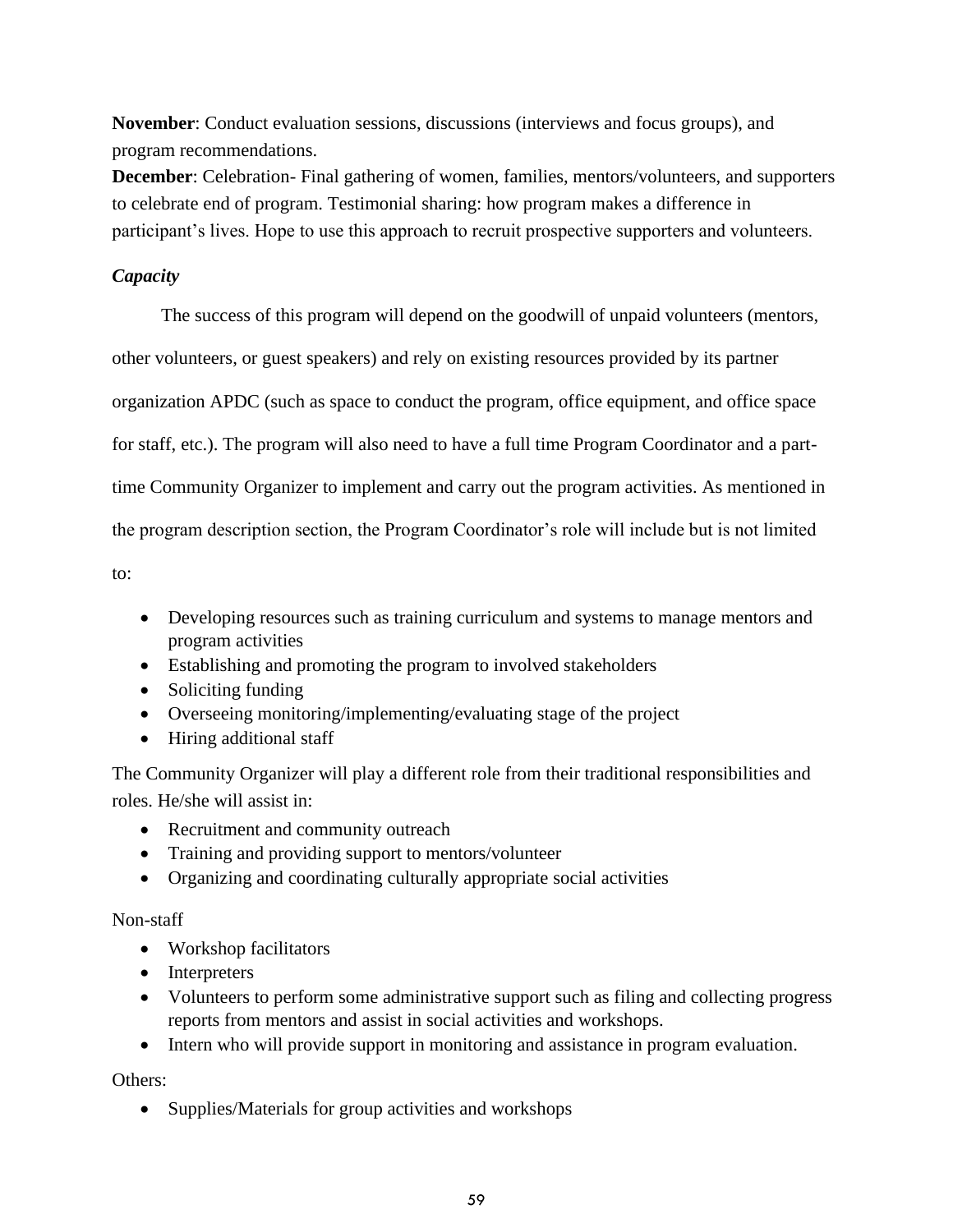**November**: Conduct evaluation sessions, discussions (interviews and focus groups), and program recommendations.

**December**: Celebration- Final gathering of women, families, mentors/volunteers, and supporters to celebrate end of program. Testimonial sharing: how program makes a difference in participant's lives. Hope to use this approach to recruit prospective supporters and volunteers.

### *Capacity*

The success of this program will depend on the goodwill of unpaid volunteers (mentors, other volunteers, or guest speakers) and rely on existing resources provided by its partner organization APDC (such as space to conduct the program, office equipment, and office space for staff, etc.). The program will also need to have a full time Program Coordinator and a part-time Community Organizer to implement and carry out the program activities. As mentioned in the program description section, the Program Coordinator's role will include but is not limited to:

- Developing resources such as training curriculum and systems to manage mentors and program activities
- Establishing and promoting the program to involved stakeholders
- Soliciting funding
- Overseeing monitoring/implementing/evaluating stage of the project
- Hiring additional staff

The Community Organizer will play a different role from their traditional responsibilities and roles. He/she will assist in:

- Recruitment and community outreach
- Training and providing support to mentors/volunteer
- Organizing and coordinating culturally appropriate social activities

Non-staff

- Workshop facilitators
- Interpreters
- Volunteers to perform some administrative support such as filing and collecting progress reports from mentors and assist in social activities and workshops.
- Intern who will provide support in monitoring and assistance in program evaluation.

Others:

- Supplies/Materials for group activities and workshops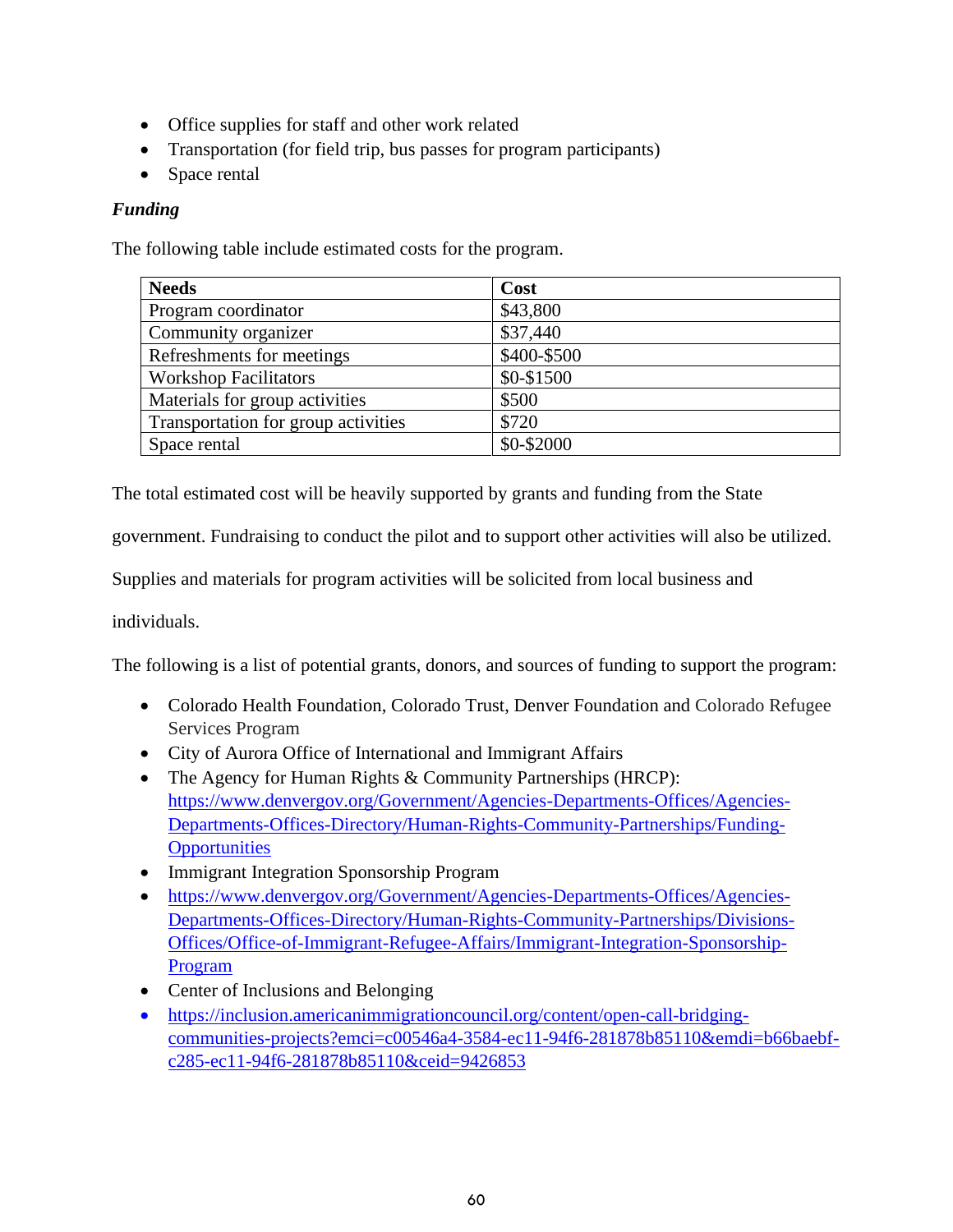- Office supplies for staff and other work related
- Transportation (for field trip, bus passes for program participants)
- Space rental

***Funding***

The following table include estimated costs for the program.

| Needs | Cost |
|---|---|
| Program coordinator | $43,800 |
| Community organizer | $37,440 |
| Refreshments for meetings | $400-$500 |
| Workshop Facilitators | $0-$1500 |
| Materials for group activities | $500 |
| Transportation for group activities | $720 |
| Space rental | $0-$2000 |

The total estimated cost will be heavily supported by grants and funding from the State government. Fundraising to conduct the pilot and to support other activities will also be utilized. Supplies and materials for program activities will be solicited from local business and individuals.

The following is a list of potential grants, donors, and sources of funding to support the program:

- Colorado Health Foundation, Colorado Trust, Denver Foundation and Colorado Refugee Services Program
- City of Aurora Office of International and Immigrant Affairs
- The Agency for Human Rights & Community Partnerships (HRCP): https://www.denvergov.org/Government/Agencies-Departments-Offices/Agencies-Departments-Offices-Directory/Human-Rights-Community-Partnerships/Funding-Opportunities
- Immigrant Integration Sponsorship Program
- https://www.denvergov.org/Government/Agencies-Departments-Offices/Agencies-Departments-Offices-Directory/Human-Rights-Community-Partnerships/Divisions-Offices/Office-of-Immigrant-Refugee-Affairs/Immigrant-Integration-Sponsorship-Program
- Center of Inclusions and Belonging
- https://inclusion.americanimmigrationcouncil.org/content/open-call-bridging-communities-projects?emci=c00546a4-3584-ec11-94f6-281878b85110&emdi=b66baebf-c285-ec11-94f6-281878b85110&ceid=9426853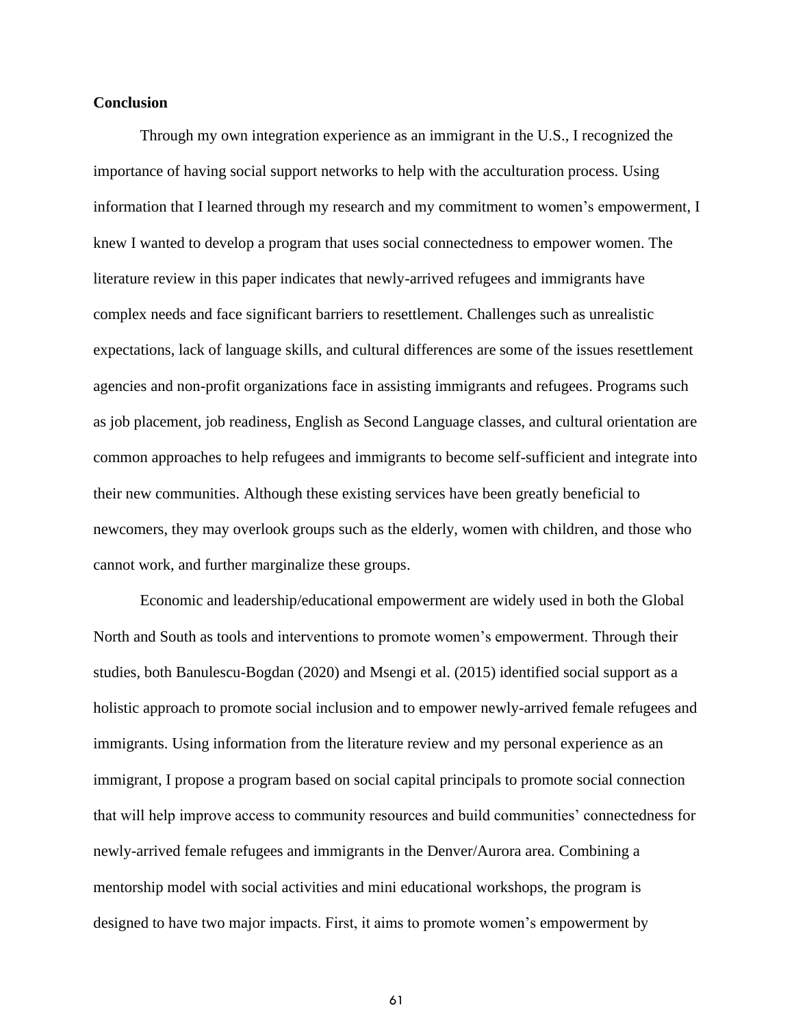**Conclusion**

Through my own integration experience as an immigrant in the U.S., I recognized the importance of having social support networks to help with the acculturation process. Using information that I learned through my research and my commitment to women's empowerment, I knew I wanted to develop a program that uses social connectedness to empower women. The literature review in this paper indicates that newly-arrived refugees and immigrants have complex needs and face significant barriers to resettlement. Challenges such as unrealistic expectations, lack of language skills, and cultural differences are some of the issues resettlement agencies and non-profit organizations face in assisting immigrants and refugees. Programs such as job placement, job readiness, English as Second Language classes, and cultural orientation are common approaches to help refugees and immigrants to become self-sufficient and integrate into their new communities. Although these existing services have been greatly beneficial to newcomers, they may overlook groups such as the elderly, women with children, and those who cannot work, and further marginalize these groups.

Economic and leadership/educational empowerment are widely used in both the Global North and South as tools and interventions to promote women's empowerment. Through their studies, both Banulescu-Bogdan (2020) and Msengi et al. (2015) identified social support as a holistic approach to promote social inclusion and to empower newly-arrived female refugees and immigrants. Using information from the literature review and my personal experience as an immigrant, I propose a program based on social capital principals to promote social connection that will help improve access to community resources and build communities' connectedness for newly-arrived female refugees and immigrants in the Denver/Aurora area. Combining a mentorship model with social activities and mini educational workshops, the program is designed to have two major impacts. First, it aims to promote women's empowerment by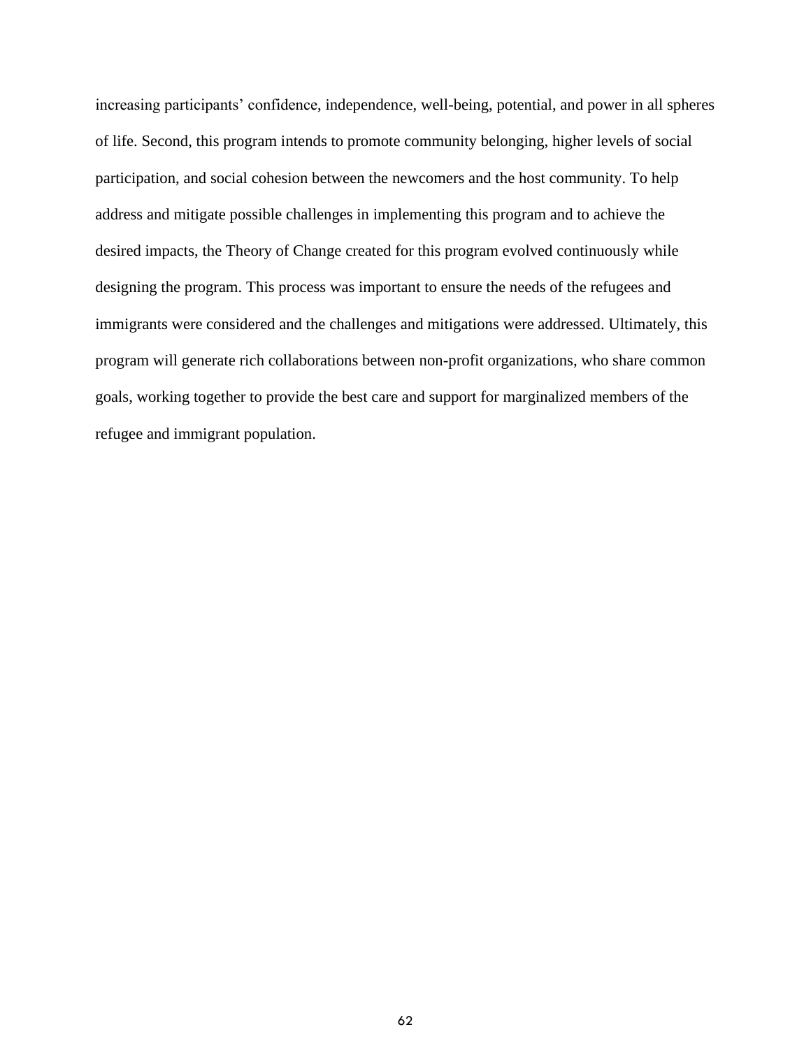increasing participants' confidence, independence, well-being, potential, and power in all spheres of life. Second, this program intends to promote community belonging, higher levels of social participation, and social cohesion between the newcomers and the host community. To help address and mitigate possible challenges in implementing this program and to achieve the desired impacts, the Theory of Change created for this program evolved continuously while designing the program. This process was important to ensure the needs of the refugees and immigrants were considered and the challenges and mitigations were addressed. Ultimately, this program will generate rich collaborations between non-profit organizations, who share common goals, working together to provide the best care and support for marginalized members of the refugee and immigrant population.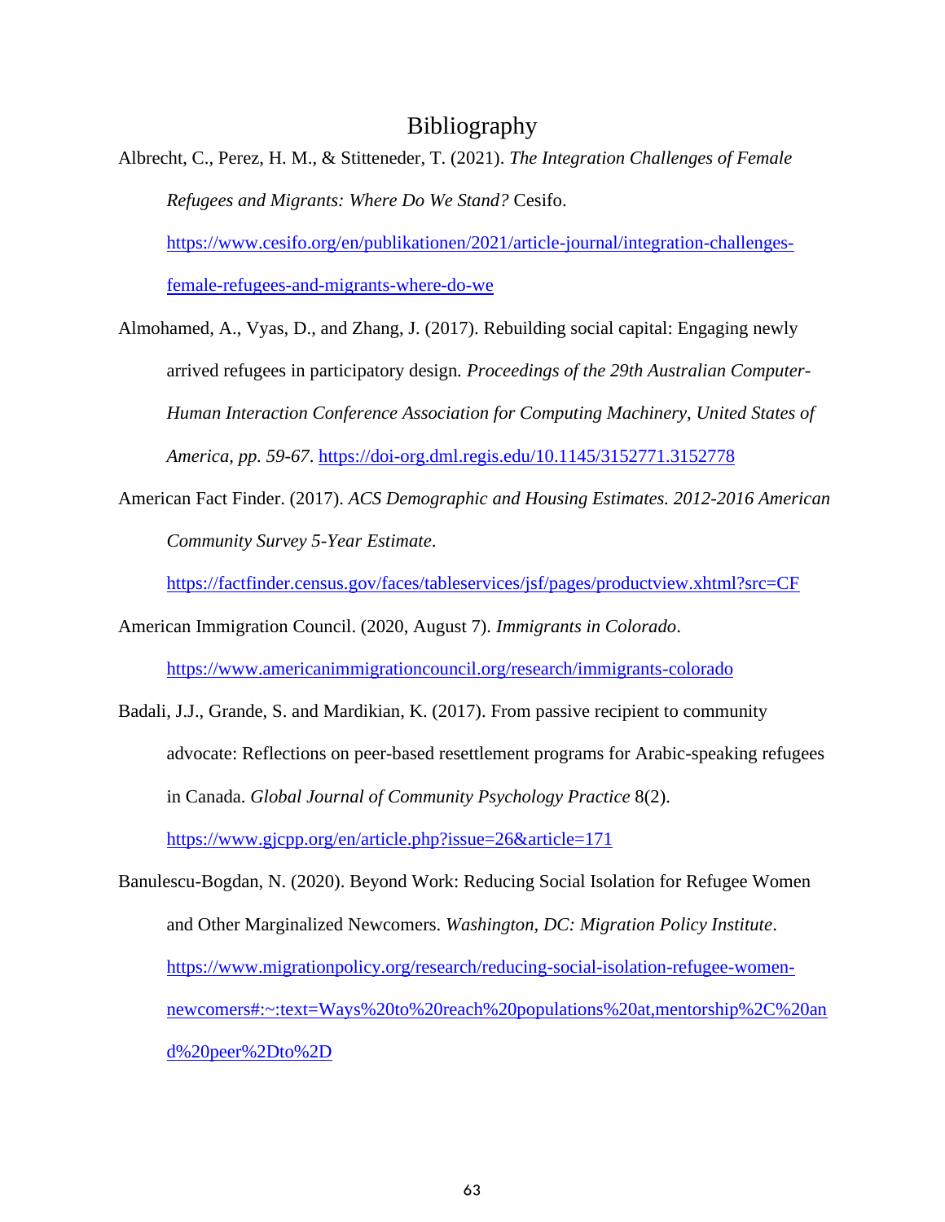# Bibliography

Albrecht, C., Perez, H. M., & Stitteneder, T. (2021). *The Integration Challenges of Female Refugees and Migrants: Where Do We Stand?* Cesifo. https://www.cesifo.org/en/publikationen/2021/article-journal/integration-challenges-female-refugees-and-migrants-where-do-we

Almohamed, A., Vyas, D., and Zhang, J. (2017). Rebuilding social capital: Engaging newly arrived refugees in participatory design. *Proceedings of the 29th Australian Computer-Human Interaction Conference Association for Computing Machinery, United States of America, pp. 59-67*. https://doi-org.dml.regis.edu/10.1145/3152771.3152778

American Fact Finder. (2017). *ACS Demographic and Housing Estimates. 2012-2016 American Community Survey 5-Year Estimate*. https://factfinder.census.gov/faces/tableservices/jsf/pages/productview.xhtml?src=CF

American Immigration Council. (2020, August 7). *Immigrants in Colorado*. https://www.americanimmigrationcouncil.org/research/immigrants-colorado

Badali, J.J., Grande, S. and Mardikian, K. (2017). From passive recipient to community advocate: Reflections on peer-based resettlement programs for Arabic-speaking refugees in Canada. *Global Journal of Community Psychology Practice* 8(2). https://www.gjcpp.org/en/article.php?issue=26&article=171

Banulescu-Bogdan, N. (2020). Beyond Work: Reducing Social Isolation for Refugee Women and Other Marginalized Newcomers. *Washington, DC: Migration Policy Institute*. https://www.migrationpolicy.org/research/reducing-social-isolation-refugee-women-newcomers#:~:text=Ways%20to%20reach%20populations%20at,mentorship%2C%20and%20peer%2Dto%2D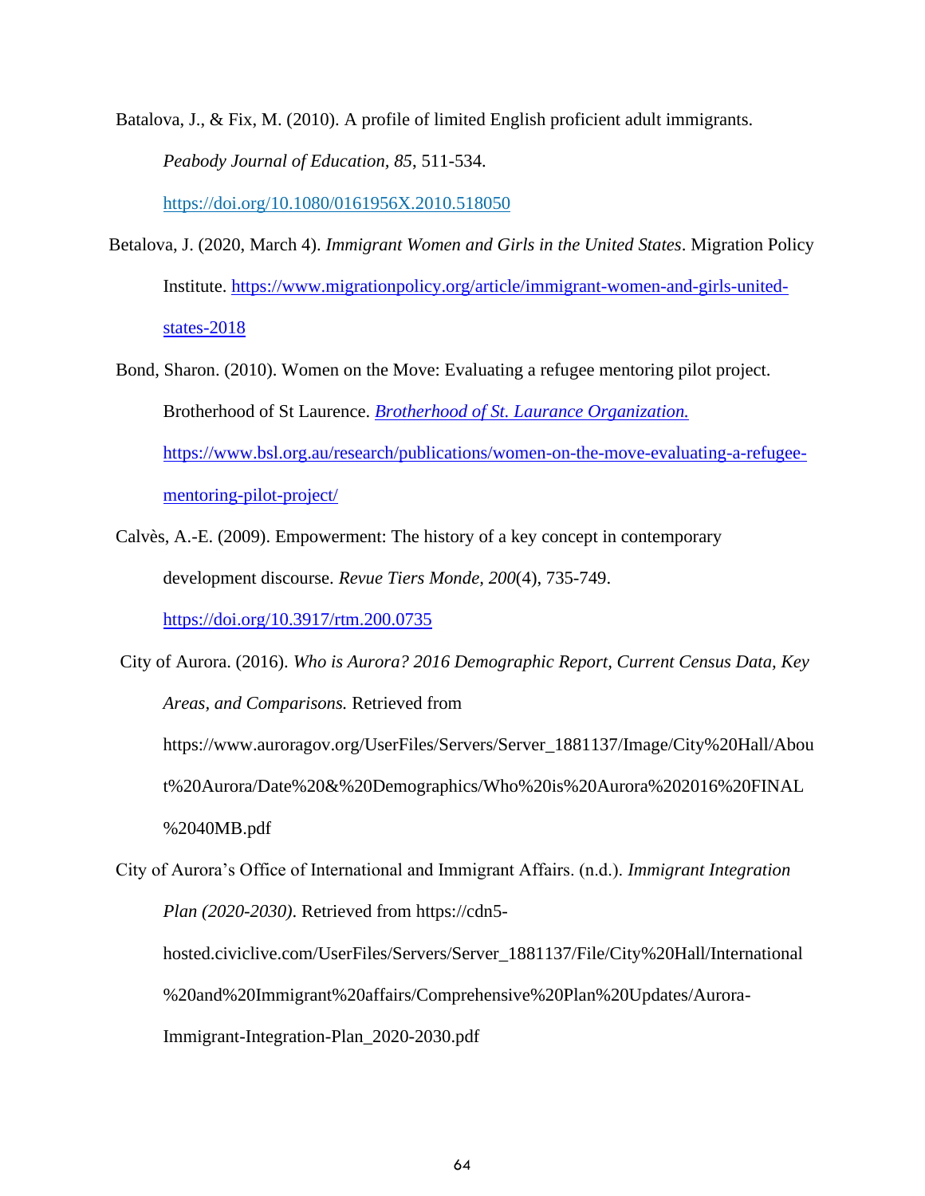Batalova, J., & Fix, M. (2010). A profile of limited English proficient adult immigrants. *Peabody Journal of Education, 85*, 511-534. https://doi.org/10.1080/0161956X.2010.518050

Betalova, J. (2020, March 4). *Immigrant Women and Girls in the United States*. Migration Policy Institute. https://www.migrationpolicy.org/article/immigrant-women-and-girls-united-states-2018

Bond, Sharon. (2010). Women on the Move: Evaluating a refugee mentoring pilot project. Brotherhood of St Laurence. *Brotherhood of St. Laurance Organization.* https://www.bsl.org.au/research/publications/women-on-the-move-evaluating-a-refugee-mentoring-pilot-project/

Calvès, A.-E. (2009). Empowerment: The history of a key concept in contemporary development discourse. *Revue Tiers Monde, 200*(4), 735-749. https://doi.org/10.3917/rtm.200.0735

City of Aurora. (2016). *Who is Aurora? 2016 Demographic Report, Current Census Data, Key Areas, and Comparisons.* Retrieved from https://www.auroragov.org/UserFiles/Servers/Server_1881137/Image/City%20Hall/About%20Aurora/Date%20&%20Demographics/Who%20is%20Aurora%202016%20FINAL%2040MB.pdf

City of Aurora's Office of International and Immigrant Affairs. (n.d.). *Immigrant Integration Plan (2020-2030)*. Retrieved from https://cdn5-hosted.civiclive.com/UserFiles/Servers/Server_1881137/File/City%20Hall/International%20and%20Immigrant%20affairs/Comprehensive%20Plan%20Updates/Aurora-Immigrant-Integration-Plan_2020-2030.pdf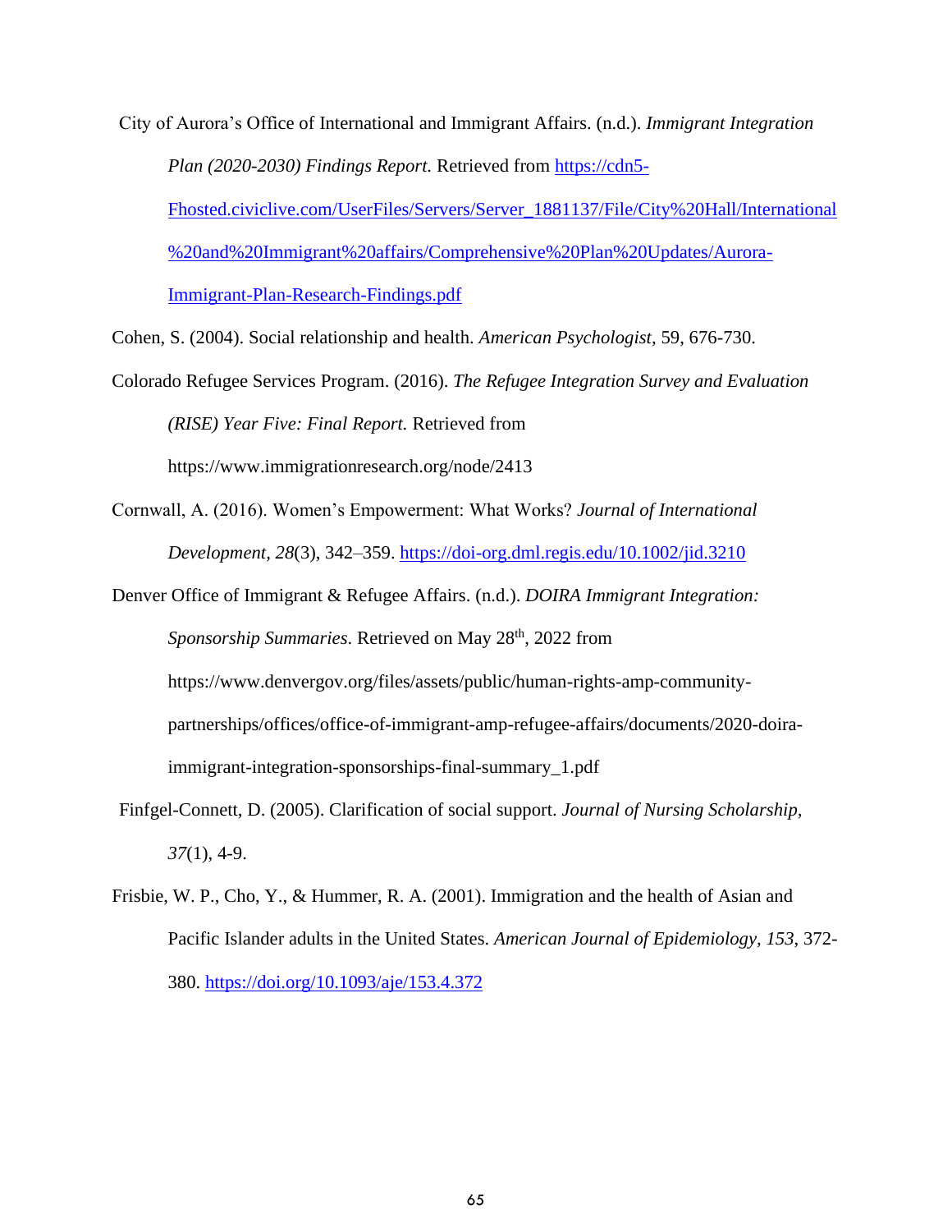City of Aurora's Office of International and Immigrant Affairs. (n.d.). *Immigrant Integration Plan (2020-2030) Findings Report.* Retrieved from [https://cdn5-Fhosted.civiclive.com/UserFiles/Servers/Server_1881137/File/City%20Hall/International%20and%20Immigrant%20affairs/Comprehensive%20Plan%20Updates/Aurora-Immigrant-Plan-Research-Findings.pdf](https://cdn5-Fhosted.civiclive.com/UserFiles/Servers/Server_1881137/File/City%20Hall/International%20and%20Immigrant%20affairs/Comprehensive%20Plan%20Updates/Aurora-Immigrant-Plan-Research-Findings.pdf)

Cohen, S. (2004). Social relationship and health. *American Psychologist*, 59, 676-730.

Colorado Refugee Services Program. (2016). *The Refugee Integration Survey and Evaluation (RISE) Year Five: Final Report.* Retrieved from https://www.immigrationresearch.org/node/2413

Cornwall, A. (2016). Women's Empowerment: What Works? *Journal of International Development, 28*(3), 342–359. [https://doi-org.dml.regis.edu/10.1002/jid.3210](https://doi-org.dml.regis.edu/10.1002/jid.3210)

Denver Office of Immigrant & Refugee Affairs. (n.d.). *DOIRA Immigrant Integration: Sponsorship Summaries*. Retrieved on May 28th, 2022 from https://www.denvergov.org/files/assets/public/human-rights-amp-community-partnerships/offices/office-of-immigrant-amp-refugee-affairs/documents/2020-doira-immigrant-integration-sponsorships-final-summary_1.pdf

Finfgel-Connett, D. (2005). Clarification of social support. *Journal of Nursing Scholarship, 37*(1), 4-9.

Frisbie, W. P., Cho, Y., & Hummer, R. A. (2001). Immigration and the health of Asian and Pacific Islander adults in the United States. *American Journal of Epidemiology, 153*, 372-380. [https://doi.org/10.1093/aje/153.4.372](https://doi.org/10.1093/aje/153.4.372)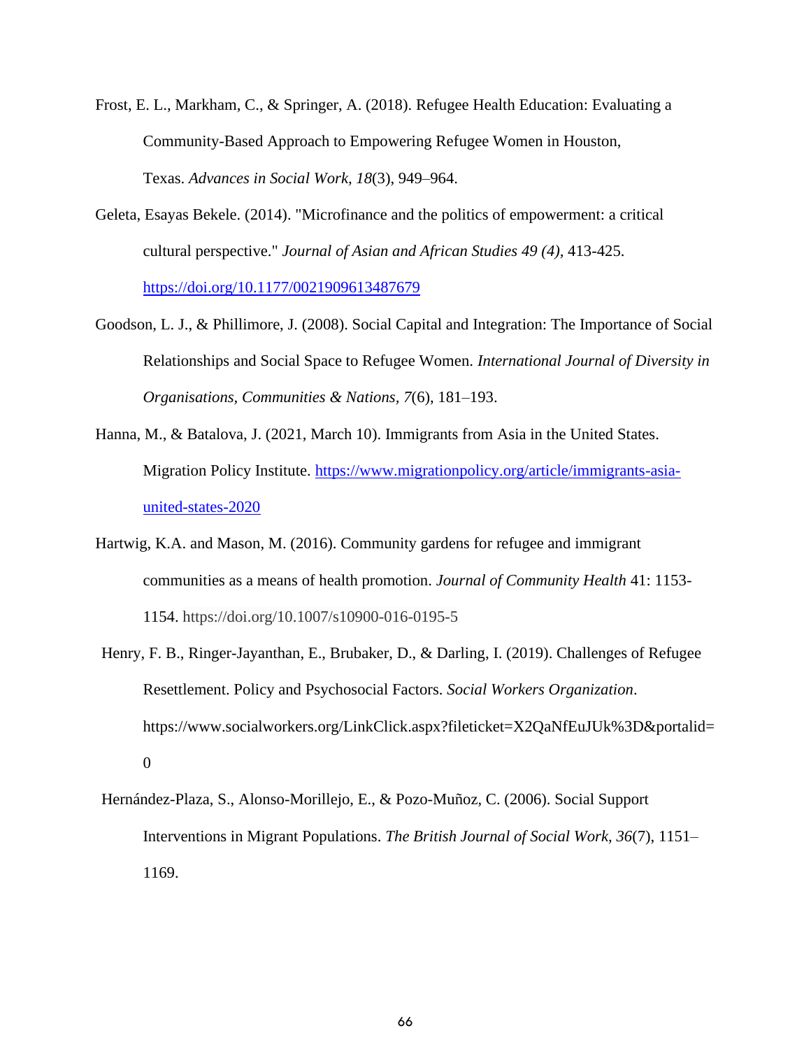Frost, E. L., Markham, C., & Springer, A. (2018). Refugee Health Education: Evaluating a Community-Based Approach to Empowering Refugee Women in Houston, Texas. *Advances in Social Work*, *18*(3), 949–964.

Geleta, Esayas Bekele. (2014). "Microfinance and the politics of empowerment: a critical cultural perspective." *Journal of Asian and African Studies 49 (4),* 413-425. https://doi.org/10.1177/0021909613487679

Goodson, L. J., & Phillimore, J. (2008). Social Capital and Integration: The Importance of Social Relationships and Social Space to Refugee Women. *International Journal of Diversity in Organisations, Communities & Nations*, *7*(6), 181–193.

Hanna, M., & Batalova, J. (2021, March 10). Immigrants from Asia in the United States. Migration Policy Institute. https://www.migrationpolicy.org/article/immigrants-asia-united-states-2020

Hartwig, K.A. and Mason, M. (2016). Community gardens for refugee and immigrant communities as a means of health promotion. *Journal of Community Health* 41: 1153-1154. https://doi.org/10.1007/s10900-016-0195-5

Henry, F. B., Ringer-Jayanthan, E., Brubaker, D., & Darling, I. (2019). Challenges of Refugee Resettlement. Policy and Psychosocial Factors. *Social Workers Organization*. https://www.socialworkers.org/LinkClick.aspx?fileticket=X2QaNfEuJUk%3D&portalid=0

Hernández-Plaza, S., Alonso-Morillejo, E., & Pozo-Muñoz, C. (2006). Social Support Interventions in Migrant Populations. *The British Journal of Social Work*, *36*(7), 1151–1169.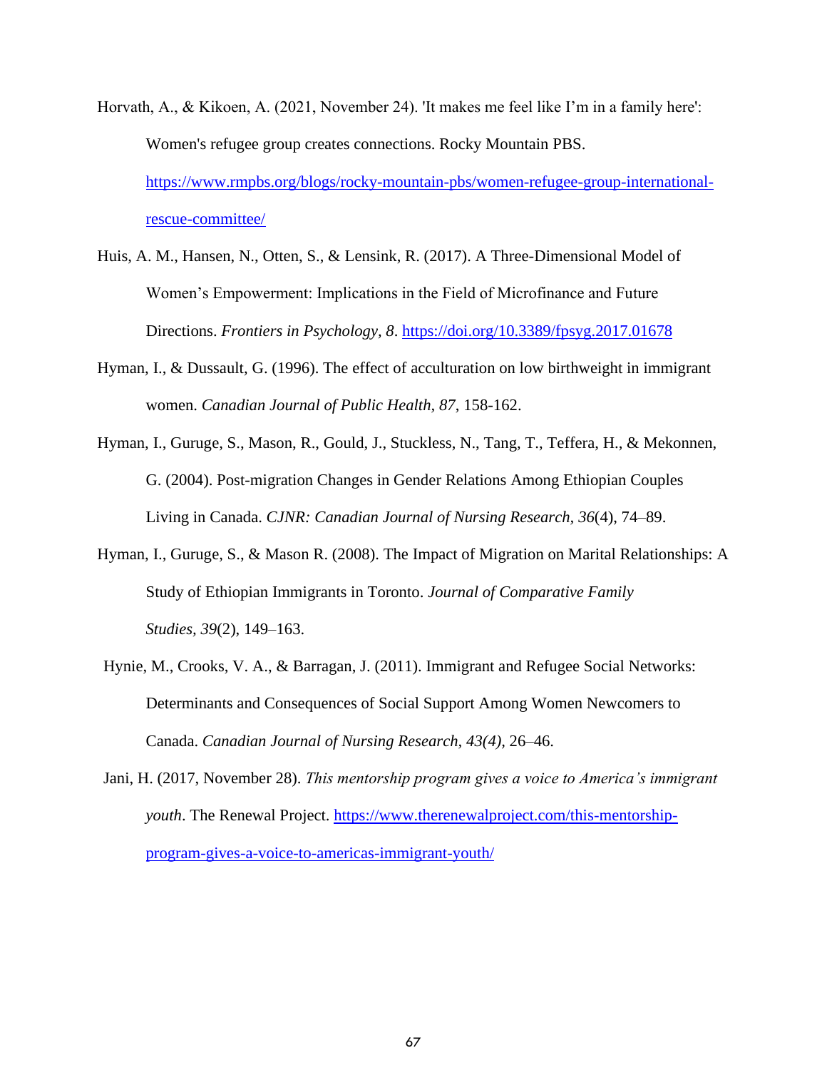Horvath, A., & Kikoen, A. (2021, November 24). 'It makes me feel like I'm in a family here': Women's refugee group creates connections. Rocky Mountain PBS. https://www.rmpbs.org/blogs/rocky-mountain-pbs/women-refugee-group-international-rescue-committee/

Huis, A. M., Hansen, N., Otten, S., & Lensink, R. (2017). A Three-Dimensional Model of Women's Empowerment: Implications in the Field of Microfinance and Future Directions. *Frontiers in Psychology, 8*. https://doi.org/10.3389/fpsyg.2017.01678

Hyman, I., & Dussault, G. (1996). The effect of acculturation on low birthweight in immigrant women. *Canadian Journal of Public Health, 87*, 158-162.

Hyman, I., Guruge, S., Mason, R., Gould, J., Stuckless, N., Tang, T., Teffera, H., & Mekonnen, G. (2004). Post-migration Changes in Gender Relations Among Ethiopian Couples Living in Canada. *CJNR: Canadian Journal of Nursing Research, 36*(4), 74–89.

Hyman, I., Guruge, S., & Mason R. (2008). The Impact of Migration on Marital Relationships: A Study of Ethiopian Immigrants in Toronto. *Journal of Comparative Family Studies, 39*(2), 149–163.

Hynie, M., Crooks, V. A., & Barragan, J. (2011). Immigrant and Refugee Social Networks: Determinants and Consequences of Social Support Among Women Newcomers to Canada. *Canadian Journal of Nursing Research, 43(4)*, 26–46.

Jani, H. (2017, November 28). *This mentorship program gives a voice to America's immigrant youth*. The Renewal Project. https://www.therenewalproject.com/this-mentorship-program-gives-a-voice-to-americas-immigrant-youth/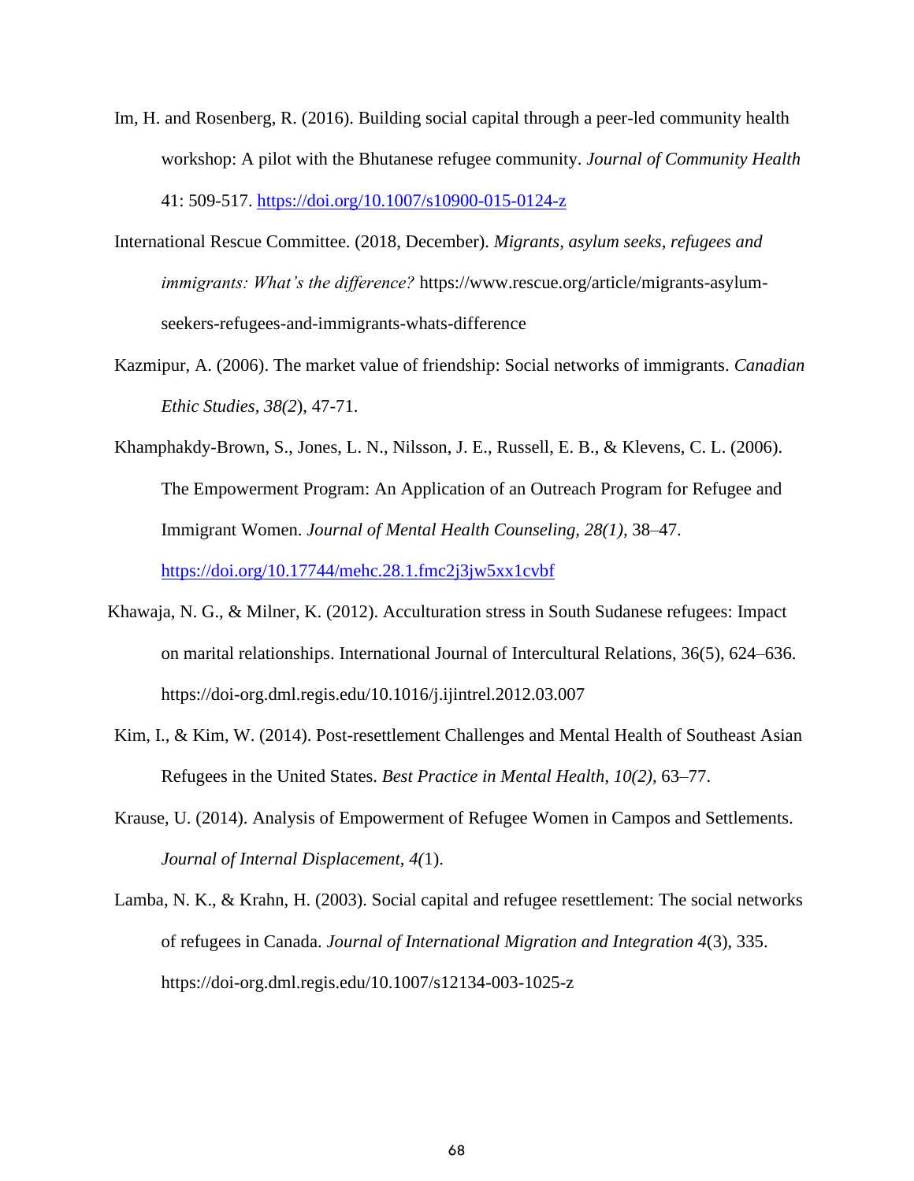Im, H. and Rosenberg, R. (2016). Building social capital through a peer-led community health workshop: A pilot with the Bhutanese refugee community. *Journal of Community Health* 41: 509-517. https://doi.org/10.1007/s10900-015-0124-z

International Rescue Committee. (2018, December). *Migrants, asylum seeks, refugees and immigrants: What's the difference?* https://www.rescue.org/article/migrants-asylum-seekers-refugees-and-immigrants-whats-difference

Kazmipur, A. (2006). The market value of friendship: Social networks of immigrants. *Canadian Ethic Studies, 38(2*), 47-71.

Khamphakdy-Brown, S., Jones, L. N., Nilsson, J. E., Russell, E. B., & Klevens, C. L. (2006). The Empowerment Program: An Application of an Outreach Program for Refugee and Immigrant Women. *Journal of Mental Health Counseling, 28(1),* 38–47. https://doi.org/10.17744/mehc.28.1.fmc2j3jw5xx1cvbf

Khawaja, N. G., & Milner, K. (2012). Acculturation stress in South Sudanese refugees: Impact on marital relationships. International Journal of Intercultural Relations, 36(5), 624–636. https://doi-org.dml.regis.edu/10.1016/j.ijintrel.2012.03.007

Kim, I., & Kim, W. (2014). Post-resettlement Challenges and Mental Health of Southeast Asian Refugees in the United States. *Best Practice in Mental Health, 10(2),* 63–77.

Krause, U. (2014). Analysis of Empowerment of Refugee Women in Campos and Settlements. *Journal of Internal Displacement, 4(*1).

Lamba, N. K., & Krahn, H. (2003). Social capital and refugee resettlement: The social networks of refugees in Canada. *Journal of International Migration and Integration 4*(3), 335. https://doi-org.dml.regis.edu/10.1007/s12134-003-1025-z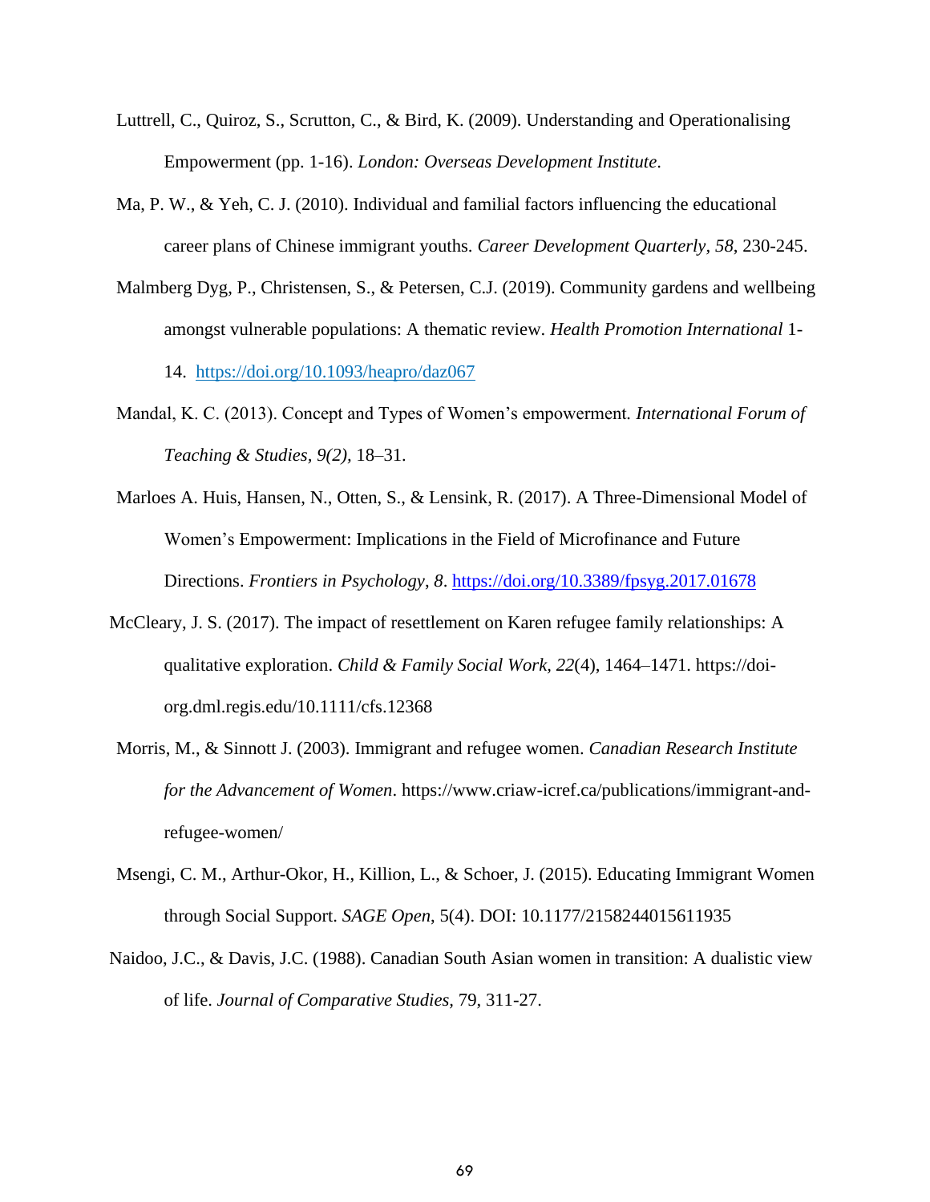Luttrell, C., Quiroz, S., Scrutton, C., & Bird, K. (2009). Understanding and Operationalising Empowerment (pp. 1-16). *London: Overseas Development Institute*.

Ma, P. W., & Yeh, C. J. (2010). Individual and familial factors influencing the educational career plans of Chinese immigrant youths. *Career Development Quarterly, 58*, 230-245.

Malmberg Dyg, P., Christensen, S., & Petersen, C.J. (2019). Community gardens and wellbeing amongst vulnerable populations: A thematic review. *Health Promotion International* 1-14. https://doi.org/10.1093/heapro/daz067

Mandal, K. C. (2013). Concept and Types of Women's empowerment. *International Forum of Teaching & Studies, 9(2),* 18–31.

Marloes A. Huis, Hansen, N., Otten, S., & Lensink, R. (2017). A Three-Dimensional Model of Women's Empowerment: Implications in the Field of Microfinance and Future Directions. *Frontiers in Psychology*, *8*. https://doi.org/10.3389/fpsyg.2017.01678

McCleary, J. S. (2017). The impact of resettlement on Karen refugee family relationships: A qualitative exploration. *Child & Family Social Work, 22*(4), 1464–1471. https://doi-org.dml.regis.edu/10.1111/cfs.12368

Morris, M., & Sinnott J. (2003). Immigrant and refugee women. *Canadian Research Institute for the Advancement of Women*. https://www.criaw-icref.ca/publications/immigrant-and-refugee-women/

Msengi, C. M., Arthur-Okor, H., Killion, L., & Schoer, J. (2015). Educating Immigrant Women through Social Support. *SAGE Open*, 5(4). DOI: 10.1177/2158244015611935

Naidoo, J.C., & Davis, J.C. (1988). Canadian South Asian women in transition: A dualistic view of life. *Journal of Comparative Studies*, 79, 311-27.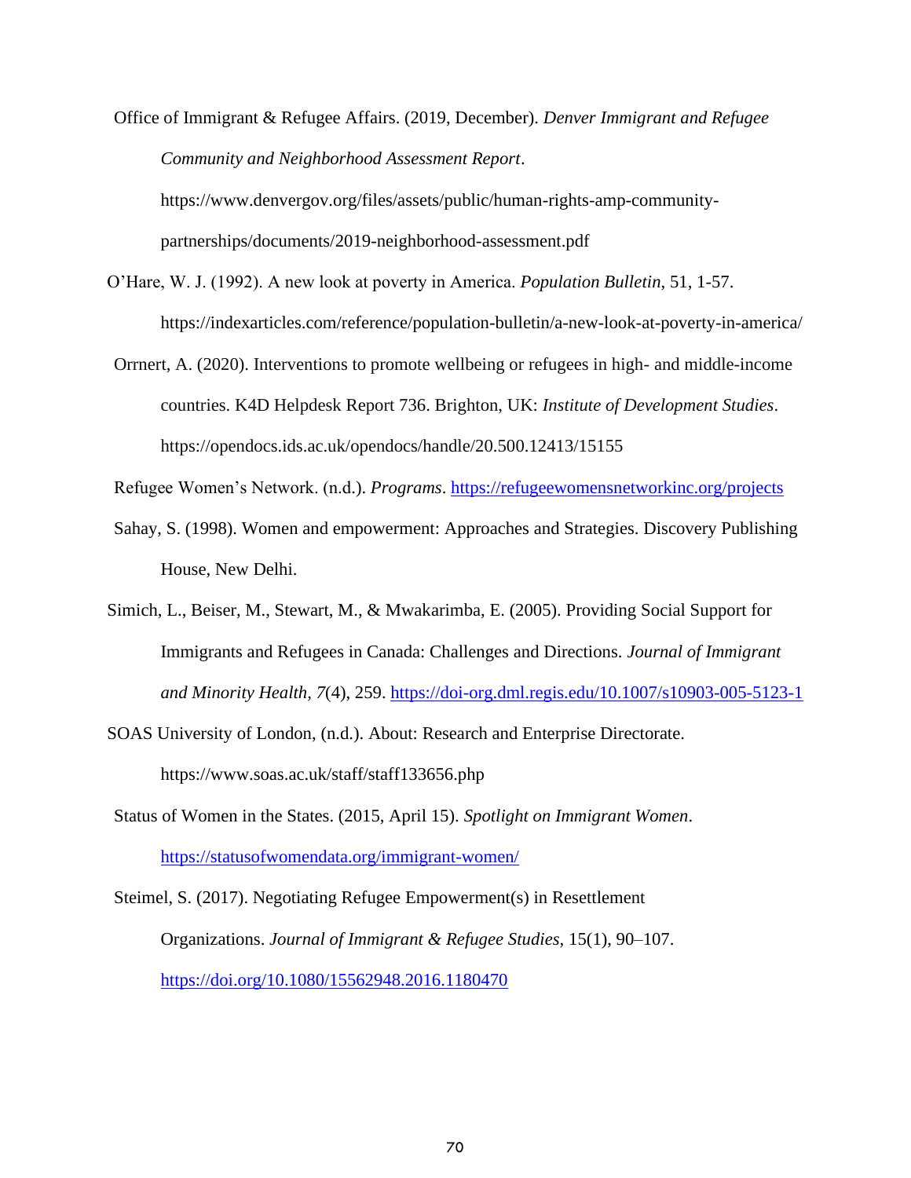Office of Immigrant & Refugee Affairs. (2019, December). *Denver Immigrant and Refugee Community and Neighborhood Assessment Report*. https://www.denvergov.org/files/assets/public/human-rights-amp-community-partnerships/documents/2019-neighborhood-assessment.pdf

O'Hare, W. J. (1992). A new look at poverty in America. *Population Bulletin*, 51, 1-57. https://indexarticles.com/reference/population-bulletin/a-new-look-at-poverty-in-america/

Orrnert, A. (2020). Interventions to promote wellbeing or refugees in high- and middle-income countries. K4D Helpdesk Report 736. Brighton, UK: *Institute of Development Studies*. https://opendocs.ids.ac.uk/opendocs/handle/20.500.12413/15155

Refugee Women's Network. (n.d.). *Programs*. https://refugeewomensnetworkinc.org/projects

Sahay, S. (1998). Women and empowerment: Approaches and Strategies. Discovery Publishing House, New Delhi.

Simich, L., Beiser, M., Stewart, M., & Mwakarimba, E. (2005). Providing Social Support for Immigrants and Refugees in Canada: Challenges and Directions. *Journal of Immigrant and Minority Health*, *7*(4), 259. https://doi-org.dml.regis.edu/10.1007/s10903-005-5123-1

SOAS University of London, (n.d.). About: Research and Enterprise Directorate. https://www.soas.ac.uk/staff/staff133656.php

Status of Women in the States. (2015, April 15). *Spotlight on Immigrant Women*. https://statusofwomendata.org/immigrant-women/

Steimel, S. (2017). Negotiating Refugee Empowerment(s) in Resettlement Organizations. *Journal of Immigrant & Refugee Studies*, 15(1), 90–107. https://doi.org/10.1080/15562948.2016.1180470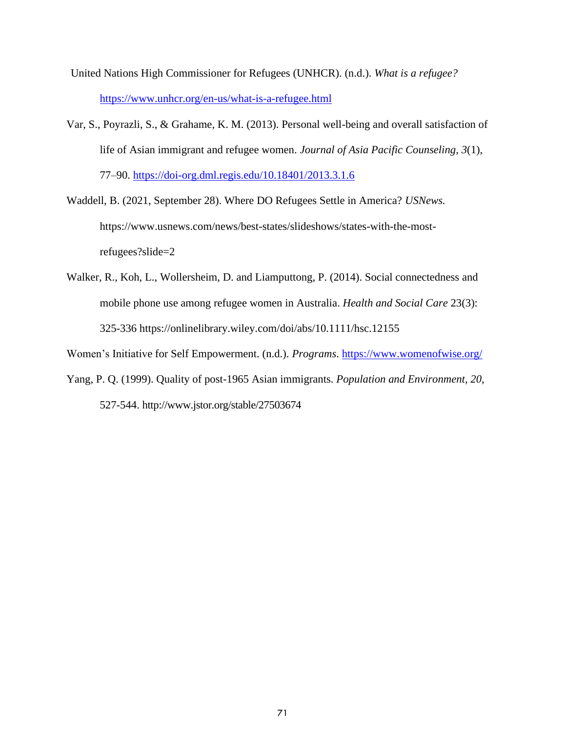United Nations High Commissioner for Refugees (UNHCR). (n.d.). *What is a refugee?* https://www.unhcr.org/en-us/what-is-a-refugee.html

Var, S., Poyrazli, S., & Grahame, K. M. (2013). Personal well-being and overall satisfaction of life of Asian immigrant and refugee women. *Journal of Asia Pacific Counseling, 3*(1), 77–90. https://doi-org.dml.regis.edu/10.18401/2013.3.1.6

Waddell, B. (2021, September 28). Where DO Refugees Settle in America? *USNews.* https://www.usnews.com/news/best-states/slideshows/states-with-the-most-refugees?slide=2

Walker, R., Koh, L., Wollersheim, D. and Liamputtong, P. (2014). Social connectedness and mobile phone use among refugee women in Australia. *Health and Social Care* 23(3): 325-336 https://onlinelibrary.wiley.com/doi/abs/10.1111/hsc.12155

Women's Initiative for Self Empowerment. (n.d.). *Programs*. https://www.womenofwise.org/

Yang, P. Q. (1999). Quality of post-1965 Asian immigrants. *Population and Environment, 20,* 527-544. http://www.jstor.org/stable/27503674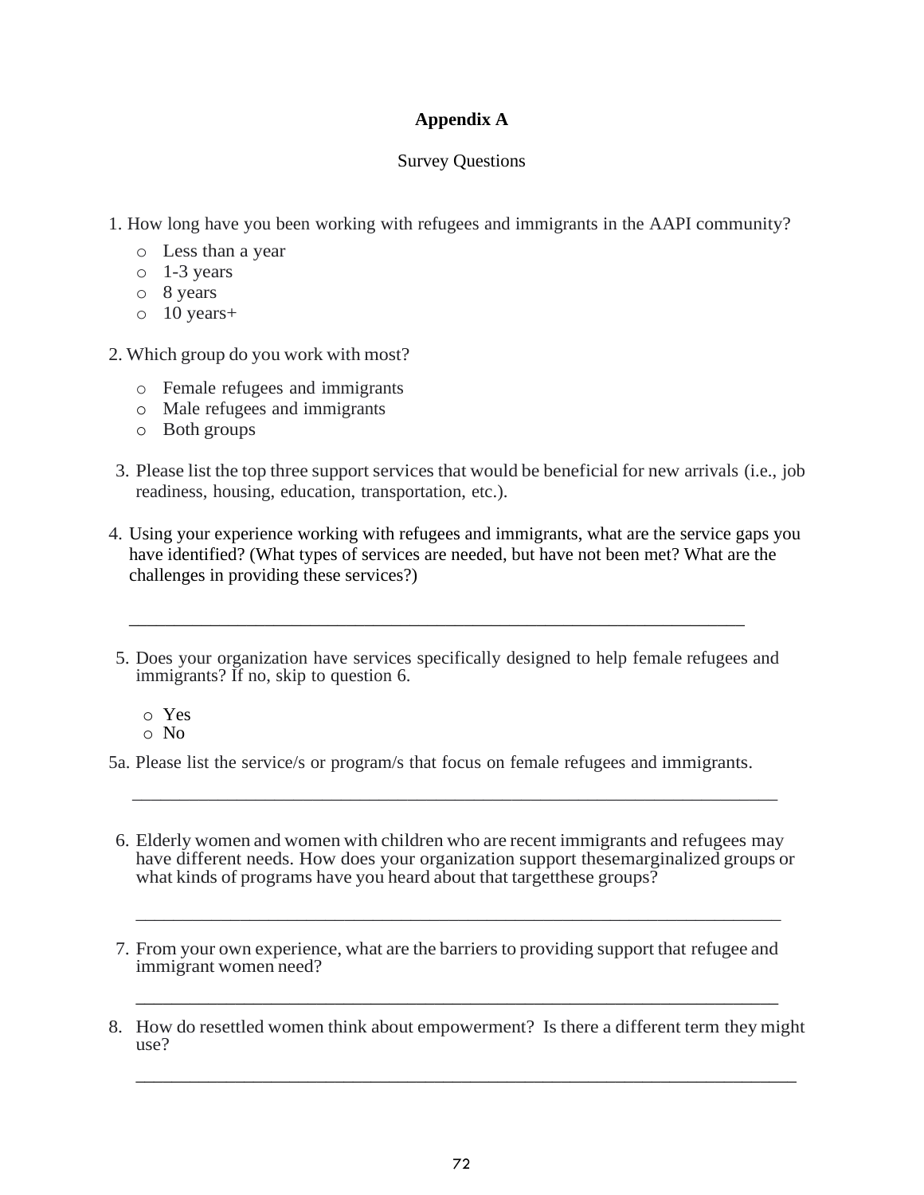# Appendix A

Survey Questions

1. How long have you been working with refugees and immigrants in the AAPI community?
   - Less than a year
   - 1-3 years
   - 8 years
   - 10 years+

2. Which group do you work with most?
   - Female refugees and immigrants
   - Male refugees and immigrants
   - Both groups

3. Please list the top three support services that would be beneficial for new arrivals (i.e., job readiness, housing, education, transportation, etc.).

4. Using your experience working with refugees and immigrants, what are the service gaps you have identified? (What types of services are needed, but have not been met? What are the challenges in providing these services?)

   ______________________________________________________________________

5. Does your organization have services specifically designed to help female refugees and immigrants? If no, skip to question 6.
   - Yes
   - No

5a. Please list the service/s or program/s that focus on female refugees and immigrants.

   ______________________________________________________________________

6. Elderly women and women with children who are recent immigrants and refugees may have different needs. How does your organization support thesemarginalized groups or what kinds of programs have you heard about that targetthese groups?

   ______________________________________________________________________

7. From your own experience, what are the barriers to providing support that refugee and immigrant women need?

   ______________________________________________________________________

8. How do resettled women think about empowerment? Is there a different term they might use?

   ______________________________________________________________________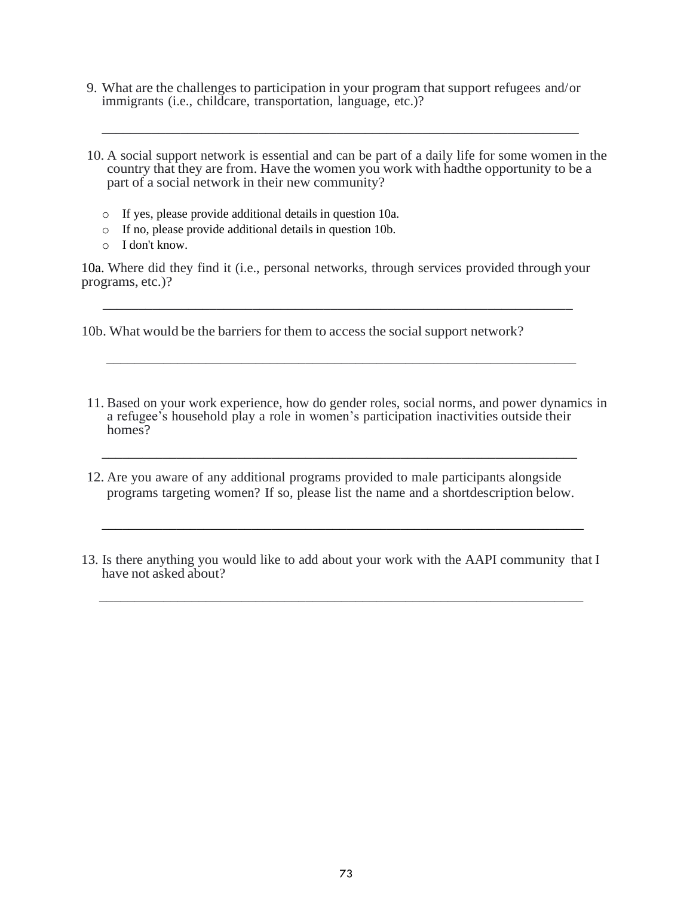9. What are the challenges to participation in your program that support refugees and/or immigrants (i.e., childcare, transportation, language, etc.)?

_______________________________________________________________________

10. A social support network is essential and can be part of a daily life for some women in the country that they are from. Have the women you work with hadthe opportunity to be a part of a social network in their new community?

    - If yes, please provide additional details in question 10a.
    - If no, please provide additional details in question 10b.
    - I don't know.

10a. Where did they find it (i.e., personal networks, through services provided through your programs, etc.)?

_______________________________________________________________________

10b. What would be the barriers for them to access the social support network?

_______________________________________________________________________

11. Based on your work experience, how do gender roles, social norms, and power dynamics in a refugee's household play a role in women's participation inactivities outside their homes?

_______________________________________________________________________

12. Are you aware of any additional programs provided to male participants alongside programs targeting women? If so, please list the name and a shortdescription below.

_______________________________________________________________________

13. Is there anything you would like to add about your work with the AAPI community that I have not asked about?

_______________________________________________________________________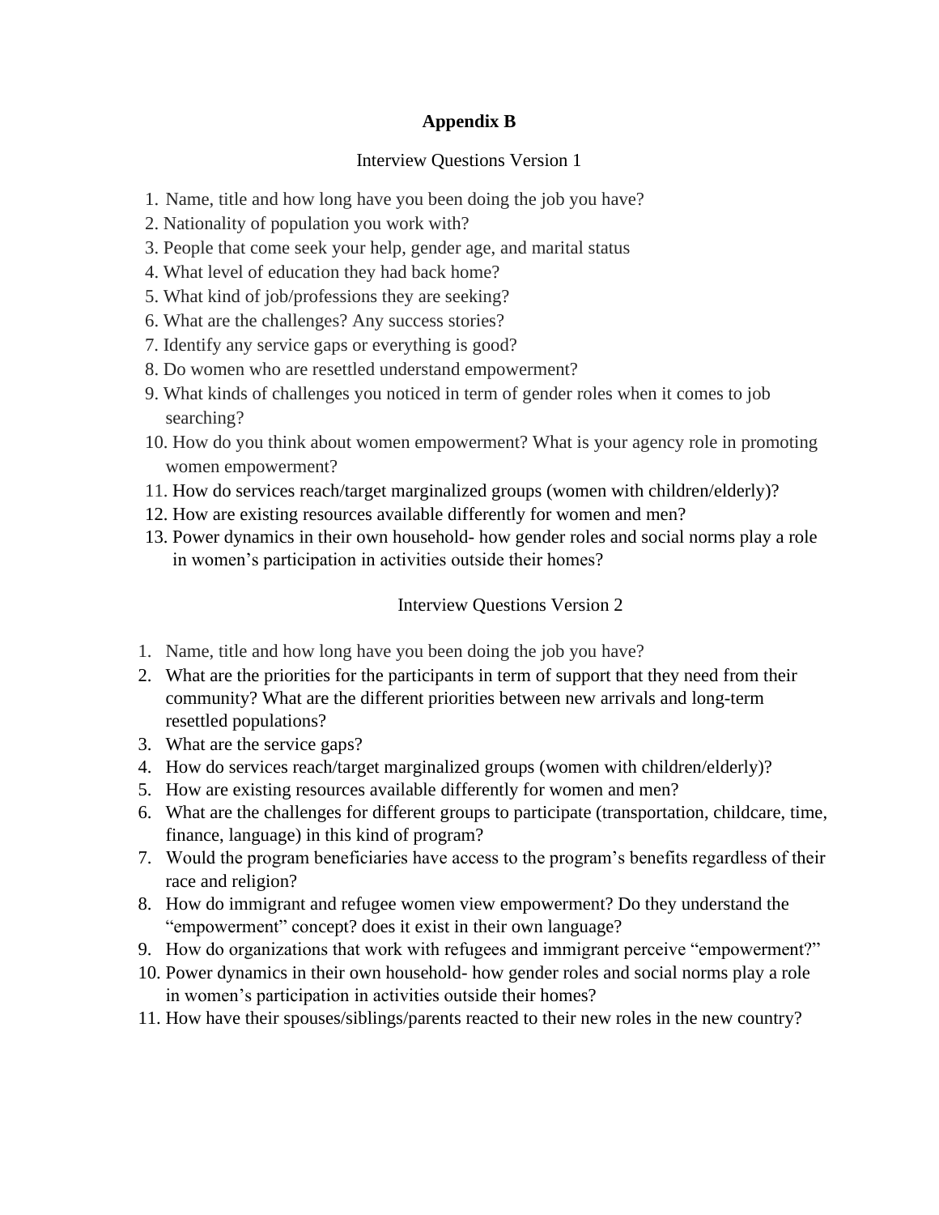# Appendix B

## Interview Questions Version 1

1. Name, title and how long have you been doing the job you have?
2. Nationality of population you work with?
3. People that come seek your help, gender age, and marital status
4. What level of education they had back home?
5. What kind of job/professions they are seeking?
6. What are the challenges? Any success stories?
7. Identify any service gaps or everything is good?
8. Do women who are resettled understand empowerment?
9. What kinds of challenges you noticed in term of gender roles when it comes to job searching?
10. How do you think about women empowerment? What is your agency role in promoting women empowerment?
11. How do services reach/target marginalized groups (women with children/elderly)?
12. How are existing resources available differently for women and men?
13. Power dynamics in their own household- how gender roles and social norms play a role in women's participation in activities outside their homes?

## Interview Questions Version 2

1. Name, title and how long have you been doing the job you have?
2. What are the priorities for the participants in term of support that they need from their community? What are the different priorities between new arrivals and long-term resettled populations?
3. What are the service gaps?
4. How do services reach/target marginalized groups (women with children/elderly)?
5. How are existing resources available differently for women and men?
6. What are the challenges for different groups to participate (transportation, childcare, time, finance, language) in this kind of program?
7. Would the program beneficiaries have access to the program's benefits regardless of their race and religion?
8. How do immigrant and refugee women view empowerment? Do they understand the "empowerment" concept? does it exist in their own language?
9. How do organizations that work with refugees and immigrant perceive "empowerment?"
10. Power dynamics in their own household- how gender roles and social norms play a role in women's participation in activities outside their homes?
11. How have their spouses/siblings/parents reacted to their new roles in the new country?